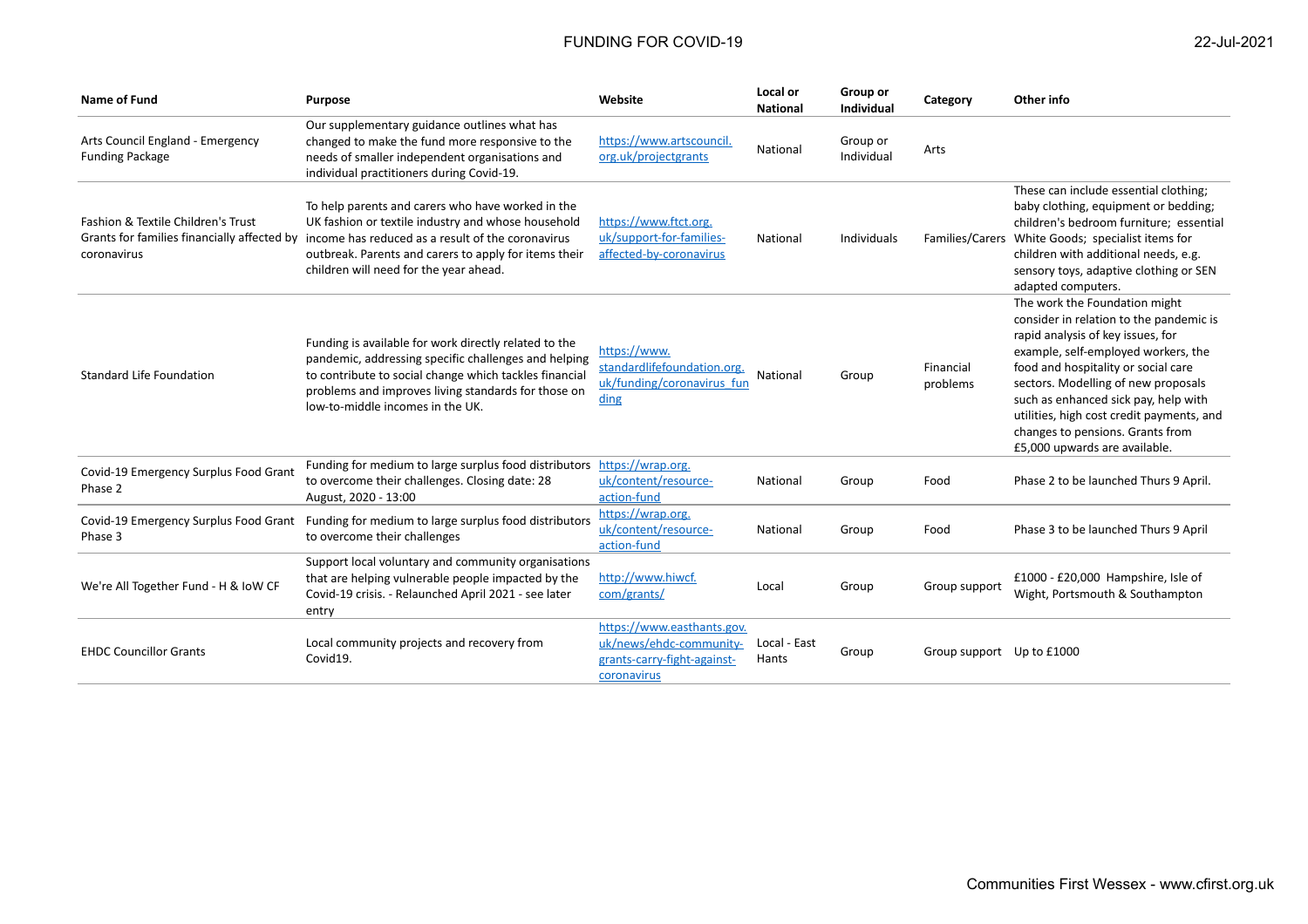# FUNDING FOR COVID-19

22-Jul-2021

| Name of Fund | Purpose | Website | Local or National | Group or Individual | Category | Other info |
|---|---|---|---|---|---|---|
| Arts Council England - Emergency Funding Package | Our supplementary guidance outlines what has changed to make the fund more responsive to the needs of smaller independent organisations and individual practitioners during Covid-19. | https://www.artscouncil.org.uk/projectgrants | National | Group or Individual | Arts | |
| Fashion & Textile Children's Trust Grants for families financially affected by coronavirus | To help parents and carers who have worked in the UK fashion or textile industry and whose household income has reduced as a result of the coronavirus outbreak. Parents and carers to apply for items their children will need for the year ahead. | https://www.ftct.org.uk/support-for-families-affected-by-coronavirus | National | Individuals | Families/Carers | These can include essential clothing; baby clothing, equipment or bedding; children's bedroom furniture; essential White Goods; specialist items for children with additional needs, e.g. sensory toys, adaptive clothing or SEN adapted computers. |
| Standard Life Foundation | Funding is available for work directly related to the pandemic, addressing specific challenges and helping to contribute to social change which tackles financial problems and improves living standards for those on low-to-middle incomes in the UK. | https://www.standardlifefoundation.org.uk/funding/coronavirus_funding | National | Group | Financial problems | The work the Foundation might consider in relation to the pandemic is rapid analysis of key issues, for example, self-employed workers, the food and hospitality or social care sectors. Modelling of new proposals such as enhanced sick pay, help with utilities, high cost credit payments, and changes to pensions. Grants from £5,000 upwards are available. |
| Covid-19 Emergency Surplus Food Grant Phase 2 | Funding for medium to large surplus food distributors to overcome their challenges. Closing date: 28 August, 2020 - 13:00 | https://wrap.org.uk/content/resource-action-fund | National | Group | Food | Phase 2 to be launched Thurs 9 April. |
| Covid-19 Emergency Surplus Food Grant Phase 3 | Funding for medium to large surplus food distributors to overcome their challenges | https://wrap.org.uk/content/resource-action-fund | National | Group | Food | Phase 3 to be launched Thurs 9 April |
| We're All Together Fund - H & IoW CF | Support local voluntary and community organisations that are helping vulnerable people impacted by the Covid-19 crisis. - Relaunched April 2021 - see later entry | http://www.hiwcf.com/grants/ | Local | Group | Group support | £1000 - £20,000 Hampshire, Isle of Wight, Portsmouth & Southampton |
| EHDC Councillor Grants | Local community projects and recovery from Covid19. | https://www.easthants.gov.uk/news/ehdc-community-grants-carry-fight-against-coronavirus | Local - East Hants | Group | Group support | Up to £1000 |

Communities First Wessex - www.cfirst.org.uk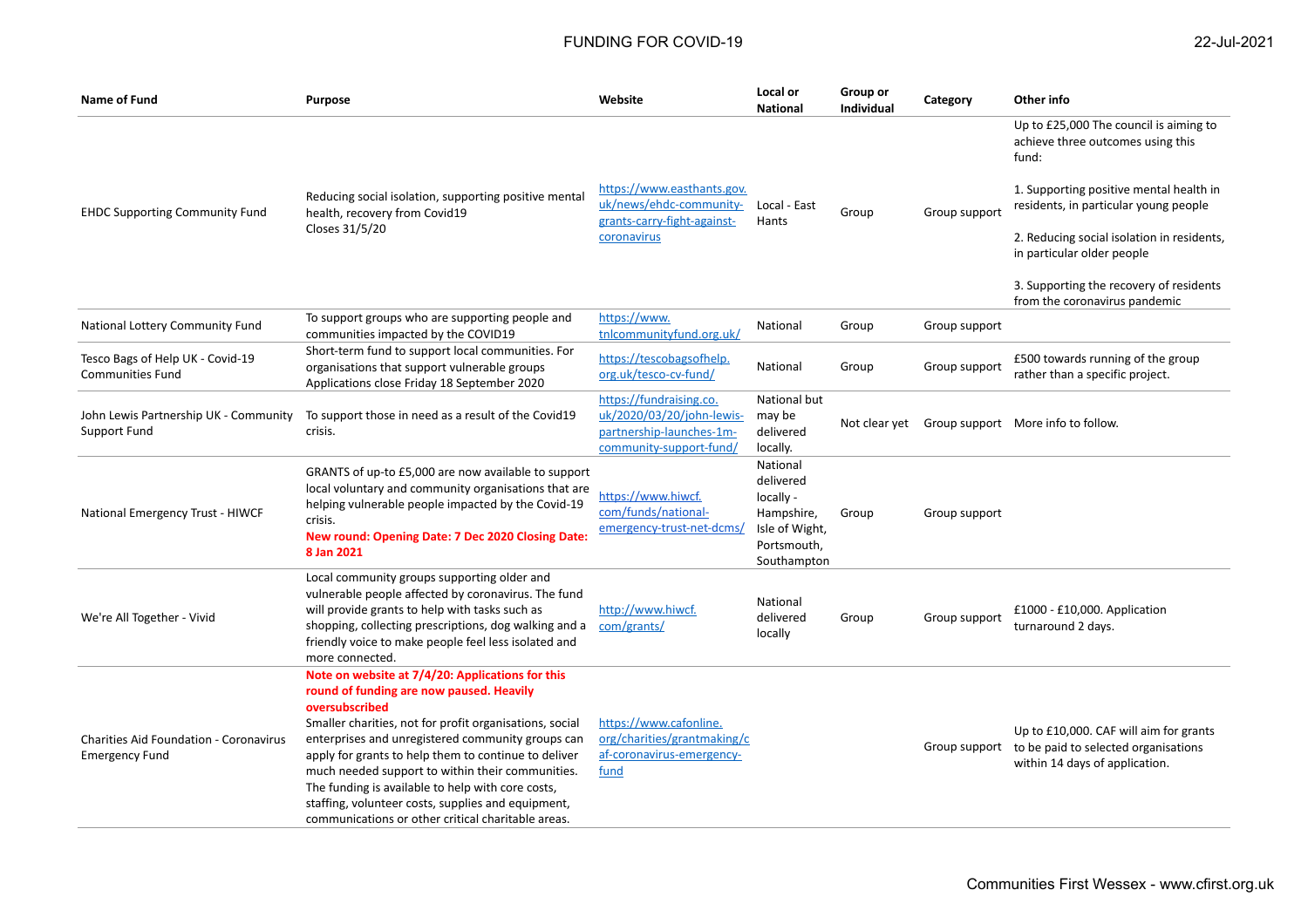# FUNDING FOR COVID-19

22-Jul-2021

| Name of Fund | Purpose | Website | Local or National | Group or Individual | Category | Other info |
|---|---|---|---|---|---|---|
| EHDC Supporting Community Fund | Reducing social isolation, supporting positive mental health, recovery from Covid19<br>Closes 31/5/20 | https://www.easthants.gov.uk/news/ehdc-community-grants-carry-fight-against-coronavirus | Local - East Hants | Group | Group support | Up to £25,000 The council is aiming to achieve three outcomes using this fund:<br><br>1. Supporting positive mental health in residents, in particular young people<br><br>2. Reducing social isolation in residents, in particular older people<br><br>3. Supporting the recovery of residents from the coronavirus pandemic |
| National Lottery Community Fund | To support groups who are supporting people and communities impacted by the COVID19 | https://www.tnlcommunityfund.org.uk/ | National | Group | Group support | |
| Tesco Bags of Help UK - Covid-19 Communities Fund | Short-term fund to support local communities. For organisations that support vulnerable groups<br>Applications close Friday 18 September 2020 | https://tescobagsofhelp.org.uk/tesco-cv-fund/ | National | Group | Group support | £500 towards running of the group rather than a specific project. |
| John Lewis Partnership UK - Community Support Fund | To support those in need as a result of the Covid19 crisis. | https://fundraising.co.uk/2020/03/20/john-lewis-partnership-launches-1m-community-support-fund/ | National but may be delivered locally. | Not clear yet | Group support | More info to follow. |
| National Emergency Trust - HIWCF | GRANTS of up-to £5,000 are now available to support local voluntary and community organisations that are helping vulnerable people impacted by the Covid-19 crisis.<br>**New round: Opening Date: 7 Dec 2020 Closing Date: 8 Jan 2021** | https://www.hiwcf.com/funds/national-emergency-trust-net-dcms/ | National delivered locally - Hampshire, Isle of Wight, Portsmouth, Southampton | Group | Group support | |
| We're All Together - Vivid | Local community groups supporting older and vulnerable people affected by coronavirus. The fund will provide grants to help with tasks such as shopping, collecting prescriptions, dog walking and a friendly voice to make people feel less isolated and more connected. | http://www.hiwcf.com/grants/ | National delivered locally | Group | Group support | £1000 - £10,000. Application turnaround 2 days. |
| Charities Aid Foundation - Coronavirus Emergency Fund | **Note on website at 7/4/20: Applications for this round of funding are now paused. Heavily oversubscribed**<br>Smaller charities, not for profit organisations, social enterprises and unregistered community groups can apply for grants to help them to continue to deliver much needed support to within their communities. The funding is available to help with core costs, staffing, volunteer costs, supplies and equipment, communications or other critical charitable areas. | https://www.cafonline.org/charities/grantmaking/caf-coronavirus-emergency-fund | | | Group support | Up to £10,000. CAF will aim for grants to be paid to selected organisations within 14 days of application. |

Communities First Wessex - www.cfirst.org.uk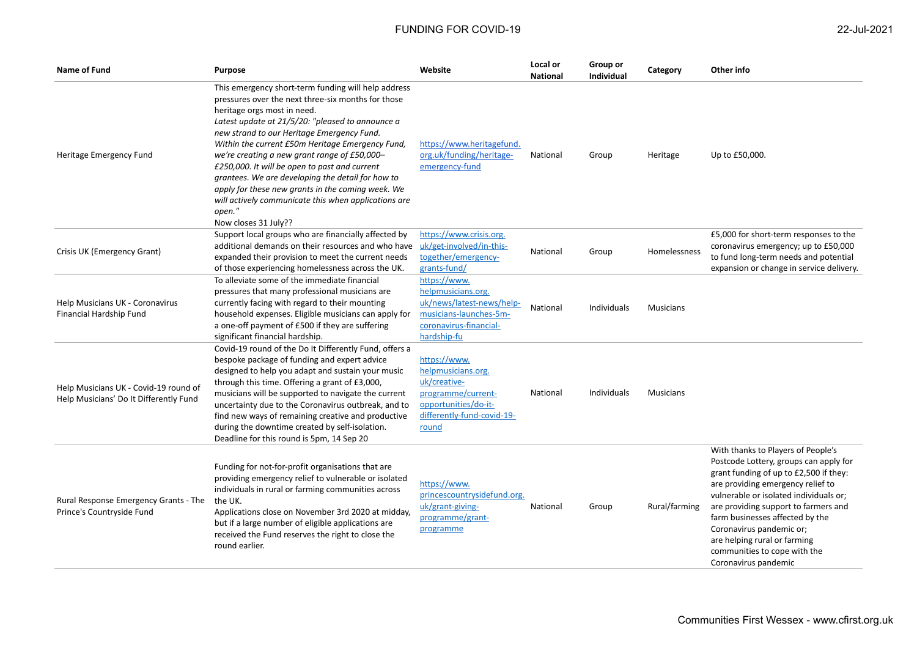| Name of Fund | Purpose | Website | Local or National | Group or Individual | Category | Other info |
|---|---|---|---|---|---|---|
| Heritage Emergency Fund | This emergency short-term funding will help address pressures over the next three-six months for those heritage orgs most in need. *Latest update at 21/5/20: "pleased to announce a new strand to our Heritage Emergency Fund. Within the current £50m Heritage Emergency Fund, we're creating a new grant range of £50,000–£250,000. It will be open to past and current grantees. We are developing the detail for how to apply for these new grants in the coming week. We will actively communicate this when applications are open."* Now closes 31 July?? | https://www.heritagefund.org.uk/funding/heritage-emergency-fund | National | Group | Heritage | Up to £50,000. |
| Crisis UK (Emergency Grant) | Support local groups who are financially affected by additional demands on their resources and who have expanded their provision to meet the current needs of those experiencing homelessness across the UK. | https://www.crisis.org.uk/get-involved/in-this-together/emergency-grants-fund/ | National | Group | Homelessness | £5,000 for short-term responses to the coronavirus emergency; up to £50,000 to fund long-term needs and potential expansion or change in service delivery. |
| Help Musicians UK - Coronavirus Financial Hardship Fund | To alleviate some of the immediate financial pressures that many professional musicians are currently facing with regard to their mounting household expenses. Eligible musicians can apply for a one-off payment of £500 if they are suffering significant financial hardship. | https://www.helpmusicians.org.uk/news/latest-news/help-musicians-launches-5m-coronavirus-financial-hardship-fu | National | Individuals | Musicians | |
| Help Musicians UK - Covid-19 round of Help Musicians' Do It Differently Fund | Covid-19 round of the Do It Differently Fund, offers a bespoke package of funding and expert advice designed to help you adapt and sustain your music through this time. Offering a grant of £3,000, musicians will be supported to navigate the current uncertainty due to the Coronavirus outbreak, and to find new ways of remaining creative and productive during the downtime created by self-isolation. Deadline for this round is 5pm, 14 Sep 20 | https://www.helpmusicians.org.uk/creative-programme/current-opportunities/do-it-differently-fund-covid-19-round | National | Individuals | Musicians | |
| Rural Response Emergency Grants - The Prince's Countryside Fund | Funding for not-for-profit organisations that are providing emergency relief to vulnerable or isolated individuals in rural or farming communities across the UK. Applications close on November 3rd 2020 at midday, but if a large number of eligible applications are received the Fund reserves the right to close the round earlier. | https://www.princescountrysidefund.org.uk/grant-giving-programme/grant-programme | National | Group | Rural/farming | With thanks to Players of People's Postcode Lottery, groups can apply for grant funding of up to £2,500 if they: are providing emergency relief to vulnerable or isolated individuals or; are providing support to farmers and farm businesses affected by the Coronavirus pandemic or; are helping rural or farming communities to cope with the Coronavirus pandemic |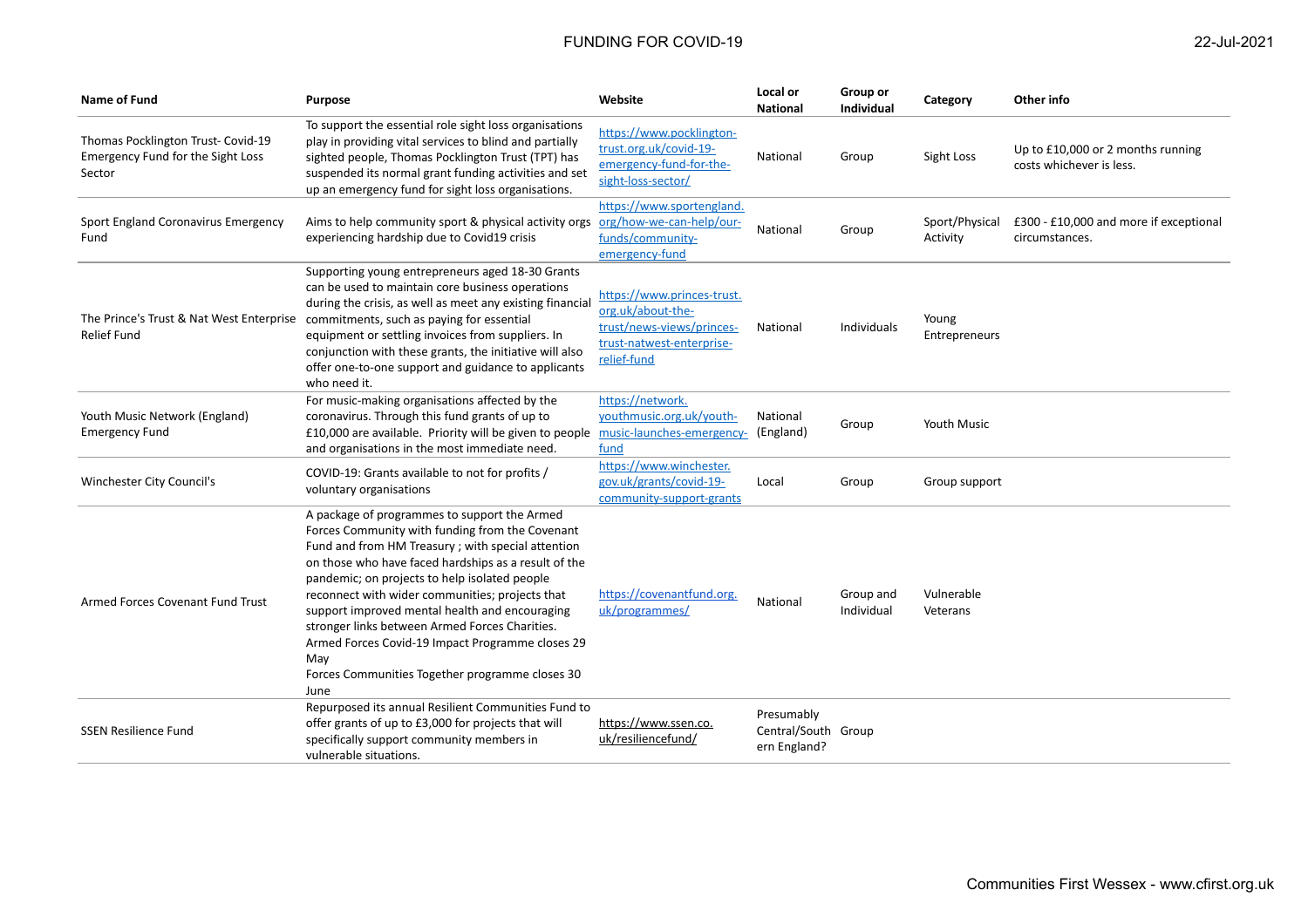| Name of Fund | Purpose | Website | Local or National | Group or Individual | Category | Other info |
|---|---|---|---|---|---|---|
| Thomas Pocklington Trust- Covid-19 Emergency Fund for the Sight Loss Sector | To support the essential role sight loss organisations play in providing vital services to blind and partially sighted people, Thomas Pocklington Trust (TPT) has suspended its normal grant funding activities and set up an emergency fund for sight loss organisations. | https://www.pocklington-trust.org.uk/covid-19-emergency-fund-for-the-sight-loss-sector/ | National | Group | Sight Loss | Up to £10,000 or 2 months running costs whichever is less. |
| Sport England Coronavirus Emergency Fund | Aims to help community sport & physical activity orgs experiencing hardship due to Covid19 crisis | https://www.sportengland.org/how-we-can-help/our-funds/community-emergency-fund | National | Group | Sport/Physical Activity | £300 - £10,000 and more if exceptional circumstances. |
| The Prince's Trust & Nat West Enterprise Relief Fund | Supporting young entrepreneurs aged 18-30 Grants can be used to maintain core business operations during the crisis, as well as meet any existing financial commitments, such as paying for essential equipment or settling invoices from suppliers. In conjunction with these grants, the initiative will also offer one-to-one support and guidance to applicants who need it. | https://www.princes-trust.org.uk/about-the-trust/news-views/princes-trust-natwest-enterprise-relief-fund | National | Individuals | Young Entrepreneurs | |
| Youth Music Network (England) Emergency Fund | For music-making organisations affected by the coronavirus. Through this fund grants of up to £10,000 are available. Priority will be given to people and organisations in the most immediate need. | https://network.youthmusic.org.uk/youth-music-launches-emergency-fund | National (England) | Group | Youth Music | |
| Winchester City Council's | COVID-19: Grants available to not for profits / voluntary organisations | https://www.winchester.gov.uk/grants/covid-19-community-support-grants | Local | Group | Group support | |
| Armed Forces Covenant Fund Trust | A package of programmes to support the Armed Forces Community with funding from the Covenant Fund and from HM Treasury ; with special attention on those who have faced hardships as a result of the pandemic; on projects to help isolated people reconnect with wider communities; projects that support improved mental health and encouraging stronger links between Armed Forces Charities.<br>Armed Forces Covid-19 Impact Programme closes 29 May<br>Forces Communities Together programme closes 30 June | https://covenantfund.org.uk/programmes/ | National | Group and Individual | Vulnerable Veterans | |
| SSEN Resilience Fund | Repurposed its annual Resilient Communities Fund to offer grants of up to £3,000 for projects that will specifically support community members in vulnerable situations. | https://www.ssen.co.uk/resiliencefund/ | Presumably Central/Southern England? | Group | | |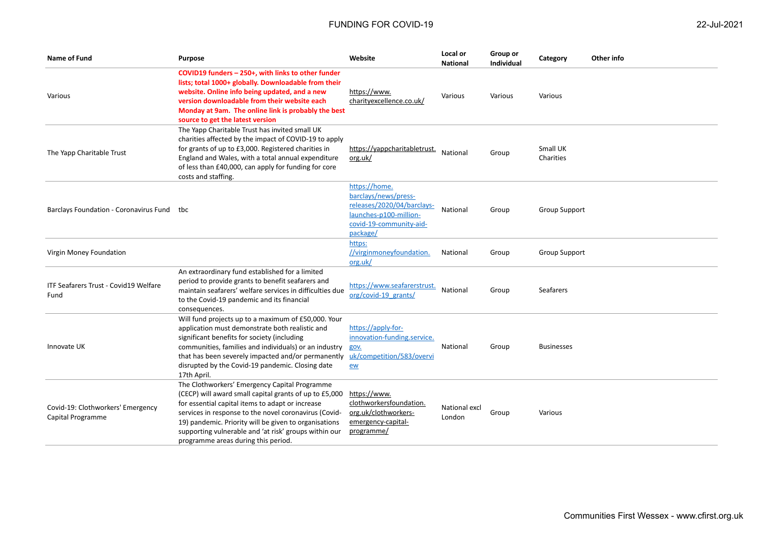| Name of Fund | Purpose | Website | Local or National | Group or Individual | Category | Other info |
|---|---|---|---|---|---|---|
| Various | **COVID19 funders – 250+, with links to other funder lists; total 1000+ globally. Downloadable from their website. Online info being updated, and a new version downloadable from their website each Monday at 9am. The online link is probably the best source to get the latest version** | https://www.charityexcellence.co.uk/ | Various | Various | Various | |
| The Yapp Charitable Trust | The Yapp Charitable Trust has invited small UK charities affected by the impact of COVID-19 to apply for grants of up to £3,000. Registered charities in England and Wales, with a total annual expenditure of less than £40,000, can apply for funding for core costs and staffing. | https://yappcharitabletrust.org.uk/ | National | Group | Small UK Charities | |
| Barclays Foundation - Coronavirus Fund | tbc | https://home.barclays/news/press-releases/2020/04/barclays-launches-p100-million-covid-19-community-aid-package/ | National | Group | Group Support | |
| Virgin Money Foundation | | https://virginmoneyfoundation.org.uk/ | National | Group | Group Support | |
| ITF Seafarers Trust - Covid19 Welfare Fund | An extraordinary fund established for a limited period to provide grants to benefit seafarers and maintain seafarers' welfare services in difficulties due to the Covid-19 pandemic and its financial consequences. | https://www.seafarerstrust.org/covid-19_grants/ | National | Group | Seafarers | |
| Innovate UK | Will fund projects up to a maximum of £50,000. Your application must demonstrate both realistic and significant benefits for society (including communities, families and individuals) or an industry that has been severely impacted and/or permanently disrupted by the Covid-19 pandemic. Closing date 17th April. | https://apply-for-innovation-funding.service.gov.uk/competition/583/overview | National | Group | Businesses | |
| Covid-19: Clothworkers' Emergency Capital Programme | The Clothworkers' Emergency Capital Programme (CECP) will award small capital grants of up to £5,000 for essential capital items to adapt or increase services in response to the novel coronavirus (Covid-19) pandemic. Priority will be given to organisations supporting vulnerable and 'at risk' groups within our programme areas during this period. | https://www.clothworkersfoundation.org.uk/clothworkers-emergency-capital-programme/ | National excl London | Group | Various | |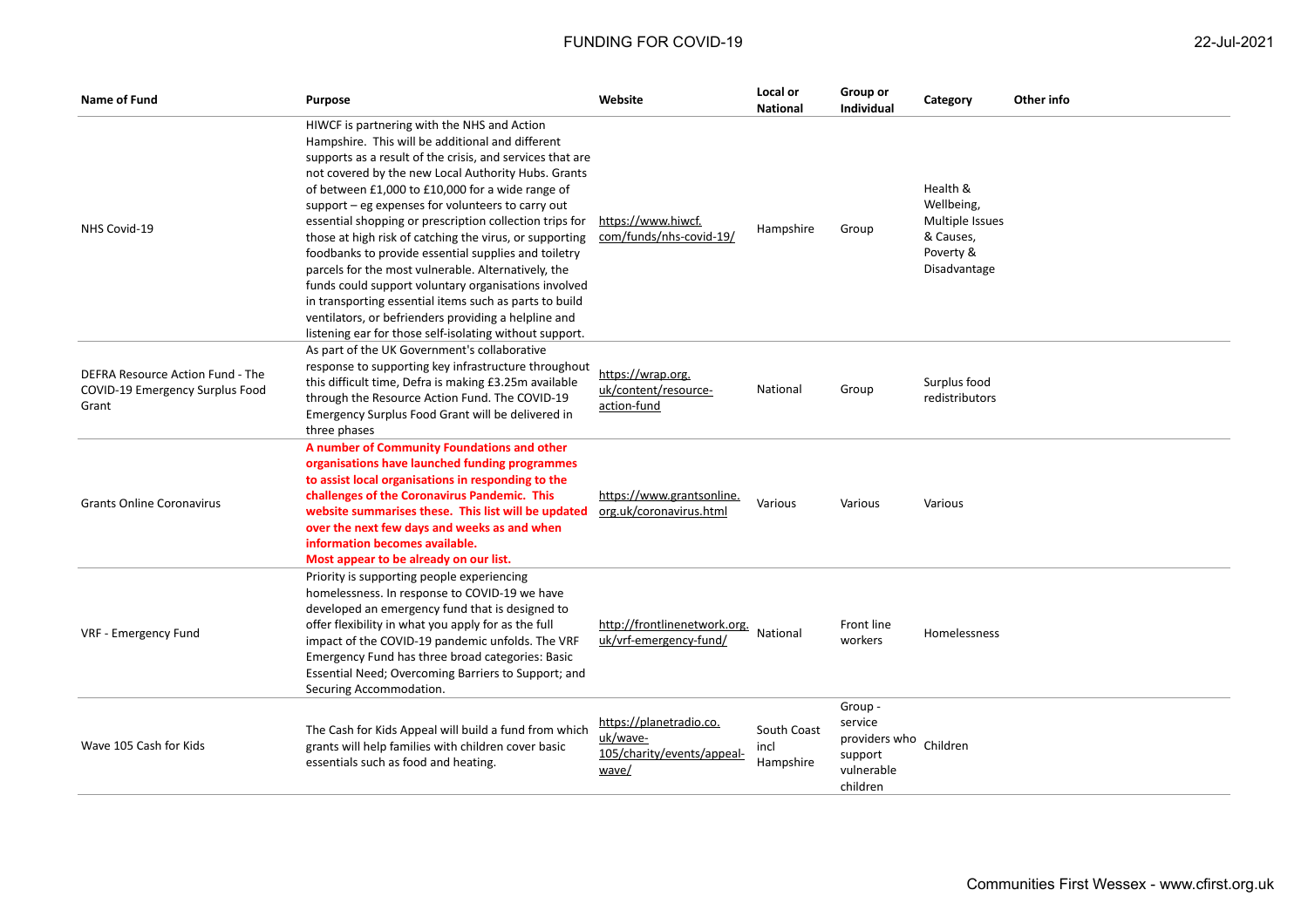| Name of Fund | Purpose | Website | Local or National | Group or Individual | Category | Other info |
|---|---|---|---|---|---|---|
| NHS Covid-19 | HIWCF is partnering with the NHS and Action Hampshire. This will be additional and different supports as a result of the crisis, and services that are not covered by the new Local Authority Hubs. Grants of between £1,000 to £10,000 for a wide range of support – eg expenses for volunteers to carry out essential shopping or prescription collection trips for those at high risk of catching the virus, or supporting foodbanks to provide essential supplies and toiletry parcels for the most vulnerable. Alternatively, the funds could support voluntary organisations involved in transporting essential items such as parts to build ventilators, or befrienders providing a helpline and listening ear for those self-isolating without support. | https://www.hiwcf.com/funds/nhs-covid-19/ | Hampshire | Group | Health & Wellbeing, Multiple Issues & Causes, Poverty & Disadvantage | |
| DEFRA Resource Action Fund - The COVID-19 Emergency Surplus Food Grant | As part of the UK Government's collaborative response to supporting key infrastructure throughout this difficult time, Defra is making £3.25m available through the Resource Action Fund. The COVID-19 Emergency Surplus Food Grant will be delivered in three phases | https://wrap.org.uk/content/resource-action-fund | National | Group | Surplus food redistributors | |
| Grants Online Coronavirus | **A number of Community Foundations and other organisations have launched funding programmes to assist local organisations in responding to the challenges of the Coronavirus Pandemic. This website summarises these. This list will be updated over the next few days and weeks as and when information becomes available. Most appear to be already on our list.** | https://www.grantsonline.org.uk/coronavirus.html | Various | Various | Various | |
| VRF - Emergency Fund | Priority is supporting people experiencing homelessness. In response to COVID-19 we have developed an emergency fund that is designed to offer flexibility in what you apply for as the full impact of the COVID-19 pandemic unfolds. The VRF Emergency Fund has three broad categories: Basic Essential Need; Overcoming Barriers to Support; and Securing Accommodation. | http://frontlinenetwork.org.uk/vrf-emergency-fund/ | National | Front line workers | Homelessness | |
| Wave 105 Cash for Kids | The Cash for Kids Appeal will build a fund from which grants will help families with children cover basic essentials such as food and heating. | https://planetradio.co.uk/wave-105/charity/events/appeal-wave/ | South Coast incl Hampshire | Group - service providers who support vulnerable children | Children | |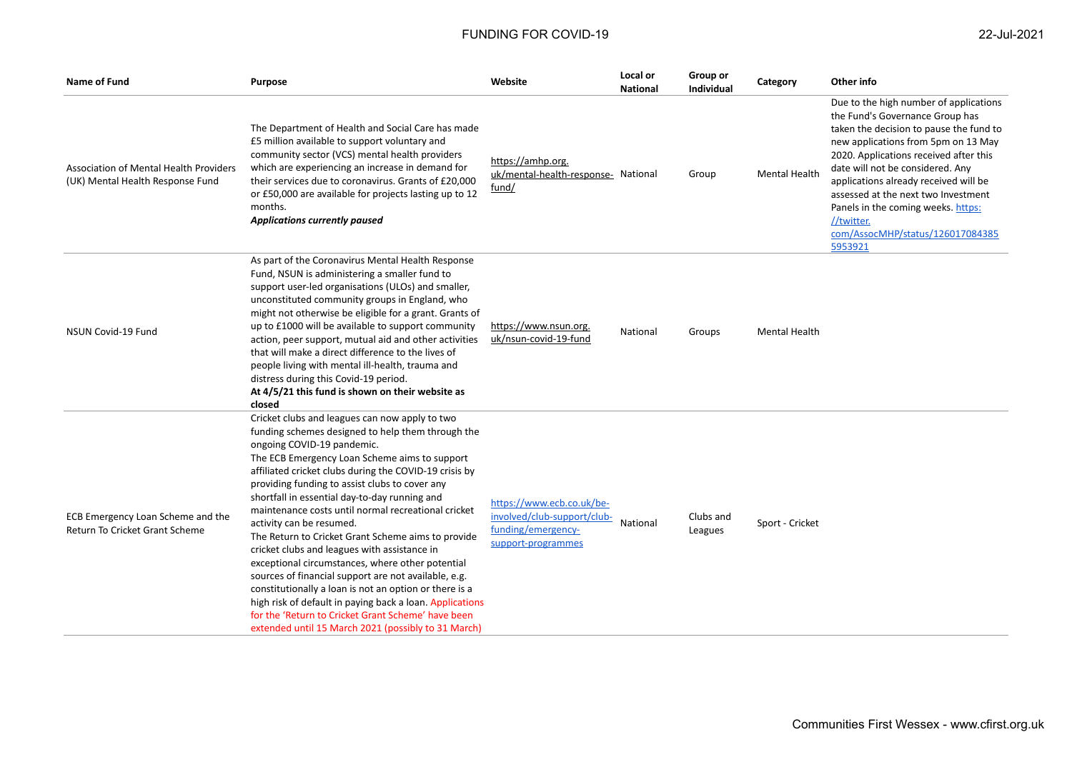| Name of Fund | Purpose | Website | Local or National | Group or Individual | Category | Other info |
|---|---|---|---|---|---|---|
| Association of Mental Health Providers (UK) Mental Health Response Fund | The Department of Health and Social Care has made £5 million available to support voluntary and community sector (VCS) mental health providers which are experiencing an increase in demand for their services due to coronavirus. Grants of £20,000 or £50,000 are available for projects lasting up to 12 months. ***Applications currently paused*** | https://amhp.org.uk/mental-health-response-fund/ | National | Group | Mental Health | Due to the high number of applications the Fund's Governance Group has taken the decision to pause the fund to new applications from 5pm on 13 May 2020. Applications received after this date will not be considered. Any applications already received will be assessed at the next two Investment Panels in the coming weeks. https://twitter.com/AssocMHP/status/1260170843855953921 |
| NSUN Covid-19 Fund | As part of the Coronavirus Mental Health Response Fund, NSUN is administering a smaller fund to support user-led organisations (ULOs) and smaller, unconstituted community groups in England, who might not otherwise be eligible for a grant. Grants of up to £1000 will be available to support community action, peer support, mutual aid and other activities that will make a direct difference to the lives of people living with mental ill-health, trauma and distress during this Covid-19 period. **At 4/5/21 this fund is shown on their website as closed** | https://www.nsun.org.uk/nsun-covid-19-fund | National | Groups | Mental Health | |
| ECB Emergency Loan Scheme and the Return To Cricket Grant Scheme | Cricket clubs and leagues can now apply to two funding schemes designed to help them through the ongoing COVID-19 pandemic. The ECB Emergency Loan Scheme aims to support affiliated cricket clubs during the COVID-19 crisis by providing funding to assist clubs to cover any shortfall in essential day-to-day running and maintenance costs until normal recreational cricket activity can be resumed. The Return to Cricket Grant Scheme aims to provide cricket clubs and leagues with assistance in exceptional circumstances, where other potential sources of financial support are not available, e.g. constitutionally a loan is not an option or there is a high risk of default in paying back a loan. Applications for the 'Return to Cricket Grant Scheme' have been extended until 15 March 2021 (possibly to 31 March) | https://www.ecb.co.uk/be-involved/club-support/club-funding/emergency-support-programmes | National | Clubs and Leagues | Sport - Cricket | |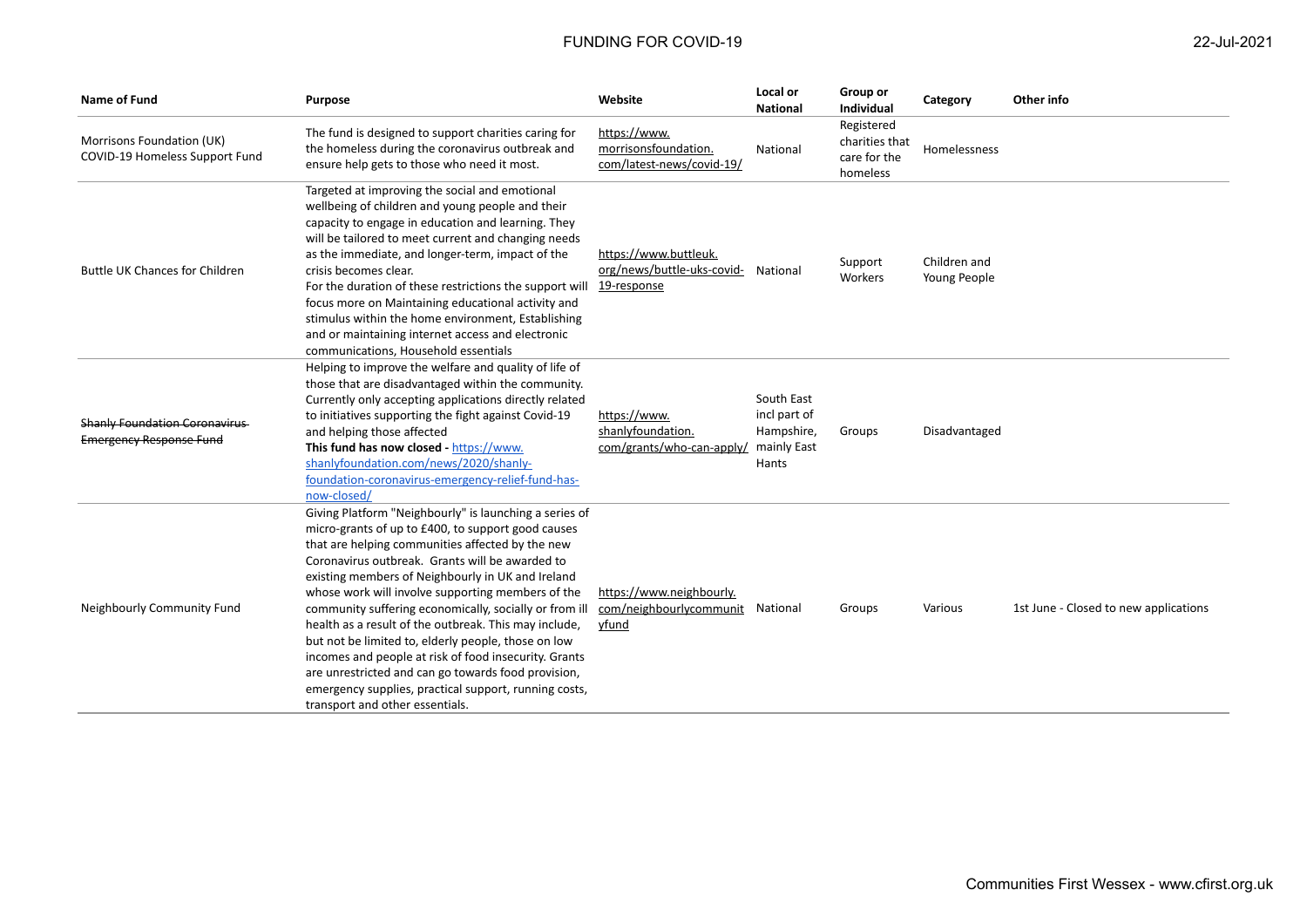| Name of Fund | Purpose | Website | Local or National | Group or Individual | Category | Other info |
|---|---|---|---|---|---|---|
| Morrisons Foundation (UK) COVID-19 Homeless Support Fund | The fund is designed to support charities caring for the homeless during the coronavirus outbreak and ensure help gets to those who need it most. | https://www.morrisonsfoundation.com/latest-news/covid-19/ | National | Registered charities that care for the homeless | Homelessness | |
| Buttle UK Chances for Children | Targeted at improving the social and emotional wellbeing of children and young people and their capacity to engage in education and learning. They will be tailored to meet current and changing needs as the immediate, and longer-term, impact of the crisis becomes clear.<br>For the duration of these restrictions the support will focus more on Maintaining educational activity and stimulus within the home environment, Establishing and or maintaining internet access and electronic communications, Household essentials | https://www.buttleuk.org/news/buttle-uks-covid-19-response | National | Support Workers | Children and Young People | |
| ~~Shanly Foundation Coronavirus Emergency Response Fund~~ | Helping to improve the welfare and quality of life of those that are disadvantaged within the community. Currently only accepting applications directly related to initiatives supporting the fight against Covid-19 and helping those affected<br>**This fund has now closed -** https://www.shanlyfoundation.com/news/2020/shanly-foundation-coronavirus-emergency-relief-fund-has-now-closed/ | https://www.shanlyfoundation.com/grants/who-can-apply/ | South East incl part of Hampshire, mainly East Hants | Groups | Disadvantaged | |
| Neighbourly Community Fund | Giving Platform "Neighbourly" is launching a series of micro-grants of up to £400, to support good causes that are helping communities affected by the new Coronavirus outbreak. Grants will be awarded to existing members of Neighbourly in UK and Ireland whose work will involve supporting members of the community suffering economically, socially or from ill health as a result of the outbreak. This may include, but not be limited to, elderly people, those on low incomes and people at risk of food insecurity. Grants are unrestricted and can go towards food provision, emergency supplies, practical support, running costs, transport and other essentials. | https://www.neighbourly.com/neighbourlycommunityfund | National | Groups | Various | 1st June - Closed to new applications |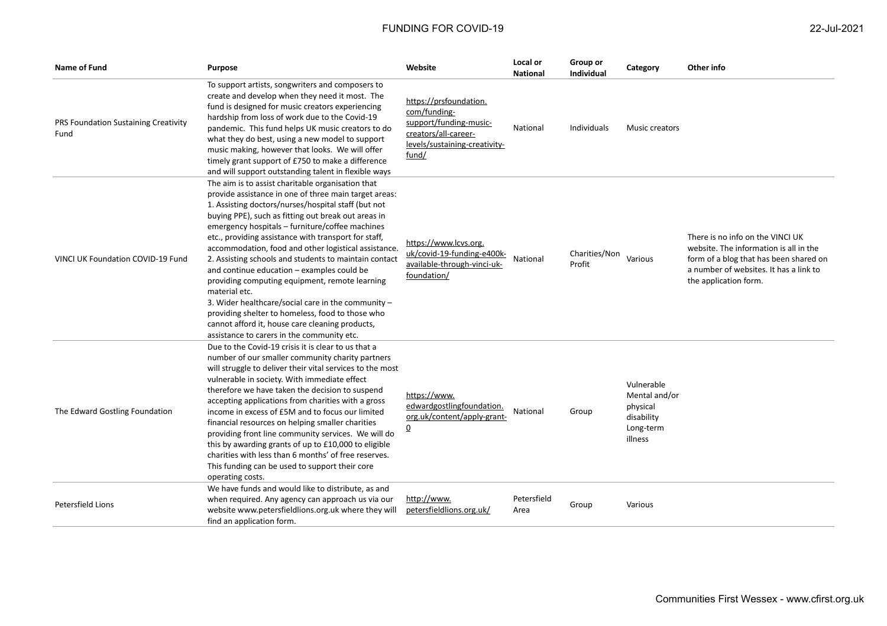| Name of Fund | Purpose | Website | Local or National | Group or Individual | Category | Other info |
|---|---|---|---|---|---|---|
| PRS Foundation Sustaining Creativity Fund | To support artists, songwriters and composers to create and develop when they need it most. The fund is designed for music creators experiencing hardship from loss of work due to the Covid-19 pandemic. This fund helps UK music creators to do what they do best, using a new model to support music making, however that looks. We will offer timely grant support of £750 to make a difference and will support outstanding talent in flexible ways | https://prsfoundation.com/funding-support/funding-music-creators/all-career-levels/sustaining-creativity-fund/ | National | Individuals | Music creators | |
| VINCI UK Foundation COVID-19 Fund | The aim is to assist charitable organisation that provide assistance in one of three main target areas: 1. Assisting doctors/nurses/hospital staff (but not buying PPE), such as fitting out break out areas in emergency hospitals – furniture/coffee machines etc., providing assistance with transport for staff, accommodation, food and other logistical assistance. 2. Assisting schools and students to maintain contact and continue education – examples could be providing computing equipment, remote learning material etc. 3. Wider healthcare/social care in the community – providing shelter to homeless, food to those who cannot afford it, house care cleaning products, assistance to carers in the community etc. | https://www.lcvs.org.uk/covid-19-funding-e400k-available-through-vinci-uk-foundation/ | National | Charities/Non Profit | Various | There is no info on the VINCI UK website. The information is all in the form of a blog that has been shared on a number of websites. It has a link to the application form. |
| The Edward Gostling Foundation | Due to the Covid-19 crisis it is clear to us that a number of our smaller community charity partners will struggle to deliver their vital services to the most vulnerable in society. With immediate effect therefore we have taken the decision to suspend accepting applications from charities with a gross income in excess of £5M and to focus our limited financial resources on helping smaller charities providing front line community services. We will do this by awarding grants of up to £10,000 to eligible charities with less than 6 months' of free reserves. This funding can be used to support their core operating costs. | https://www.edwardgostlingfoundation.org.uk/content/apply-grant-0 | National | Group | Vulnerable Mental and/or physical disability Long-term illness | |
| Petersfield Lions | We have funds and would like to distribute, as and when required. Any agency can approach us via our website www.petersfieldlions.org.uk where they will find an application form. | http://www.petersfieldlions.org.uk/ | Petersfield Area | Group | Various | |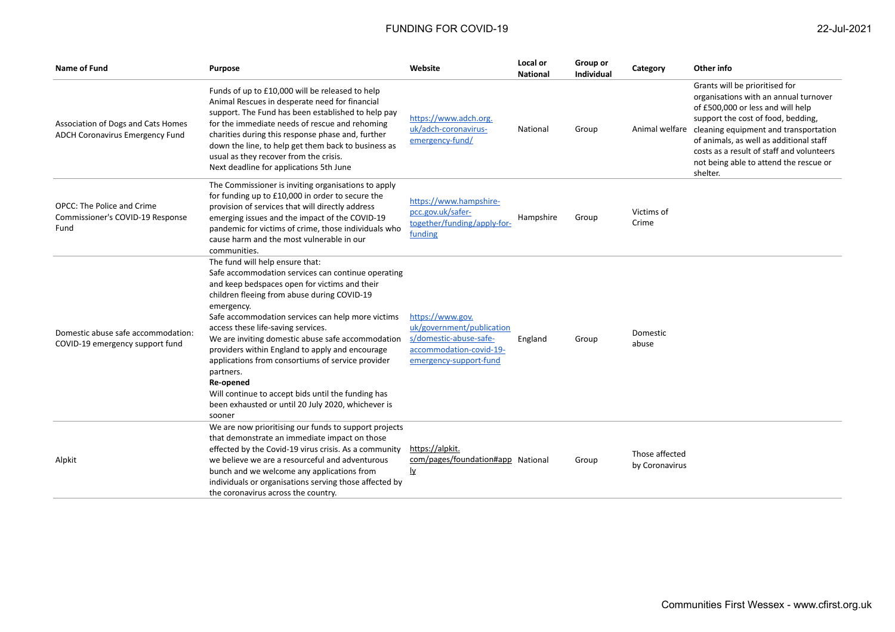| Name of Fund | Purpose | Website | Local or National | Group or Individual | Category | Other info |
|---|---|---|---|---|---|---|
| Association of Dogs and Cats Homes ADCH Coronavirus Emergency Fund | Funds of up to £10,000 will be released to help Animal Rescues in desperate need for financial support. The Fund has been established to help pay for the immediate needs of rescue and rehoming charities during this response phase and, further down the line, to help get them back to business as usual as they recover from the crisis.<br>Next deadline for applications 5th June | https://www.adch.org.uk/adch-coronavirus-emergency-fund/ | National | Group | Animal welfare | Grants will be prioritised for organisations with an annual turnover of £500,000 or less and will help support the cost of food, bedding, cleaning equipment and transportation of animals, as well as additional staff costs as a result of staff and volunteers not being able to attend the rescue or shelter. |
| OPCC: The Police and Crime Commissioner's COVID-19 Response Fund | The Commissioner is inviting organisations to apply for funding up to £10,000 in order to secure the provision of services that will directly address emerging issues and the impact of the COVID-19 pandemic for victims of crime, those individuals who cause harm and the most vulnerable in our communities. | https://www.hampshire-pcc.gov.uk/safer-together/funding/apply-for-funding | Hampshire | Group | Victims of Crime | |
| Domestic abuse safe accommodation: COVID-19 emergency support fund | The fund will help ensure that:<br>Safe accommodation services can continue operating and keep bedspaces open for victims and their children fleeing from abuse during COVID-19 emergency.<br>Safe accommodation services can help more victims access these life-saving services.<br>We are inviting domestic abuse safe accommodation providers within England to apply and encourage applications from consortiums of service provider partners.<br>**Re-opened**<br>Will continue to accept bids until the funding has been exhausted or until 20 July 2020, whichever is sooner | https://www.gov.uk/government/publications/domestic-abuse-safe-accommodation-covid-19-emergency-support-fund | England | Group | Domestic abuse | |
| Alpkit | We are now prioritising our funds to support projects that demonstrate an immediate impact on those effected by the Covid-19 virus crisis. As a community we believe we are a resourceful and adventurous bunch and we welcome any applications from individuals or organisations serving those affected by the coronavirus across the country. | https://alpkit.com/pages/foundation#apply | National | Group | Those affected by Coronavirus | |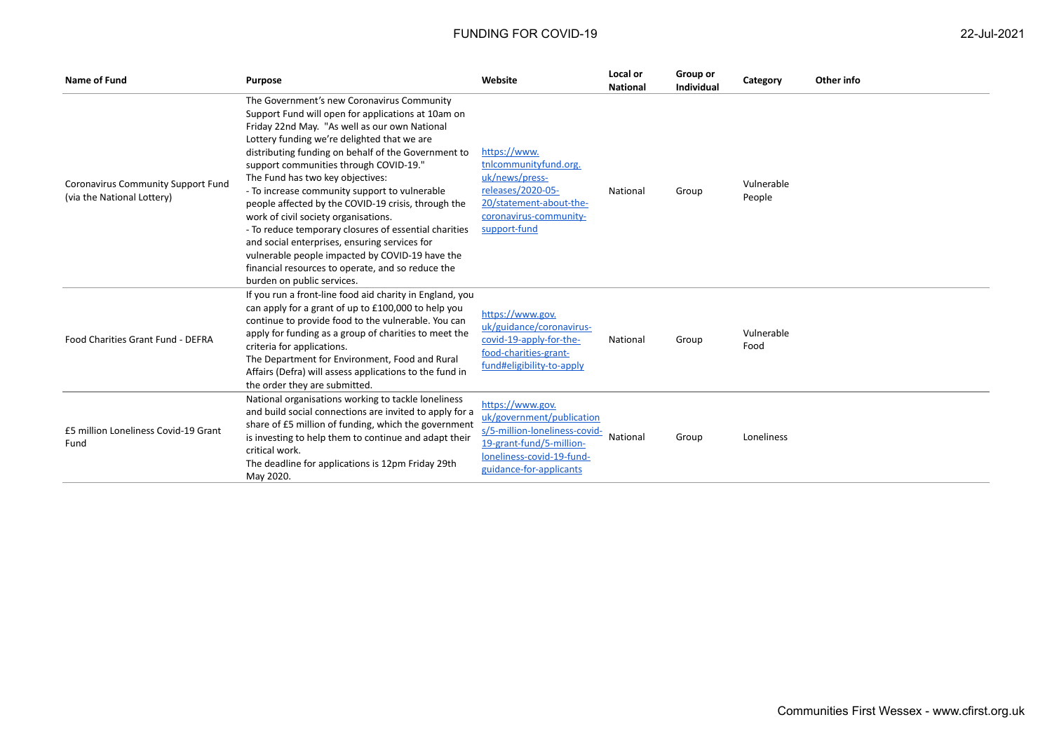| Name of Fund | Purpose | Website | Local or National | Group or Individual | Category | Other info |
|---|---|---|---|---|---|---|
| Coronavirus Community Support Fund (via the National Lottery) | The Government's new Coronavirus Community Support Fund will open for applications at 10am on Friday 22nd May. "As well as our own National Lottery funding we're delighted that we are distributing funding on behalf of the Government to support communities through COVID-19." The Fund has two key objectives: - To increase community support to vulnerable people affected by the COVID-19 crisis, through the work of civil society organisations. - To reduce temporary closures of essential charities and social enterprises, ensuring services for vulnerable people impacted by COVID-19 have the financial resources to operate, and so reduce the burden on public services. | https://www.tnlcommunityfund.org.uk/news/press-releases/2020-05-20/statement-about-the-coronavirus-community-support-fund | National | Group | Vulnerable People | |
| Food Charities Grant Fund - DEFRA | If you run a front-line food aid charity in England, you can apply for a grant of up to £100,000 to help you continue to provide food to the vulnerable. You can apply for funding as a group of charities to meet the criteria for applications. The Department for Environment, Food and Rural Affairs (Defra) will assess applications to the fund in the order they are submitted. | https://www.gov.uk/guidance/coronavirus-covid-19-apply-for-the-food-charities-grant-fund#eligibility-to-apply | National | Group | Vulnerable Food | |
| £5 million Loneliness Covid-19 Grant Fund | National organisations working to tackle loneliness and build social connections are invited to apply for a share of £5 million of funding, which the government is investing to help them to continue and adapt their critical work. The deadline for applications is 12pm Friday 29th May 2020. | https://www.gov.uk/government/publications/5-million-loneliness-covid-19-grant-fund/5-million-loneliness-covid-19-fund-guidance-for-applicants | National | Group | Loneliness | |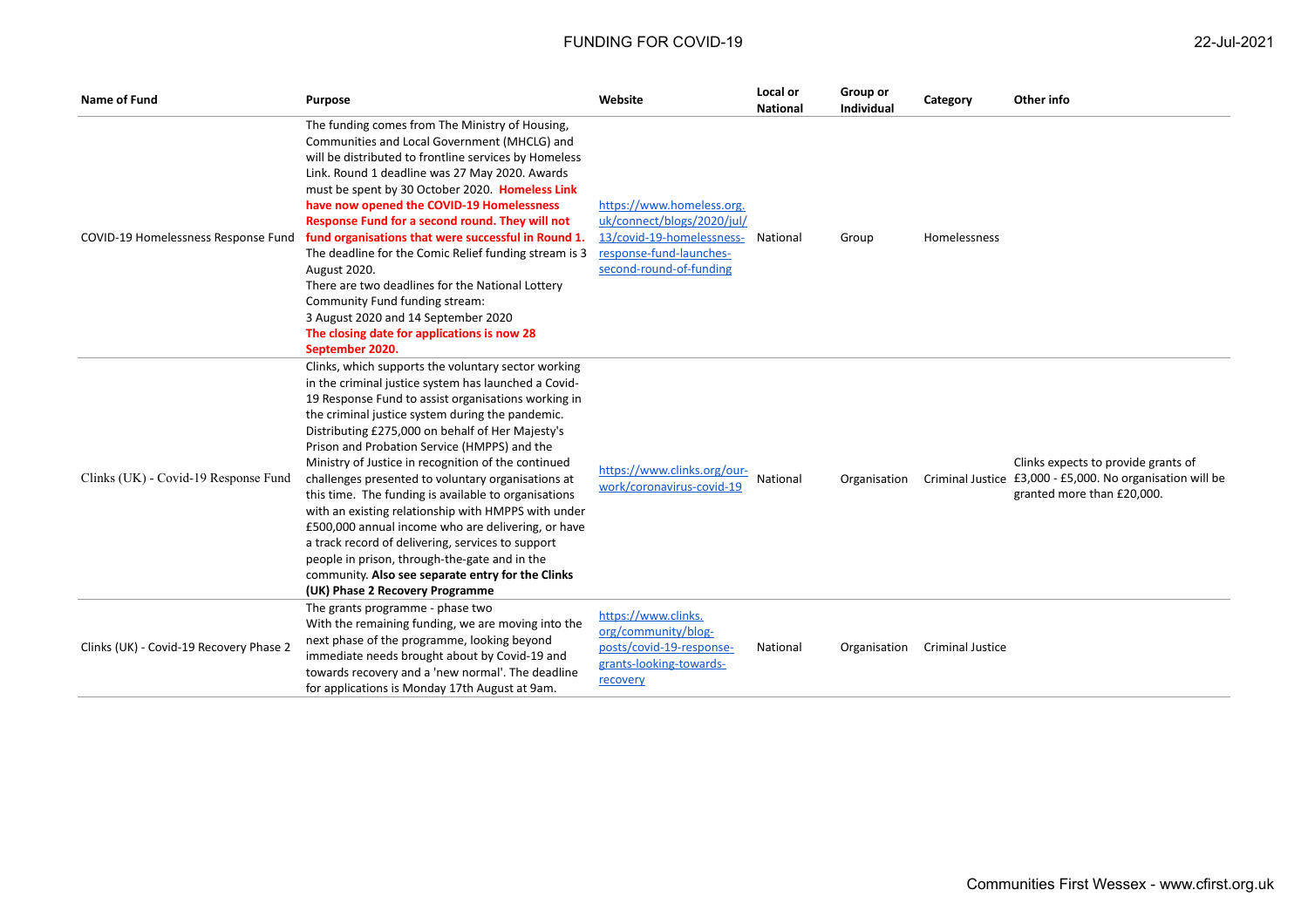| Name of Fund | Purpose | Website | Local or National | Group or Individual | Category | Other info |
|---|---|---|---|---|---|---|
| COVID-19 Homelessness Response Fund | The funding comes from The Ministry of Housing, Communities and Local Government (MHCLG) and will be distributed to frontline services by Homeless Link. Round 1 deadline was 27 May 2020. Awards must be spent by 30 October 2020. **Homeless Link have now opened the COVID-19 Homelessness Response Fund for a second round. They will not fund organisations that were successful in Round 1.** The deadline for the Comic Relief funding stream is 3 August 2020. There are two deadlines for the National Lottery Community Fund funding stream: 3 August 2020 and 14 September 2020 **The closing date for applications is now 28 September 2020.** | https://www.homeless.org.uk/connect/blogs/2020/jul/13/covid-19-homelessness-response-fund-launches-second-round-of-funding | National | Group | Homelessness | |
| Clinks (UK) - Covid-19 Response Fund | Clinks, which supports the voluntary sector working in the criminal justice system has launched a Covid-19 Response Fund to assist organisations working in the criminal justice system during the pandemic. Distributing £275,000 on behalf of Her Majesty's Prison and Probation Service (HMPPS) and the Ministry of Justice in recognition of the continued challenges presented to voluntary organisations at this time. The funding is available to organisations with an existing relationship with HMPPS with under £500,000 annual income who are delivering, or have a track record of delivering, services to support people in prison, through-the-gate and in the community. **Also see separate entry for the Clinks (UK) Phase 2 Recovery Programme** | https://www.clinks.org/our-work/coronavirus-covid-19 | National | Organisation | Criminal Justice | Clinks expects to provide grants of £3,000 - £5,000. No organisation will be granted more than £20,000. |
| Clinks (UK) - Covid-19 Recovery Phase 2 | The grants programme - phase two With the remaining funding, we are moving into the next phase of the programme, looking beyond immediate needs brought about by Covid-19 and towards recovery and a 'new normal'. The deadline for applications is Monday 17th August at 9am. | https://www.clinks.org/community/blog-posts/covid-19-response-grants-looking-towards-recovery | National | Organisation | Criminal Justice | |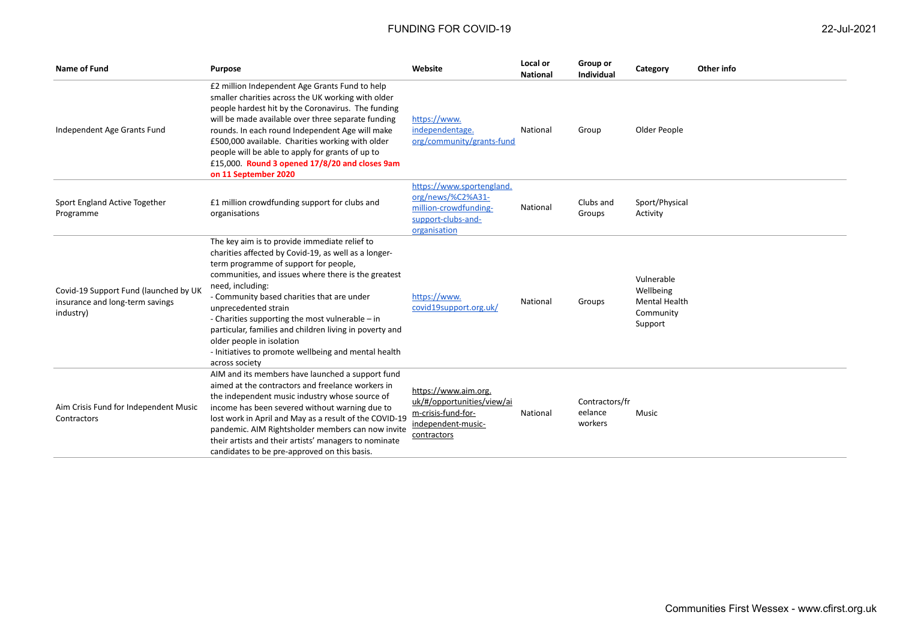| Name of Fund | Purpose | Website | Local or National | Group or Individual | Category | Other info |
|---|---|---|---|---|---|---|
| Independent Age Grants Fund | £2 million Independent Age Grants Fund to help smaller charities across the UK working with older people hardest hit by the Coronavirus. The funding will be made available over three separate funding rounds. In each round Independent Age will make £500,000 available. Charities working with older people will be able to apply for grants of up to £15,000. **Round 3 opened 17/8/20 and closes 9am on 11 September 2020** | https://www.independentage.org/community/grants-fund | National | Group | Older People | |
| Sport England Active Together Programme | £1 million crowdfunding support for clubs and organisations | https://www.sportengland.org/news/%C2%A31-million-crowdfunding-support-clubs-and-organisation | National | Clubs and Groups | Sport/Physical Activity | |
| Covid-19 Support Fund (launched by UK insurance and long-term savings industry) | The key aim is to provide immediate relief to charities affected by Covid-19, as well as a longer-term programme of support for people, communities, and issues where there is the greatest need, including:<br>- Community based charities that are under unprecedented strain<br>- Charities supporting the most vulnerable – in particular, families and children living in poverty and older people in isolation<br>- Initiatives to promote wellbeing and mental health across society | https://www.covid19support.org.uk/ | National | Groups | Vulnerable<br>Wellbeing<br>Mental Health<br>Community Support | |
| Aim Crisis Fund for Independent Music Contractors | AIM and its members have launched a support fund aimed at the contractors and freelance workers in the independent music industry whose source of income has been severed without warning due to lost work in April and May as a result of the COVID-19 pandemic. AIM Rightsholder members can now invite their artists and their artists' managers to nominate candidates to be pre-approved on this basis. | https://www.aim.org.uk/#/opportunities/view/aim-crisis-fund-for-independent-music-contractors | National | Contractors/freelance workers | Music | |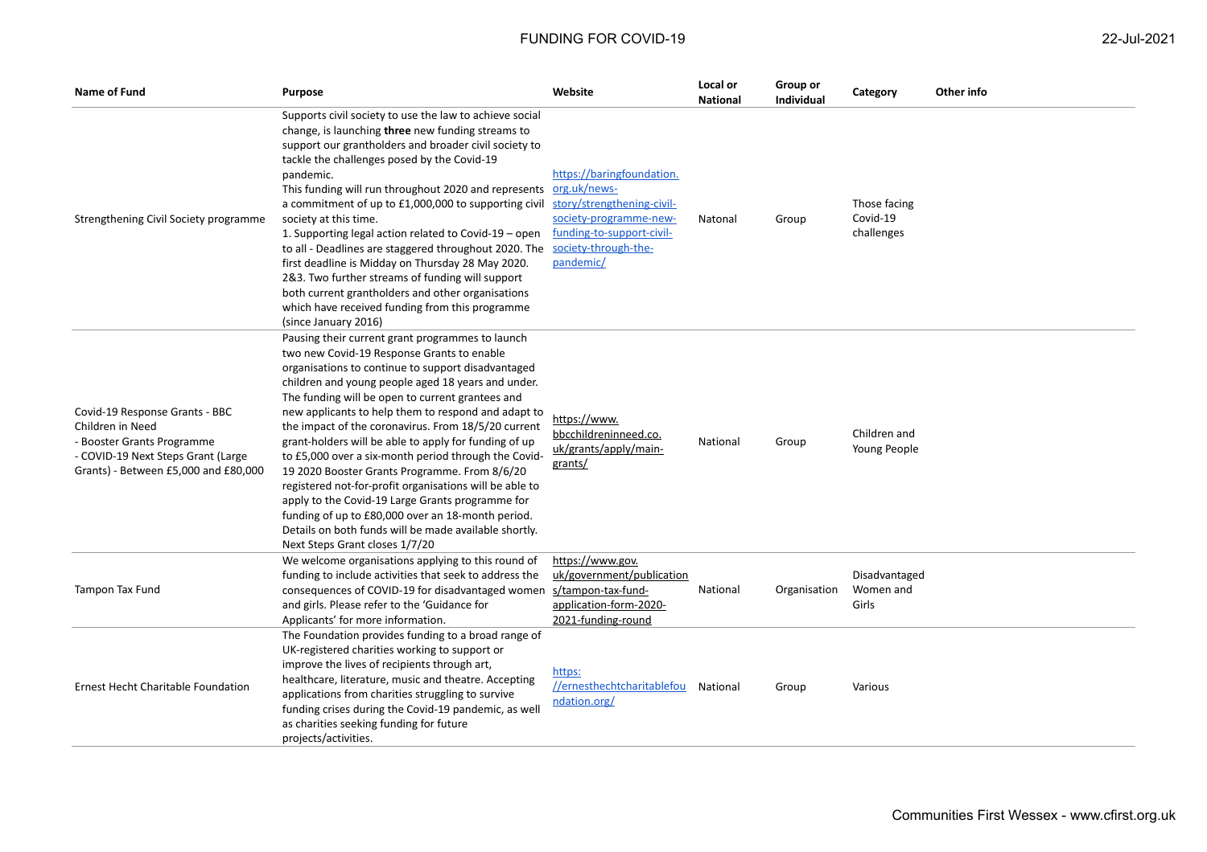| Name of Fund | Purpose | Website | Local or National | Group or Individual | Category | Other info |
|---|---|---|---|---|---|---|
| Strengthening Civil Society programme | Supports civil society to use the law to achieve social change, is launching **three** new funding streams to support our grantholders and broader civil society to tackle the challenges posed by the Covid-19 pandemic.<br>This funding will run throughout 2020 and represents a commitment of up to £1,000,000 to supporting civil society at this time.<br>1. Supporting legal action related to Covid-19 – open to all - Deadlines are staggered throughout 2020. The first deadline is Midday on Thursday 28 May 2020.<br>2&3. Two further streams of funding will support both current grantholders and other organisations which have received funding from this programme (since January 2016) | https://baringfoundation.org.uk/news-story/strengthening-civil-society-programme-new-funding-to-support-civil-society-through-the-pandemic/ | Natonal | Group | Those facing Covid-19 challenges | |
| Covid-19 Response Grants - BBC Children in Need<br>- Booster Grants Programme<br>- COVID-19 Next Steps Grant (Large Grants) - Between £5,000 and £80,000 | Pausing their current grant programmes to launch two new Covid-19 Response Grants to enable organisations to continue to support disadvantaged children and young people aged 18 years and under. The funding will be open to current grantees and new applicants to help them to respond and adapt to the impact of the coronavirus. From 18/5/20 current grant-holders will be able to apply for funding of up to £5,000 over a six-month period through the Covid-19 2020 Booster Grants Programme. From 8/6/20 registered not-for-profit organisations will be able to apply to the Covid-19 Large Grants programme for funding of up to £80,000 over an 18-month period. Details on both funds will be made available shortly.<br>Next Steps Grant closes 1/7/20 | https://www.bbcchildreninneed.co.uk/grants/apply/main-grants/ | National | Group | Children and Young People | |
| Tampon Tax Fund | We welcome organisations applying to this round of funding to include activities that seek to address the consequences of COVID-19 for disadvantaged women and girls. Please refer to the 'Guidance for Applicants' for more information. | https://www.gov.uk/government/publications/tampon-tax-fund-application-form-2020-2021-funding-round | National | Organisation | Disadvantaged Women and Girls | |
| Ernest Hecht Charitable Foundation | The Foundation provides funding to a broad range of UK-registered charities working to support or improve the lives of recipients through art, healthcare, literature, music and theatre. Accepting applications from charities struggling to survive funding crises during the Covid-19 pandemic, as well as charities seeking funding for future projects/activities. | https://ernesthechtcharitablefoundation.org/ | National | Group | Various | |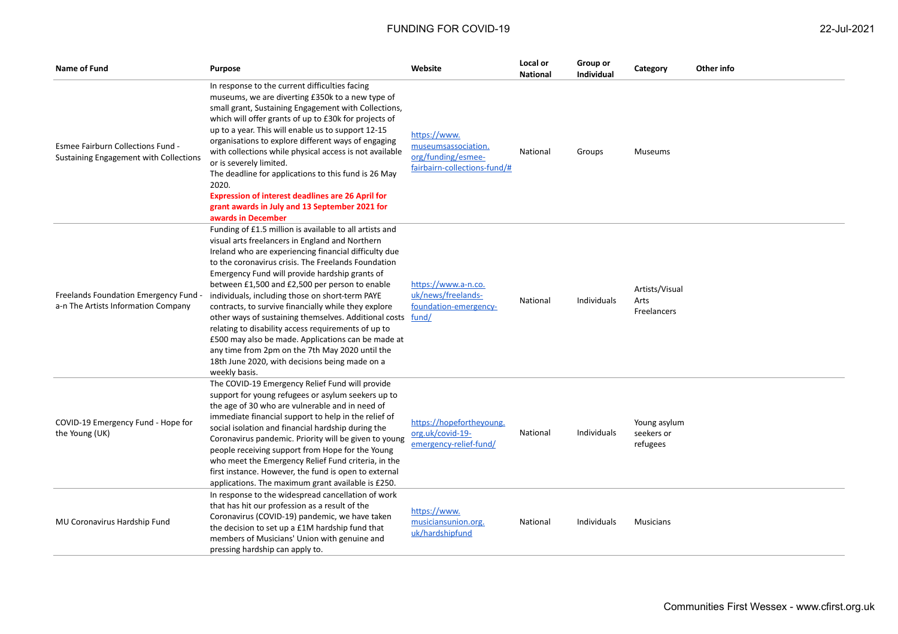| Name of Fund | Purpose | Website | Local or National | Group or Individual | Category | Other info |
|---|---|---|---|---|---|---|
| Esmee Fairburn Collections Fund - Sustaining Engagement with Collections | In response to the current difficulties facing museums, we are diverting £350k to a new type of small grant, Sustaining Engagement with Collections, which will offer grants of up to £30k for projects of up to a year. This will enable us to support 12-15 organisations to explore different ways of engaging with collections while physical access is not available or is severely limited. The deadline for applications to this fund is 26 May 2020. **Expression of interest deadlines are 26 April for grant awards in July and 13 September 2021 for awards in December** | https://www.museumsassociation.org/funding/esmee-fairbairn-collections-fund/# | National | Groups | Museums | |
| Freelands Foundation Emergency Fund - a-n The Artists Information Company | Funding of £1.5 million is available to all artists and visual arts freelancers in England and Northern Ireland who are experiencing financial difficulty due to the coronavirus crisis. The Freelands Foundation Emergency Fund will provide hardship grants of between £1,500 and £2,500 per person to enable individuals, including those on short-term PAYE contracts, to survive financially while they explore other ways of sustaining themselves. Additional costs relating to disability access requirements of up to £500 may also be made. Applications can be made at any time from 2pm on the 7th May 2020 until the 18th June 2020, with decisions being made on a weekly basis. | https://www.a-n.co.uk/news/freelands-foundation-emergency-fund/ | National | Individuals | Artists/Visual Arts Freelancers | |
| COVID-19 Emergency Fund - Hope for the Young (UK) | The COVID-19 Emergency Relief Fund will provide support for young refugees or asylum seekers up to the age of 30 who are vulnerable and in need of immediate financial support to help in the relief of social isolation and financial hardship during the Coronavirus pandemic. Priority will be given to young people receiving support from Hope for the Young who meet the Emergency Relief Fund criteria, in the first instance. However, the fund is open to external applications. The maximum grant available is £250. | https://hopefortheyoung.org.uk/covid-19-emergency-relief-fund/ | National | Individuals | Young asylum seekers or refugees | |
| MU Coronavirus Hardship Fund | In response to the widespread cancellation of work that has hit our profession as a result of the Coronavirus (COVID-19) pandemic, we have taken the decision to set up a £1M hardship fund that members of Musicians' Union with genuine and pressing hardship can apply to. | https://www.musiciansunion.org.uk/hardshipfund | National | Individuals | Musicians | |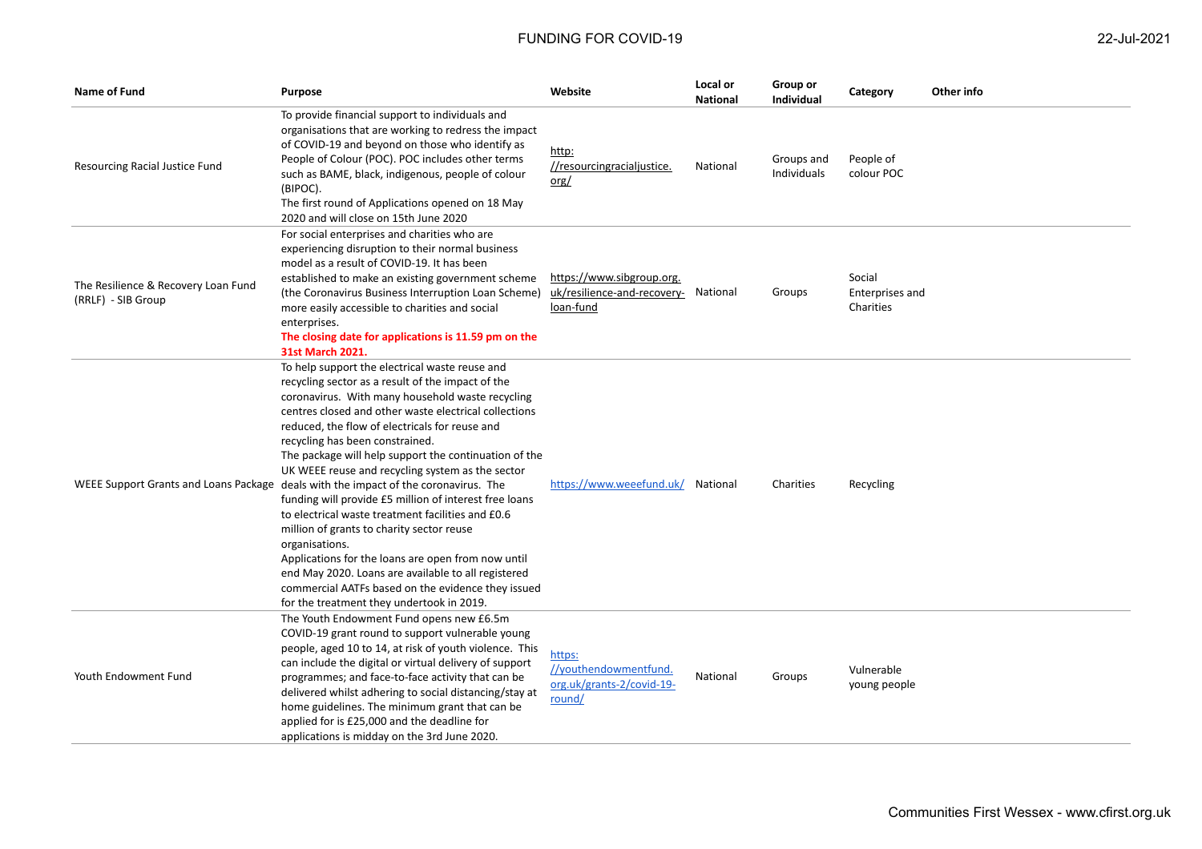| Name of Fund | Purpose | Website | Local or National | Group or Individual | Category | Other info |
|---|---|---|---|---|---|---|
| Resourcing Racial Justice Fund | To provide financial support to individuals and organisations that are working to redress the impact of COVID-19 and beyond on those who identify as People of Colour (POC). POC includes other terms such as BAME, black, indigenous, people of colour (BIPOC).<br>The first round of Applications opened on 18 May 2020 and will close on 15th June 2020 | http://resourcingracialjustice.org/ | National | Groups and Individuals | People of colour POC | |
| The Resilience & Recovery Loan Fund (RRLF) - SIB Group | For social enterprises and charities who are experiencing disruption to their normal business model as a result of COVID-19. It has been established to make an existing government scheme (the Coronavirus Business Interruption Loan Scheme) more easily accessible to charities and social enterprises.<br>**The closing date for applications is 11.59 pm on the 31st March 2021.** | https://www.sibgroup.org.uk/resilience-and-recovery-loan-fund | National | Groups | Social Enterprises and Charities | |
| WEEE Support Grants and Loans Package | To help support the electrical waste reuse and recycling sector as a result of the impact of the coronavirus. With many household waste recycling centres closed and other waste electrical collections reduced, the flow of electricals for reuse and recycling has been constrained.<br>The package will help support the continuation of the UK WEEE reuse and recycling system as the sector deals with the impact of the coronavirus. The funding will provide £5 million of interest free loans to electrical waste treatment facilities and £0.6 million of grants to charity sector reuse organisations.<br>Applications for the loans are open from now until end May 2020. Loans are available to all registered commercial AATFs based on the evidence they issued for the treatment they undertook in 2019. | https://www.weeefund.uk/ | National | Charities | Recycling | |
| Youth Endowment Fund | The Youth Endowment Fund opens new £6.5m COVID-19 grant round to support vulnerable young people, aged 10 to 14, at risk of youth violence. This can include the digital or virtual delivery of support programmes; and face-to-face activity that can be delivered whilst adhering to social distancing/stay at home guidelines. The minimum grant that can be applied for is £25,000 and the deadline for applications is midday on the 3rd June 2020. | https://youthendowmentfund.org.uk/grants-2/covid-19-round/ | National | Groups | Vulnerable young people | |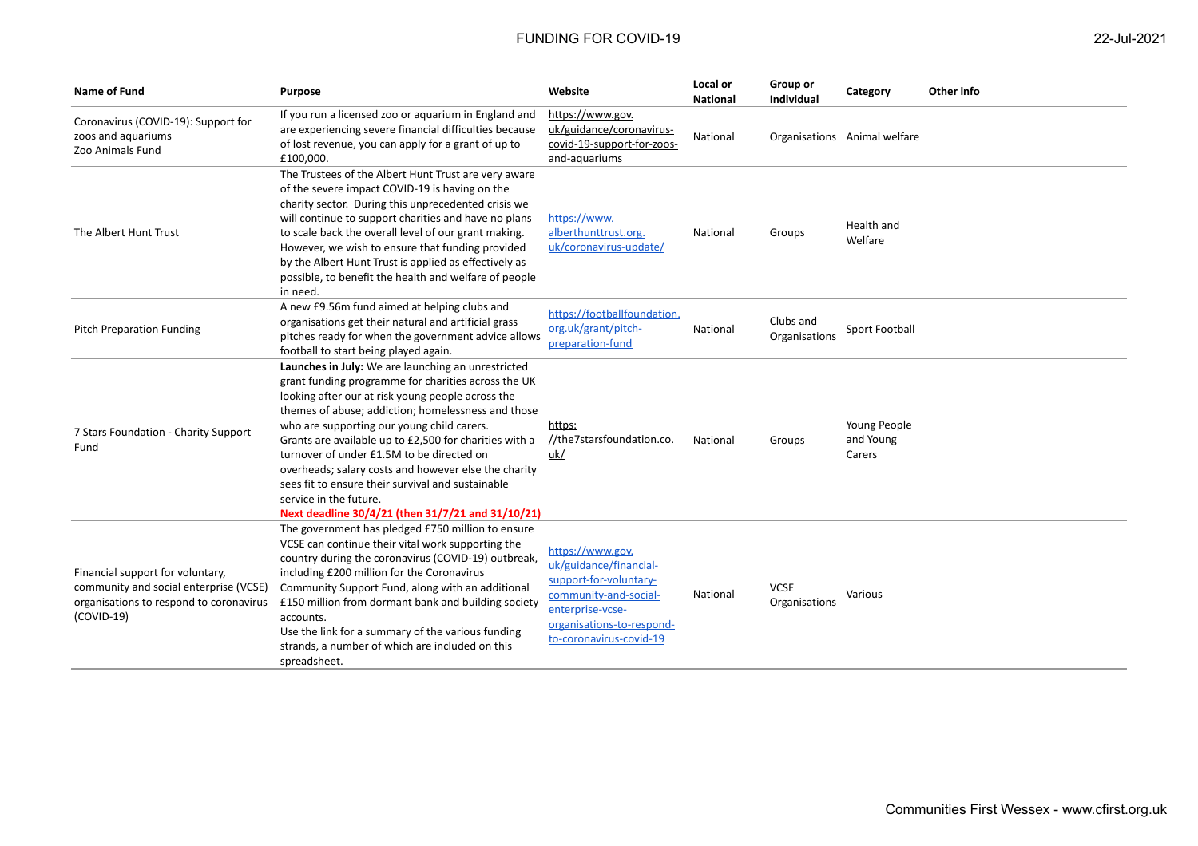| Name of Fund | Purpose | Website | Local or National | Group or Individual | Category | Other info |
|---|---|---|---|---|---|---|
| Coronavirus (COVID-19): Support for zoos and aquariums Zoo Animals Fund | If you run a licensed zoo or aquarium in England and are experiencing severe financial difficulties because of lost revenue, you can apply for a grant of up to £100,000. | https://www.gov.uk/guidance/coronavirus-covid-19-support-for-zoos-and-aquariums | National | Organisations | Animal welfare | |
| The Albert Hunt Trust | The Trustees of the Albert Hunt Trust are very aware of the severe impact COVID-19 is having on the charity sector. During this unprecedented crisis we will continue to support charities and have no plans to scale back the overall level of our grant making. However, we wish to ensure that funding provided by the Albert Hunt Trust is applied as effectively as possible, to benefit the health and welfare of people in need. | https://www.alberthunttrust.org.uk/coronavirus-update/ | National | Groups | Health and Welfare | |
| Pitch Preparation Funding | A new £9.56m fund aimed at helping clubs and organisations get their natural and artificial grass pitches ready for when the government advice allows football to start being played again. | https://footballfoundation.org.uk/grant/pitch-preparation-fund | National | Clubs and Organisations | Sport Football | |
| 7 Stars Foundation - Charity Support Fund | **Launches in July:** We are launching an unrestricted grant funding programme for charities across the UK looking after our at risk young people across the themes of abuse; addiction; homelessness and those who are supporting our young child carers. Grants are available up to £2,500 for charities with a turnover of under £1.5M to be directed on overheads; salary costs and however else the charity sees fit to ensure their survival and sustainable service in the future. **Next deadline 30/4/21 (then 31/7/21 and 31/10/21)** | https://the7starsfoundation.co.uk/ | National | Groups | Young People and Young Carers | |
| Financial support for voluntary, community and social enterprise (VCSE) organisations to respond to coronavirus (COVID-19) | The government has pledged £750 million to ensure VCSE can continue their vital work supporting the country during the coronavirus (COVID-19) outbreak, including £200 million for the Coronavirus Community Support Fund, along with an additional £150 million from dormant bank and building society accounts. Use the link for a summary of the various funding strands, a number of which are included on this spreadsheet. | https://www.gov.uk/guidance/financial-support-for-voluntary-community-and-social-enterprise-vcse-organisations-to-respond-to-coronavirus-covid-19 | National | VCSE Organisations | Various | |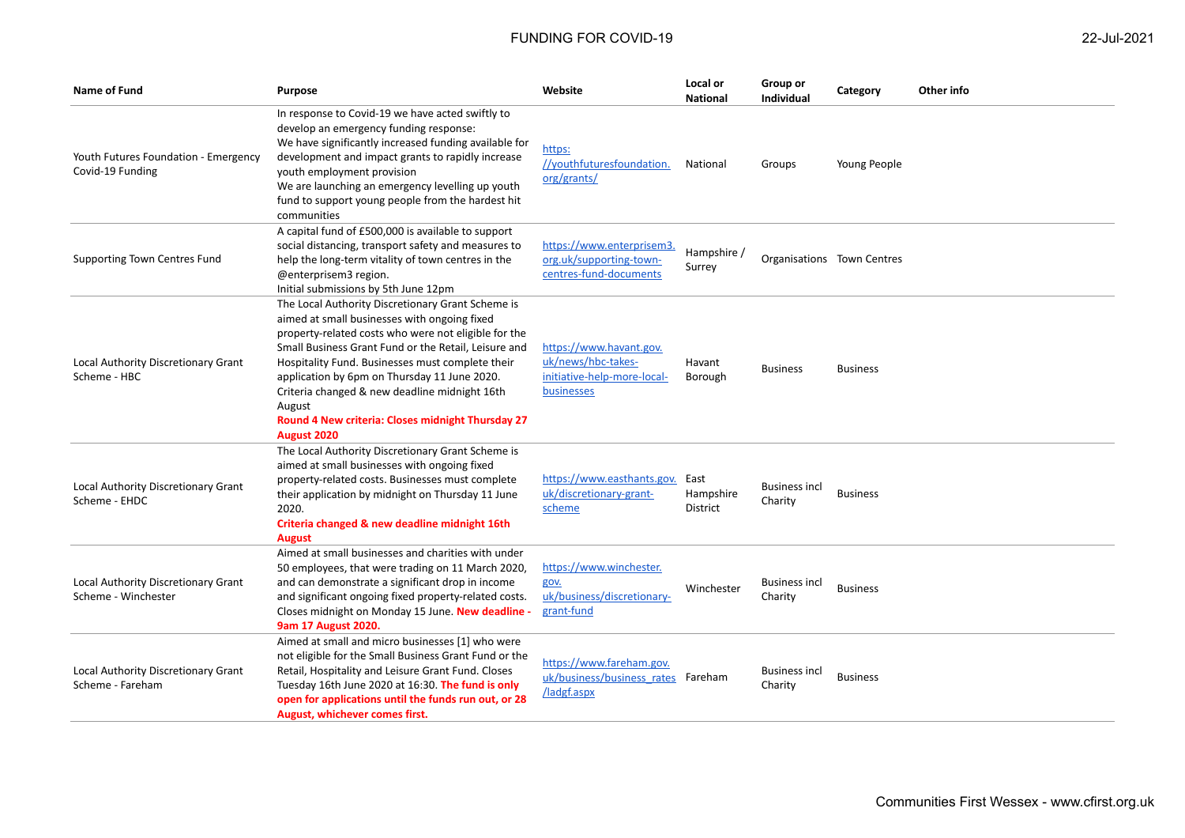| Name of Fund | Purpose | Website | Local or National | Group or Individual | Category | Other info |
|---|---|---|---|---|---|---|
| Youth Futures Foundation - Emergency Covid-19 Funding | In response to Covid-19 we have acted swiftly to develop an emergency funding response: We have significantly increased funding available for development and impact grants to rapidly increase youth employment provision We are launching an emergency levelling up youth fund to support young people from the hardest hit communities | https://youthfuturesfoundation.org/grants/ | National | Groups | Young People | |
| Supporting Town Centres Fund | A capital fund of £500,000 is available to support social distancing, transport safety and measures to help the long-term vitality of town centres in the @enterprisem3 region. Initial submissions by 5th June 12pm | https://www.enterprisem3.org.uk/supporting-town-centres-fund-documents | Hampshire / Surrey | Organisations | Town Centres | |
| Local Authority Discretionary Grant Scheme - HBC | The Local Authority Discretionary Grant Scheme is aimed at small businesses with ongoing fixed property-related costs who were not eligible for the Small Business Grant Fund or the Retail, Leisure and Hospitality Fund. Businesses must complete their application by 6pm on Thursday 11 June 2020. Criteria changed & new deadline midnight 16th August **Round 4 New criteria: Closes midnight Thursday 27 August 2020** | https://www.havant.gov.uk/news/hbc-takes-initiative-help-more-local-businesses | Havant Borough | Business | Business | |
| Local Authority Discretionary Grant Scheme - EHDC | The Local Authority Discretionary Grant Scheme is aimed at small businesses with ongoing fixed property-related costs. Businesses must complete their application by midnight on Thursday 11 June 2020. **Criteria changed & new deadline midnight 16th August** | https://www.easthants.gov.uk/discretionary-grant-scheme | East Hampshire District | Business incl Charity | Business | |
| Local Authority Discretionary Grant Scheme - Winchester | Aimed at small businesses and charities with under 50 employees, that were trading on 11 March 2020, and can demonstrate a significant drop in income and significant ongoing fixed property-related costs. Closes midnight on Monday 15 June. **New deadline - 9am 17 August 2020.** | https://www.winchester.gov.uk/business/discretionary-grant-fund | Winchester | Business incl Charity | Business | |
| Local Authority Discretionary Grant Scheme - Fareham | Aimed at small and micro businesses [1] who were not eligible for the Small Business Grant Fund or the Retail, Hospitality and Leisure Grant Fund. Closes Tuesday 16th June 2020 at 16:30. **The fund is only open for applications until the funds run out, or 28 August, whichever comes first.** | https://www.fareham.gov.uk/business/business_rates/ladgf.aspx | Fareham | Business incl Charity | Business | |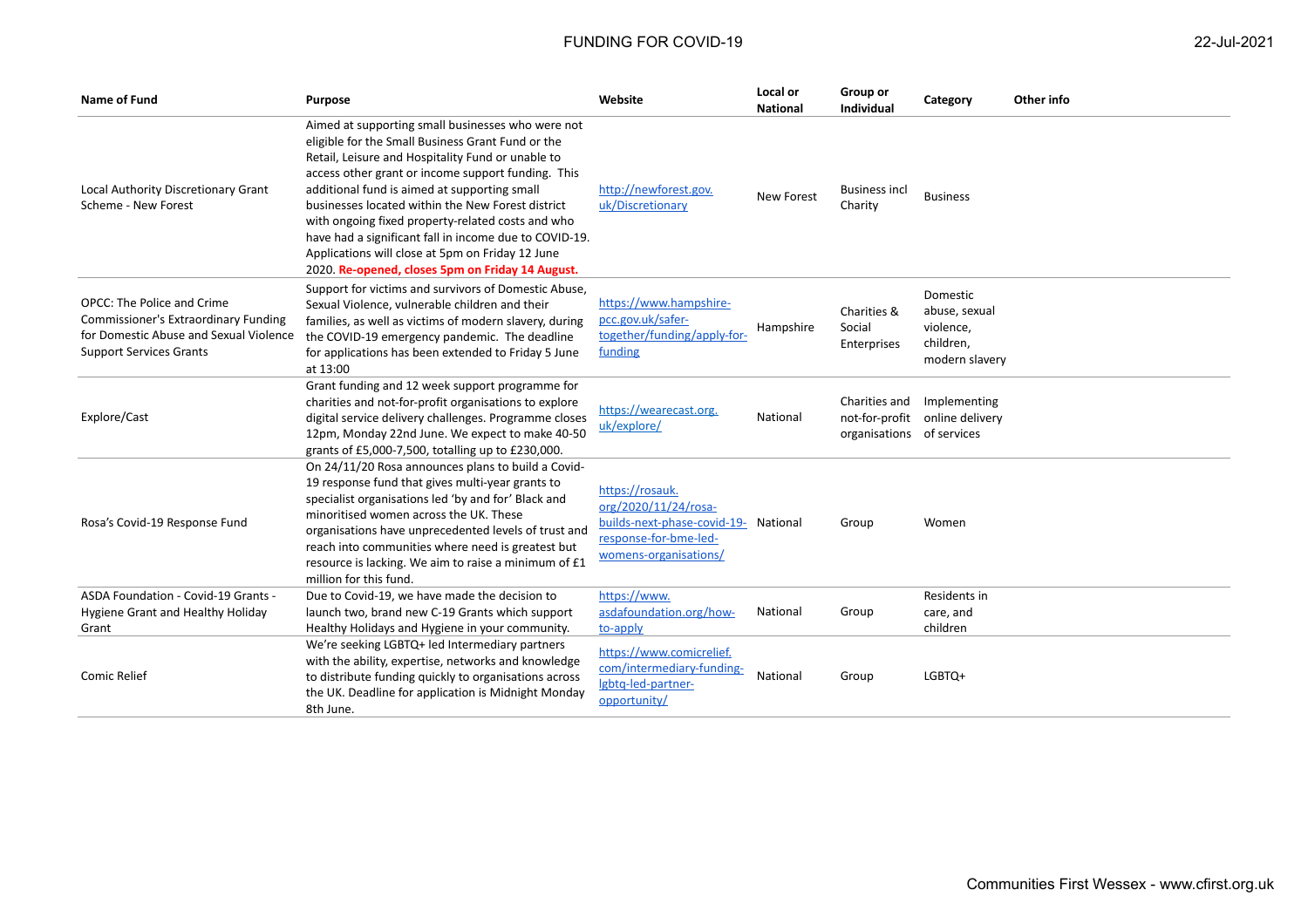| Name of Fund | Purpose | Website | Local or National | Group or Individual | Category | Other info |
|---|---|---|---|---|---|---|
| Local Authority Discretionary Grant Scheme - New Forest | Aimed at supporting small businesses who were not eligible for the Small Business Grant Fund or the Retail, Leisure and Hospitality Fund or unable to access other grant or income support funding. This additional fund is aimed at supporting small businesses located within the New Forest district with ongoing fixed property-related costs and who have had a significant fall in income due to COVID-19. Applications will close at 5pm on Friday 12 June 2020. **Re-opened, closes 5pm on Friday 14 August.** | http://newforest.gov.uk/Discretionary | New Forest | Business incl Charity | Business | |
| OPCC: The Police and Crime Commissioner's Extraordinary Funding for Domestic Abuse and Sexual Violence Support Services Grants | Support for victims and survivors of Domestic Abuse, Sexual Violence, vulnerable children and their families, as well as victims of modern slavery, during the COVID-19 emergency pandemic. The deadline for applications has been extended to Friday 5 June at 13:00 | https://www.hampshire-pcc.gov.uk/safer-together/funding/apply-for-funding | Hampshire | Charities & Social Enterprises | Domestic abuse, sexual violence, children, modern slavery | |
| Explore/Cast | Grant funding and 12 week support programme for charities and not-for-profit organisations to explore digital service delivery challenges. Programme closes 12pm, Monday 22nd June. We expect to make 40-50 grants of £5,000-7,500, totalling up to £230,000. | https://wearecast.org.uk/explore/ | National | Charities and not-for-profit organisations | Implementing online delivery of services | |
| Rosa's Covid-19 Response Fund | On 24/11/20 Rosa announces plans to build a Covid-19 response fund that gives multi-year grants to specialist organisations led 'by and for' Black and minoritised women across the UK. These organisations have unprecedented levels of trust and reach into communities where need is greatest but resource is lacking. We aim to raise a minimum of £1 million for this fund. | https://rosauk.org/2020/11/24/rosa-builds-next-phase-covid-19-response-for-bme-led-womens-organisations/ | National | Group | Women | |
| ASDA Foundation - Covid-19 Grants - Hygiene Grant and Healthy Holiday Grant | Due to Covid-19, we have made the decision to launch two, brand new C-19 Grants which support Healthy Holidays and Hygiene in your community. | https://www.asdafoundation.org/how-to-apply | National | Group | Residents in care, and children | |
| Comic Relief | We're seeking LGBTQ+ led Intermediary partners with the ability, expertise, networks and knowledge to distribute funding quickly to organisations across the UK. Deadline for application is Midnight Monday 8th June. | https://www.comicrelief.com/intermediary-funding-lgbtq-led-partner-opportunity/ | National | Group | LGBTQ+ | |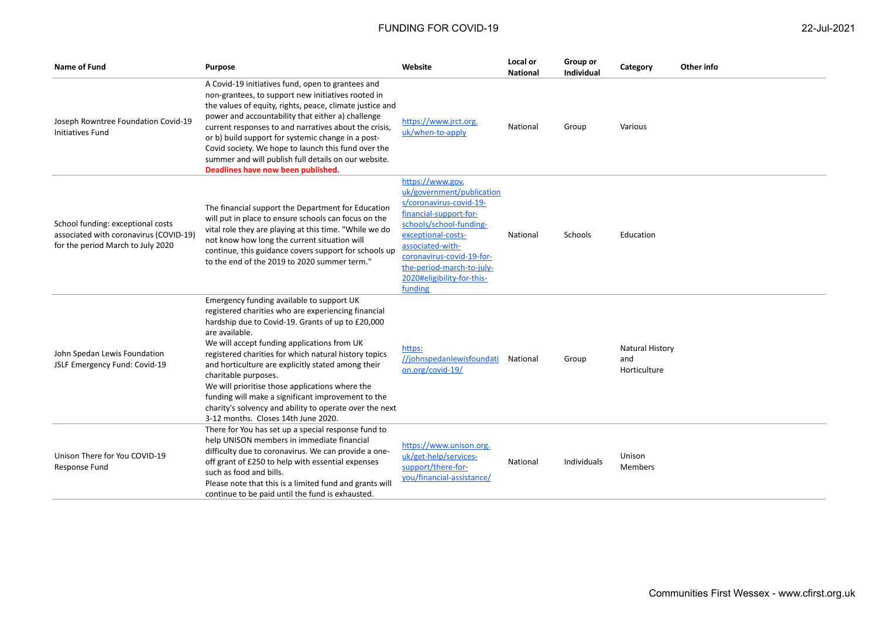| Name of Fund | Purpose | Website | Local or National | Group or Individual | Category | Other info |
|---|---|---|---|---|---|---|
| Joseph Rowntree Foundation Covid-19 Initiatives Fund | A Covid-19 initiatives fund, open to grantees and non-grantees, to support new initiatives rooted in the values of equity, rights, peace, climate justice and power and accountability that either a) challenge current responses to and narratives about the crisis, or b) build support for systemic change in a post-Covid society. We hope to launch this fund over the summer and will publish full details on our website. **Deadlines have now been published.** | https://www.jrct.org.uk/when-to-apply | National | Group | Various | |
| School funding: exceptional costs associated with coronavirus (COVID-19) for the period March to July 2020 | The financial support the Department for Education will put in place to ensure schools can focus on the vital role they are playing at this time. "While we do not know how long the current situation will continue, this guidance covers support for schools up to the end of the 2019 to 2020 summer term." | https://www.gov.uk/government/publications/coronavirus-covid-19-financial-support-for-schools/school-funding-exceptional-costs-associated-with-coronavirus-covid-19-for-the-period-march-to-july-2020#eligibility-for-this-funding | National | Schools | Education | |
| John Spedan Lewis Foundation JSLF Emergency Fund: Covid-19 | Emergency funding available to support UK registered charities who are experiencing financial hardship due to Covid-19. Grants of up to £20,000 are available.<br>We will accept funding applications from UK registered charities for which natural history topics and horticulture are explicitly stated among their charitable purposes.<br>We will prioritise those applications where the funding will make a significant improvement to the charity's solvency and ability to operate over the next 3-12 months. Closes 14th June 2020. | https://johnspedanlewisfoundation.org/covid-19/ | National | Group | Natural History and Horticulture | |
| Unison There for You COVID-19 Response Fund | There for You has set up a special response fund to help UNISON members in immediate financial difficulty due to coronavirus. We can provide a one-off grant of £250 to help with essential expenses such as food and bills.<br>Please note that this is a limited fund and grants will continue to be paid until the fund is exhausted. | https://www.unison.org.uk/get-help/services-support/there-for-you/financial-assistance/ | National | Individuals | Unison Members | |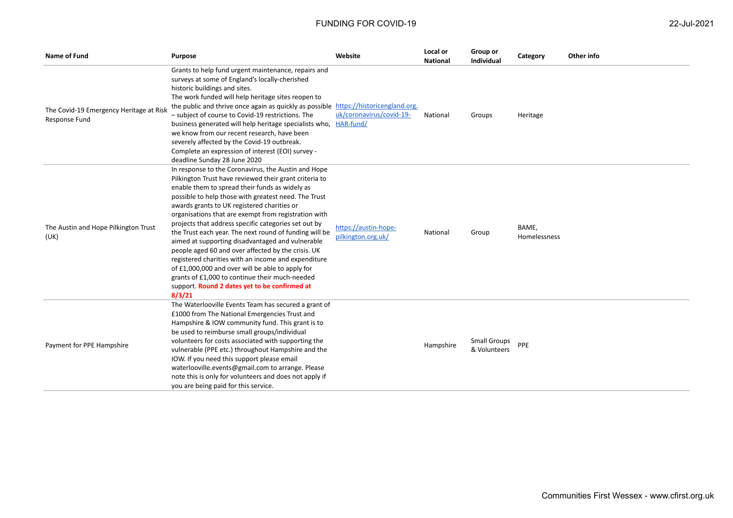# FUNDING FOR COVID-19

| Name of Fund | Purpose | Website | Local or National | Group or Individual | Category | Other info |
|---|---|---|---|---|---|---|
| The Covid-19 Emergency Heritage at Risk Response Fund | Grants to help fund urgent maintenance, repairs and surveys at some of England's locally-cherished historic buildings and sites. The work funded will help heritage sites reopen to the public and thrive once again as quickly as possible – subject of course to Covid-19 restrictions. The business generated will help heritage specialists who, we know from our recent research, have been severely affected by the Covid-19 outbreak. Complete an expression of interest (EOI) survey - deadline Sunday 28 June 2020 | https://historicengland.org.uk/coronavirus/covid-19-HAR-fund/ | National | Groups | Heritage | |
| The Austin and Hope Pilkington Trust (UK) | In response to the Coronavirus, the Austin and Hope Pilkington Trust have reviewed their grant criteria to enable them to spread their funds as widely as possible to help those with greatest need. The Trust awards grants to UK registered charities or organisations that are exempt from registration with projects that address specific categories set out by the Trust each year. The next round of funding will be aimed at supporting disadvantaged and vulnerable people aged 60 and over affected by the crisis. UK registered charities with an income and expenditure of £1,000,000 and over will be able to apply for grants of £1,000 to continue their much-needed support. **Round 2 dates yet to be confirmed at 8/3/21** | https://austin-hope-pilkington.org.uk/ | National | Group | BAME, Homelessness | |
| Payment for PPE Hampshire | The Waterlooville Events Team has secured a grant of £1000 from The National Emergencies Trust and Hampshire & IOW community fund. This grant is to be used to reimburse small groups/individual volunteers for costs associated with supporting the vulnerable (PPE etc.) throughout Hampshire and the IOW. If you need this support please email waterlooville.events@gmail.com to arrange. Please note this is only for volunteers and does not apply if you are being paid for this service. | | Hampshire | Small Groups & Volunteers | PPE | |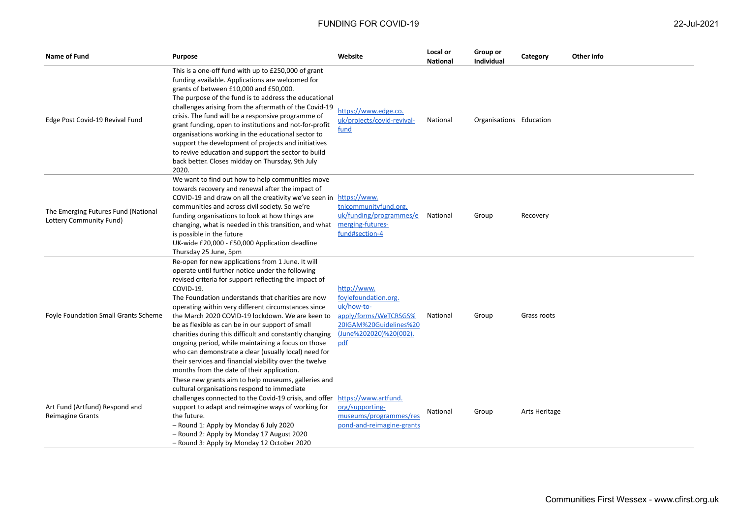| Name of Fund | Purpose | Website | Local or National | Group or Individual | Category | Other info |
|---|---|---|---|---|---|---|
| Edge Post Covid-19 Revival Fund | This is a one-off fund with up to £250,000 of grant funding available. Applications are welcomed for grants of between £10,000 and £50,000. The purpose of the fund is to address the educational challenges arising from the aftermath of the Covid-19 crisis. The fund will be a responsive programme of grant funding, open to institutions and not-for-profit organisations working in the educational sector to support the development of projects and initiatives to revive education and support the sector to build back better. Closes midday on Thursday, 9th July 2020. | [https://www.edge.co.uk/projects/covid-revival-fund](https://www.edge.co.uk/projects/covid-revival-fund) | National | Organisations | Education | |
| The Emerging Futures Fund (National Lottery Community Fund) | We want to find out how to help communities move towards recovery and renewal after the impact of COVID-19 and draw on all the creativity we've seen in communities and across civil society. So we're funding organisations to look at how things are changing, what is needed in this transition, and what is possible in the future UK-wide £20,000 - £50,000 Application deadline Thursday 25 June, 5pm | [https://www.tnlcommunityfund.org.uk/funding/programmes/emerging-futures-fund#section-4](https://www.tnlcommunityfund.org.uk/funding/programmes/emerging-futures-fund#section-4) | National | Group | Recovery | |
| Foyle Foundation Small Grants Scheme | Re-open for new applications from 1 June. It will operate until further notice under the following revised criteria for support reflecting the impact of COVID-19. The Foundation understands that charities are now operating within very different circumstances since the March 2020 COVID-19 lockdown. We are keen to be as flexible as can be in our support of small charities during this difficult and constantly changing ongoing period, while maintaining a focus on those who can demonstrate a clear (usually local) need for their services and financial viability over the twelve months from the date of their application. | [http://www.foylefoundation.org.uk/how-to-apply/forms/WeTCRSGS%20IGAM%20Guidelines%20(June%202020)%20(002).pdf](http://www.foylefoundation.org.uk/how-to-apply/forms/WeTCRSGS%20IGAM%20Guidelines%20(June%202020)%20(002).pdf) | National | Group | Grass roots | |
| Art Fund (Artfund) Respond and Reimagine Grants | These new grants aim to help museums, galleries and cultural organisations respond to immediate challenges connected to the Covid-19 crisis, and offer support to adapt and reimagine ways of working for the future. – Round 1: Apply by Monday 6 July 2020 – Round 2: Apply by Monday 17 August 2020 – Round 3: Apply by Monday 12 October 2020 | [https://www.artfund.org/supporting-museums/programmes/respond-and-reimagine-grants](https://www.artfund.org/supporting-museums/programmes/respond-and-reimagine-grants) | National | Group | Arts Heritage | |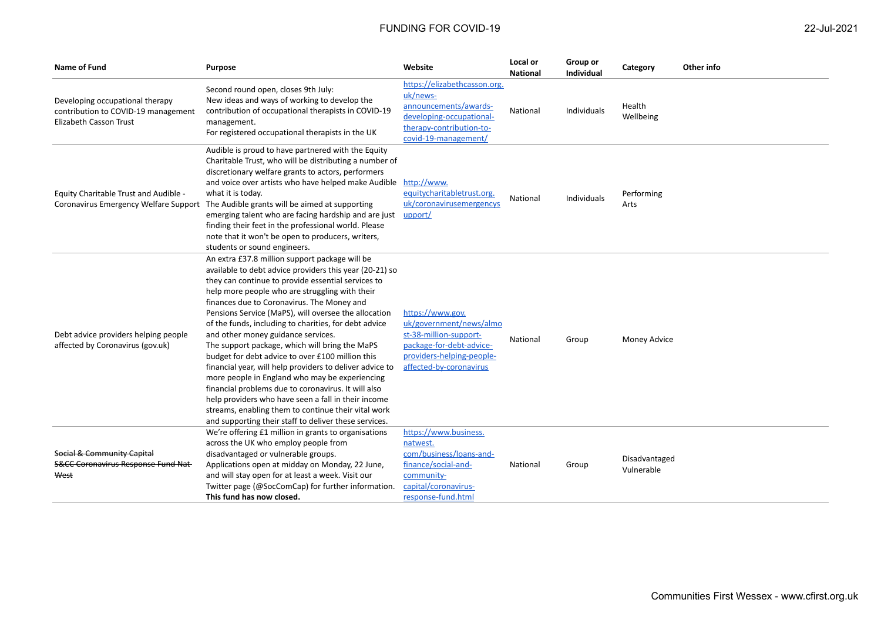| Name of Fund | Purpose | Website | Local or National | Group or Individual | Category | Other info |
|---|---|---|---|---|---|---|
| Developing occupational therapy contribution to COVID-19 management Elizabeth Casson Trust | Second round open, closes 9th July: New ideas and ways of working to develop the contribution of occupational therapists in COVID-19 management. For registered occupational therapists in the UK | https://elizabethcasson.org.uk/news-announcements/awards-developing-occupational-therapy-contribution-to-covid-19-management/ | National | Individuals | Health Wellbeing | |
| Equity Charitable Trust and Audible - Coronavirus Emergency Welfare Support | Audible is proud to have partnered with the Equity Charitable Trust, who will be distributing a number of discretionary welfare grants to actors, performers and voice over artists who have helped make Audible what it is today. The Audible grants will be aimed at supporting emerging talent who are facing hardship and are just finding their feet in the professional world. Please note that it won't be open to producers, writers, students or sound engineers. | http://www.equitycharitabletrust.org.uk/coronavirusemergencysupport/ | National | Individuals | Performing Arts | |
| Debt advice providers helping people affected by Coronavirus (gov.uk) | An extra £37.8 million support package will be available to debt advice providers this year (20-21) so they can continue to provide essential services to help more people who are struggling with their finances due to Coronavirus. The Money and Pensions Service (MaPS), will oversee the allocation of the funds, including to charities, for debt advice and other money guidance services. The support package, which will bring the MaPS budget for debt advice to over £100 million this financial year, will help providers to deliver advice to more people in England who may be experiencing financial problems due to coronavirus. It will also help providers who have seen a fall in their income streams, enabling them to continue their vital work and supporting their staff to deliver these services. | https://www.gov.uk/government/news/almost-38-million-support-package-for-debt-advice-providers-helping-people-affected-by-coronavirus | National | Group | Money Advice | |
| ~~Social & Community Capital S&CC Coronavirus Response Fund Nat West~~ | We're offering £1 million in grants to organisations across the UK who employ people from disadvantaged or vulnerable groups. Applications open at midday on Monday, 22 June, and will stay open for at least a week. Visit our Twitter page (@SocComCap) for further information. **This fund has now closed.** | https://www.business.natwest.com/business/loans-and-finance/social-and-community-capital/coronavirus-response-fund.html | National | Group | Disadvantaged Vulnerable | |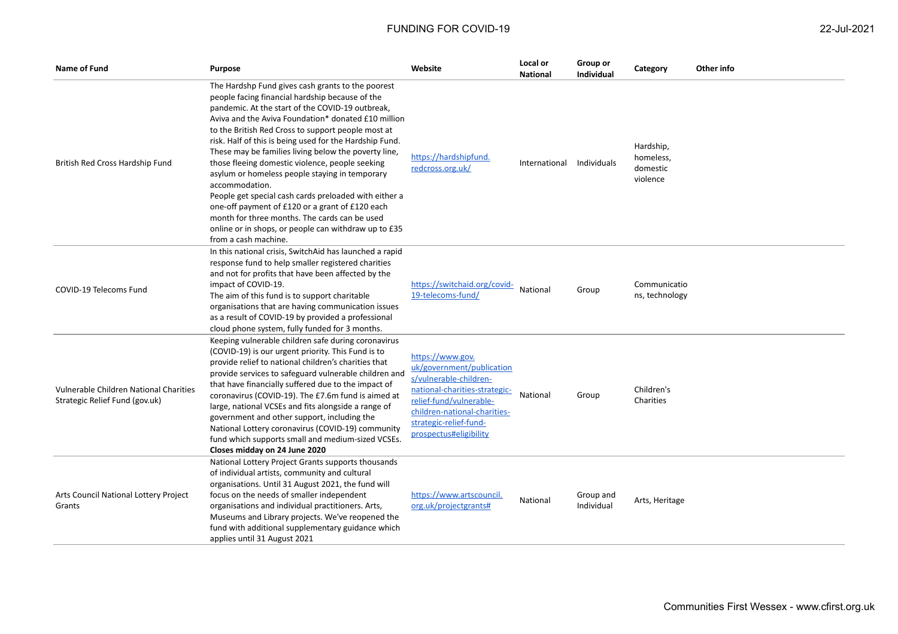| Name of Fund | Purpose | Website | Local or National | Group or Individual | Category | Other info |
|---|---|---|---|---|---|---|
| British Red Cross Hardship Fund | The Hardshp Fund gives cash grants to the poorest people facing financial hardship because of the pandemic. At the start of the COVID-19 outbreak, Aviva and the Aviva Foundation* donated £10 million to the British Red Cross to support people most at risk. Half of this is being used for the Hardship Fund. These may be families living below the poverty line, those fleeing domestic violence, people seeking asylum or homeless people staying in temporary accommodation.<br>People get special cash cards preloaded with either a one-off payment of £120 or a grant of £120 each month for three months. The cards can be used online or in shops, or people can withdraw up to £35 from a cash machine. | https://hardshipfund.redcross.org.uk/ | International | Individuals | Hardship, homeless, domestic violence | |
| COVID-19 Telecoms Fund | In this national crisis, SwitchAid has launched a rapid response fund to help smaller registered charities and not for profits that have been affected by the impact of COVID-19.<br>The aim of this fund is to support charitable organisations that are having communication issues as a result of COVID-19 by provided a professional cloud phone system, fully funded for 3 months. | https://switchaid.org/covid-19-telecoms-fund/ | National | Group | Communications, technology | |
| Vulnerable Children National Charities Strategic Relief Fund (gov.uk) | Keeping vulnerable children safe during coronavirus (COVID-19) is our urgent priority. This Fund is to provide relief to national children's charities that provide services to safeguard vulnerable children and that have financially suffered due to the impact of coronavirus (COVID-19). The £7.6m fund is aimed at large, national VCSEs and fits alongside a range of government and other support, including the National Lottery coronavirus (COVID-19) community fund which supports small and medium-sized VCSEs. **Closes midday on 24 June 2020** | https://www.gov.uk/government/publications/vulnerable-children-national-charities-strategic-relief-fund/vulnerable-children-national-charities-strategic-relief-fund-prospectus#eligibility | National | Group | Children's Charities | |
| Arts Council National Lottery Project Grants | National Lottery Project Grants supports thousands of individual artists, community and cultural organisations. Until 31 August 2021, the fund will focus on the needs of smaller independent organisations and individual practitioners. Arts, Museums and Library projects. We've reopened the fund with additional supplementary guidance which applies until 31 August 2021 | https://www.artscouncil.org.uk/projectgrants# | National | Group and Individual | Arts, Heritage | |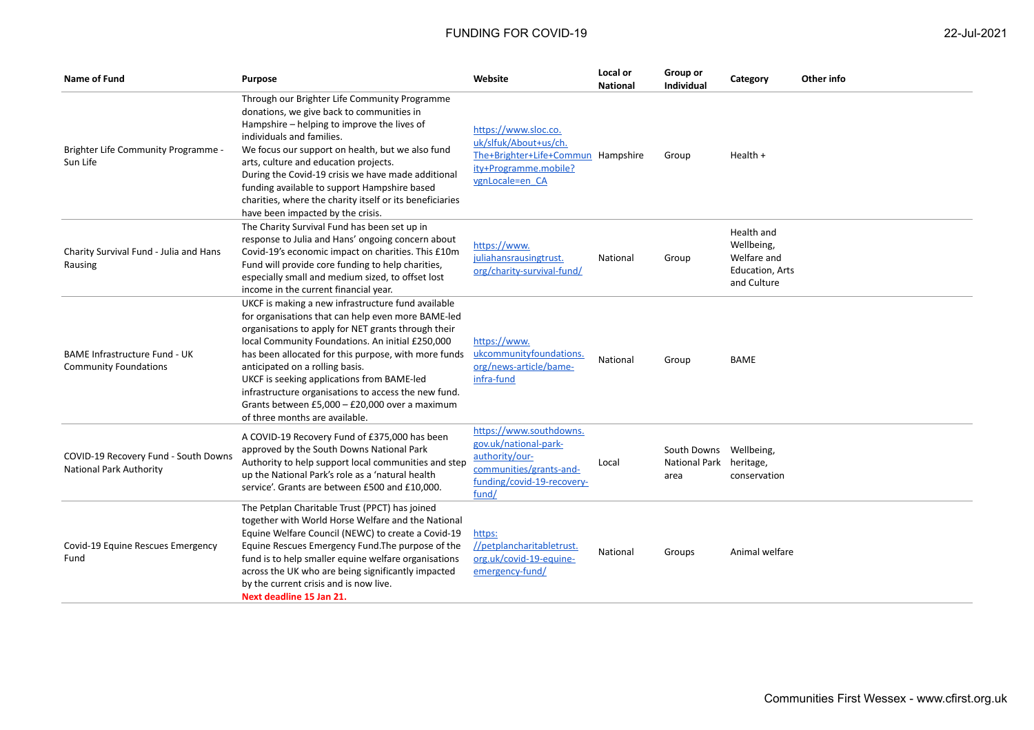| Name of Fund | Purpose | Website | Local or National | Group or Individual | Category | Other info |
|---|---|---|---|---|---|---|
| Brighter Life Community Programme - Sun Life | Through our Brighter Life Community Programme donations, we give back to communities in Hampshire – helping to improve the lives of individuals and families.<br>We focus our support on health, but we also fund arts, culture and education projects.<br>During the Covid-19 crisis we have made additional funding available to support Hampshire based charities, where the charity itself or its beneficiaries have been impacted by the crisis. | https://www.sloc.co.uk/slfuk/About+us/ch.The+Brighter+Life+Community+Programme.mobile?vgnLocale=en_CA | Hampshire | Group | Health + | |
| Charity Survival Fund - Julia and Hans Rausing | The Charity Survival Fund has been set up in response to Julia and Hans' ongoing concern about Covid-19's economic impact on charities. This £10m Fund will provide core funding to help charities, especially small and medium sized, to offset lost income in the current financial year. | https://www.juliahansrausingtrust.org/charity-survival-fund/ | National | Group | Health and Wellbeing, Welfare and Education, Arts and Culture | |
| BAME Infrastructure Fund - UK Community Foundations | UKCF is making a new infrastructure fund available for organisations that can help even more BAME-led organisations to apply for NET grants through their local Community Foundations. An initial £250,000 has been allocated for this purpose, with more funds anticipated on a rolling basis.<br>UKCF is seeking applications from BAME-led infrastructure organisations to access the new fund. Grants between £5,000 – £20,000 over a maximum of three months are available. | https://www.ukcommunityfoundations.org/news-article/bame-infra-fund | National | Group | BAME | |
| COVID-19 Recovery Fund - South Downs National Park Authority | A COVID-19 Recovery Fund of £375,000 has been approved by the South Downs National Park Authority to help support local communities and step up the National Park's role as a 'natural health service'. Grants are between £500 and £10,000. | https://www.southdowns.gov.uk/national-park-authority/our-communities/grants-and-funding/covid-19-recovery-fund/ | Local | South Downs National Park area | Wellbeing, heritage, conservation | |
| Covid-19 Equine Rescues Emergency Fund | The Petplan Charitable Trust (PPCT) has joined together with World Horse Welfare and the National Equine Welfare Council (NEWC) to create a Covid-19 Equine Rescues Emergency Fund.The purpose of the fund is to help smaller equine welfare organisations across the UK who are being significantly impacted by the current crisis and is now live.<br>**Next deadline 15 Jan 21.** | https://petplancharitabletrust.org.uk/covid-19-equine-emergency-fund/ | National | Groups | Animal welfare | |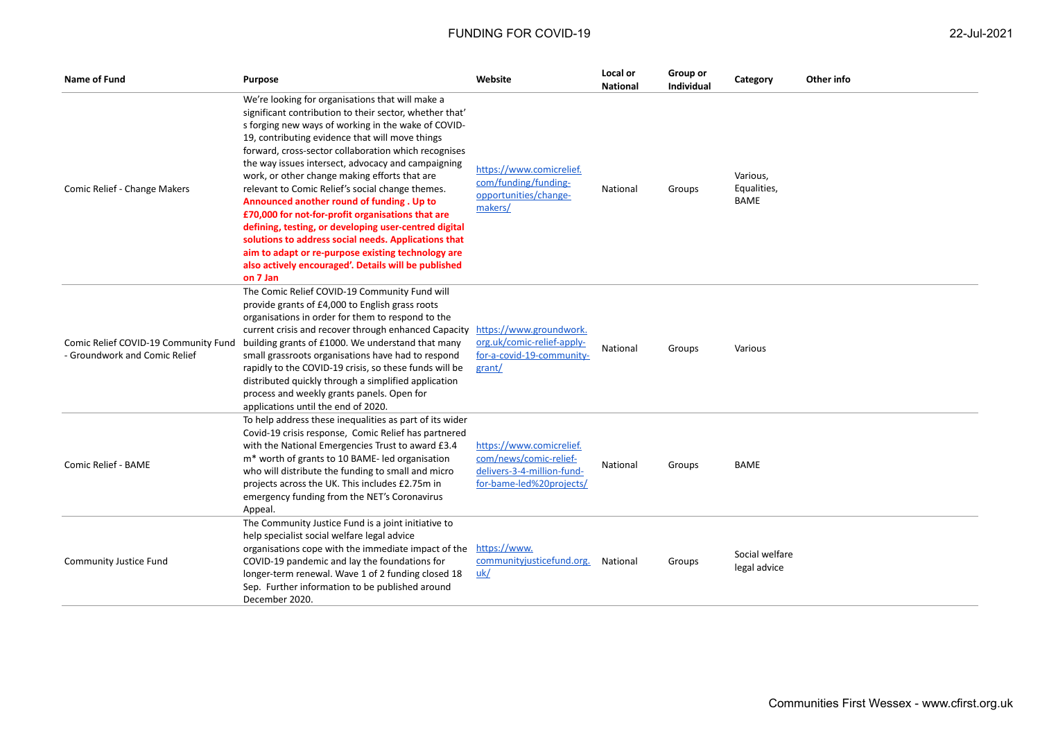| Name of Fund | Purpose | Website | Local or National | Group or Individual | Category | Other info |
|---|---|---|---|---|---|---|
| Comic Relief - Change Makers | We're looking for organisations that will make a significant contribution to their sector, whether that's forging new ways of working in the wake of COVID-19, contributing evidence that will move things forward, cross-sector collaboration which recognises the way issues intersect, advocacy and campaigning work, or other change making efforts that are relevant to Comic Relief's social change themes. **Announced another round of funding . Up to £70,000 for not-for-profit organisations that are defining, testing, or developing user-centred digital solutions to address social needs. Applications that aim to adapt or re-purpose existing technology are also actively encouraged'. Details will be published on 7 Jan** | https://www.comicrelief.com/funding/funding-opportunities/change-makers/ | National | Groups | Various, Equalities, BAME | |
| Comic Relief COVID-19 Community Fund - Groundwork and Comic Relief | The Comic Relief COVID-19 Community Fund will provide grants of £4,000 to English grass roots organisations in order for them to respond to the current crisis and recover through enhanced Capacity building grants of £1000. We understand that many small grassroots organisations have had to respond rapidly to the COVID-19 crisis, so these funds will be distributed quickly through a simplified application process and weekly grants panels. Open for applications until the end of 2020. | https://www.groundwork.org.uk/comic-relief-apply-for-a-covid-19-community-grant/ | National | Groups | Various | |
| Comic Relief - BAME | To help address these inequalities as part of its wider Covid-19 crisis response, Comic Relief has partnered with the National Emergencies Trust to award £3.4 m* worth of grants to 10 BAME- led organisation who will distribute the funding to small and micro projects across the UK. This includes £2.75m in emergency funding from the NET's Coronavirus Appeal. | https://www.comicrelief.com/news/comic-relief-delivers-3-4-million-fund-for-bame-led%20projects/ | National | Groups | BAME | |
| Community Justice Fund | The Community Justice Fund is a joint initiative to help specialist social welfare legal advice organisations cope with the immediate impact of the COVID-19 pandemic and lay the foundations for longer-term renewal. Wave 1 of 2 funding closed 18 Sep. Further information to be published around December 2020. | https://www.communityjusticefund.org.uk/ | National | Groups | Social welfare legal advice | |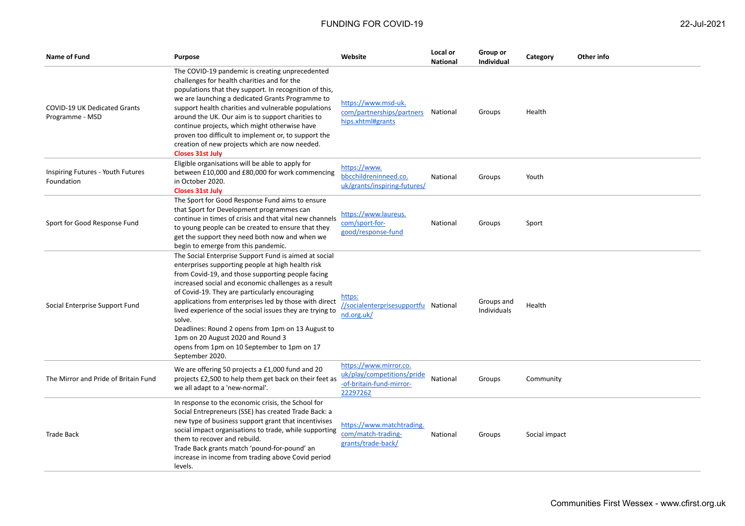# FUNDING FOR COVID-19

| Name of Fund | Purpose | Website | Local or National | Group or Individual | Category | Other info |
|---|---|---|---|---|---|---|
| COVID-19 UK Dedicated Grants Programme - MSD | The COVID-19 pandemic is creating unprecedented challenges for health charities and for the populations that they support. In recognition of this, we are launching a dedicated Grants Programme to support health charities and vulnerable populations around the UK. Our aim is to support charities to continue projects, which might otherwise have proven too difficult to implement or, to support the creation of new projects which are now needed. **Closes 31st July** | https://www.msd-uk.com/partnerships/partnerships.xhtml#grants | National | Groups | Health | |
| Inspiring Futures - Youth Futures Foundation | Eligible organisations will be able to apply for between £10,000 and £80,000 for work commencing in October 2020. **Closes 31st July** | https://www.bbcchildreninneed.co.uk/grants/inspiring-futures/ | National | Groups | Youth | |
| Sport for Good Response Fund | The Sport for Good Response Fund aims to ensure that Sport for Development programmes can continue in times of crisis and that vital new channels to young people can be created to ensure that they get the support they need both now and when we begin to emerge from this pandemic. | https://www.laureus.com/sport-for-good/response-fund | National | Groups | Sport | |
| Social Enterprise Support Fund | The Social Enterprise Support Fund is aimed at social enterprises supporting people at high health risk from Covid-19, and those supporting people facing increased social and economic challenges as a result of Covid-19. They are particularly encouraging applications from enterprises led by those with direct lived experience of the social issues they are trying to solve. Deadlines: Round 2 opens from 1pm on 13 August to 1pm on 20 August 2020 and Round 3 opens from 1pm on 10 September to 1pm on 17 September 2020. | https://socialenterprisesupportfund.org.uk/ | National | Groups and Individuals | Health | |
| The Mirror and Pride of Britain Fund | We are offering 50 projects a £1,000 fund and 20 projects £2,500 to help them get back on their feet as we all adapt to a 'new-normal'. | https://www.mirror.co.uk/play/competitions/pride-of-britain-fund-mirror-22297262 | National | Groups | Community | |
| Trade Back | In response to the economic crisis, the School for Social Entrepreneurs (SSE) has created Trade Back: a new type of business support grant that incentivises social impact organisations to trade, while supporting them to recover and rebuild. Trade Back grants match 'pound-for-pound' an increase in income from trading above Covid period levels. | https://www.matchtrading.com/match-trading-grants/trade-back/ | National | Groups | Social impact | |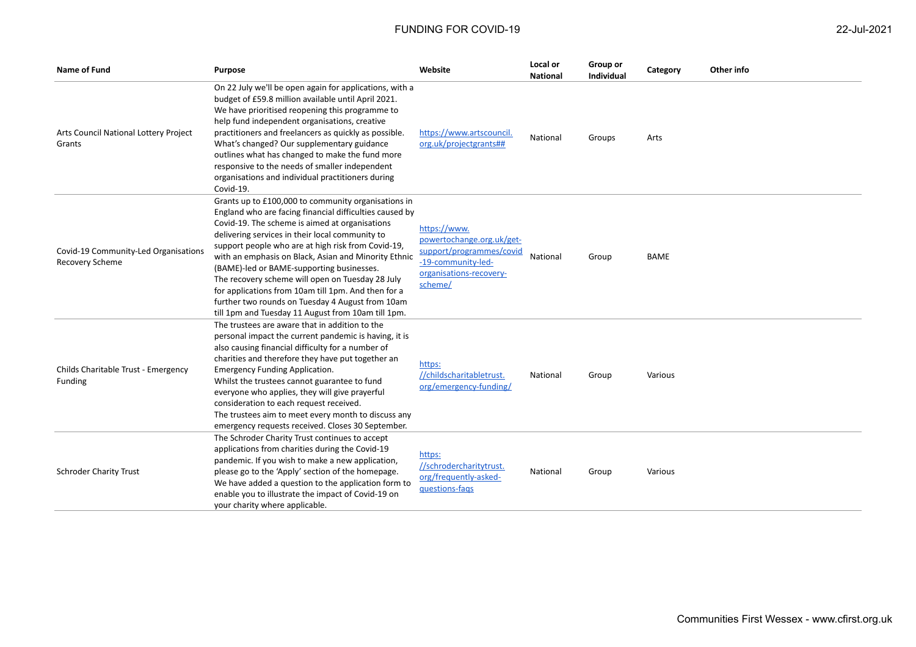| Name of Fund | Purpose | Website | Local or National | Group or Individual | Category | Other info |
|---|---|---|---|---|---|---|
| Arts Council National Lottery Project Grants | On 22 July we'll be open again for applications, with a budget of £59.8 million available until April 2021. We have prioritised reopening this programme to help fund independent organisations, creative practitioners and freelancers as quickly as possible. What's changed? Our supplementary guidance outlines what has changed to make the fund more responsive to the needs of smaller independent organisations and individual practitioners during Covid-19. | https://www.artscouncil.org.uk/projectgrants## | National | Groups | Arts | |
| Covid-19 Community-Led Organisations Recovery Scheme | Grants up to £100,000 to community organisations in England who are facing financial difficulties caused by Covid-19. The scheme is aimed at organisations delivering services in their local community to support people who are at high risk from Covid-19, with an emphasis on Black, Asian and Minority Ethnic (BAME)-led or BAME-supporting businesses. The recovery scheme will open on Tuesday 28 July for applications from 10am till 1pm. And then for a further two rounds on Tuesday 4 August from 10am till 1pm and Tuesday 11 August from 10am till 1pm. | https://www.powertochange.org.uk/get-support/programmes/covid-19-community-led-organisations-recovery-scheme/ | National | Group | BAME | |
| Childs Charitable Trust - Emergency Funding | The trustees are aware that in addition to the personal impact the current pandemic is having, it is also causing financial difficulty for a number of charities and therefore they have put together an Emergency Funding Application. Whilst the trustees cannot guarantee to fund everyone who applies, they will give prayerful consideration to each request received. The trustees aim to meet every month to discuss any emergency requests received. Closes 30 September. | https://childscharitabletrust.org/emergency-funding/ | National | Group | Various | |
| Schroder Charity Trust | The Schroder Charity Trust continues to accept applications from charities during the Covid-19 pandemic. If you wish to make a new application, please go to the 'Apply' section of the homepage. We have added a question to the application form to enable you to illustrate the impact of Covid-19 on your charity where applicable. | https://schrodercharitytrust.org/frequently-asked-questions-faqs | National | Group | Various | |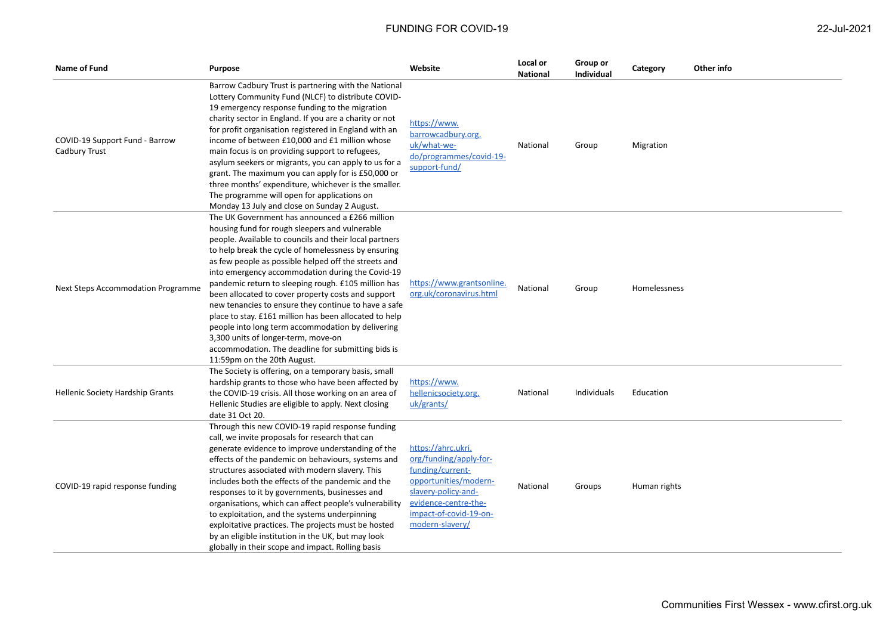| Name of Fund | Purpose | Website | Local or National | Group or Individual | Category | Other info |
|---|---|---|---|---|---|---|
| COVID-19 Support Fund - Barrow Cadbury Trust | Barrow Cadbury Trust is partnering with the National Lottery Community Fund (NLCF) to distribute COVID-19 emergency response funding to the migration charity sector in England. If you are a charity or not for profit organisation registered in England with an income of between £10,000 and £1 million whose main focus is on providing support to refugees, asylum seekers or migrants, you can apply to us for a grant. The maximum you can apply for is £50,000 or three months' expenditure, whichever is the smaller. The programme will open for applications on Monday 13 July and close on Sunday 2 August. | https://www.barrowcadbury.org.uk/what-we-do/programmes/covid-19-support-fund/ | National | Group | Migration | |
| Next Steps Accommodation Programme | The UK Government has announced a £266 million housing fund for rough sleepers and vulnerable people. Available to councils and their local partners to help break the cycle of homelessness by ensuring as few people as possible helped off the streets and into emergency accommodation during the Covid-19 pandemic return to sleeping rough. £105 million has been allocated to cover property costs and support new tenancies to ensure they continue to have a safe place to stay. £161 million has been allocated to help people into long term accommodation by delivering 3,300 units of longer-term, move-on accommodation. The deadline for submitting bids is 11:59pm on the 20th August. | https://www.grantsonline.org.uk/coronavirus.html | National | Group | Homelessness | |
| Hellenic Society Hardship Grants | The Society is offering, on a temporary basis, small hardship grants to those who have been affected by the COVID-19 crisis. All those working on an area of Hellenic Studies are eligible to apply. Next closing date 31 Oct 20. | https://www.hellenicsociety.org.uk/grants/ | National | Individuals | Education | |
| COVID-19 rapid response funding | Through this new COVID-19 rapid response funding call, we invite proposals for research that can generate evidence to improve understanding of the effects of the pandemic on behaviours, systems and structures associated with modern slavery. This includes both the effects of the pandemic and the responses to it by governments, businesses and organisations, which can affect people's vulnerability to exploitation, and the systems underpinning exploitative practices. The projects must be hosted by an eligible institution in the UK, but may look globally in their scope and impact. Rolling basis | https://ahrc.ukri.org/funding/apply-for-funding/current-opportunities/modern-slavery-policy-and-evidence-centre-the-impact-of-covid-19-on-modern-slavery/ | National | Groups | Human rights | |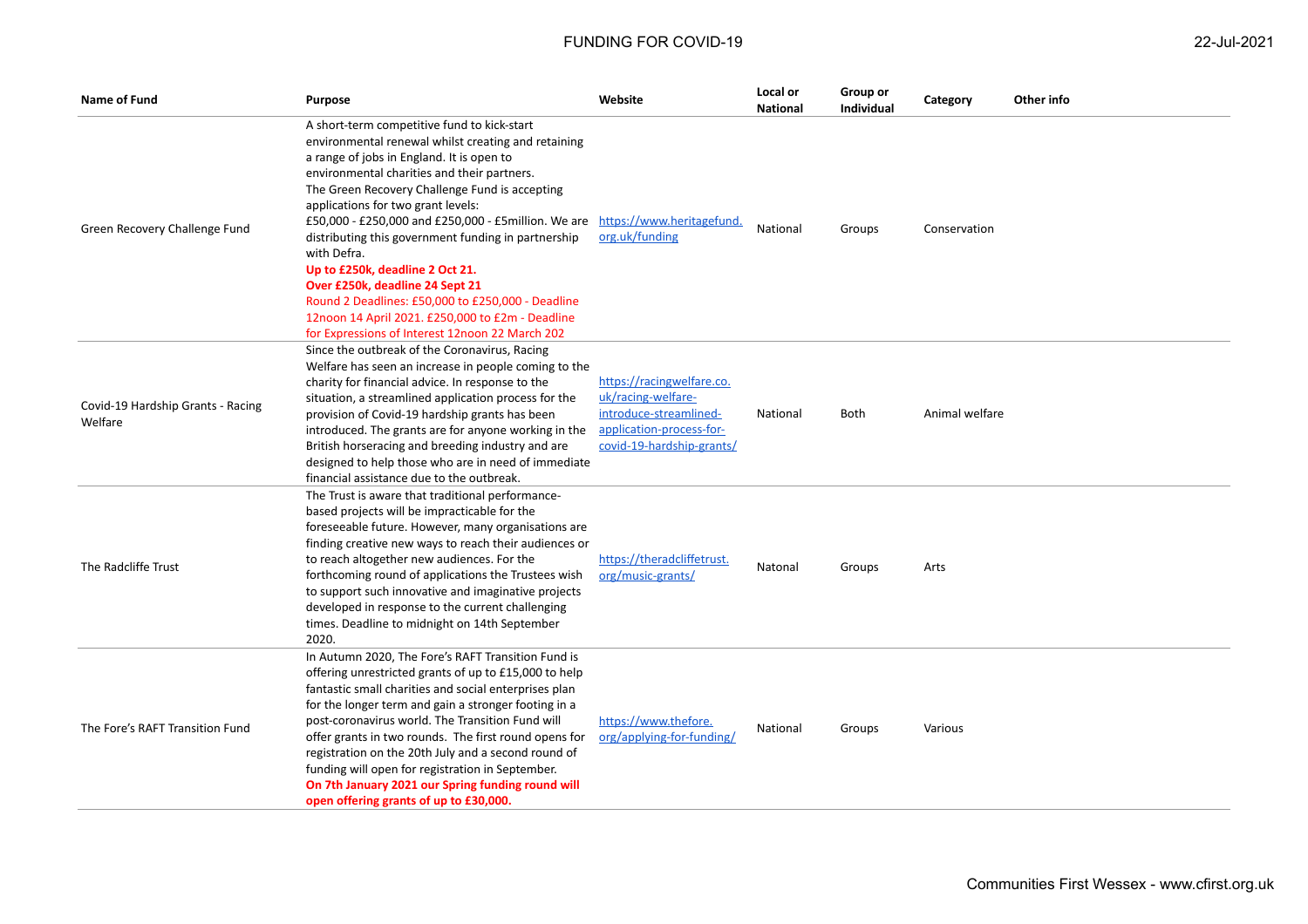| Name of Fund | Purpose | Website | Local or National | Group or Individual | Category | Other info |
|---|---|---|---|---|---|---|
| Green Recovery Challenge Fund | A short-term competitive fund to kick-start environmental renewal whilst creating and retaining a range of jobs in England. It is open to environmental charities and their partners. The Green Recovery Challenge Fund is accepting applications for two grant levels: £50,000 - £250,000 and £250,000 - £5million. We are distributing this government funding in partnership with Defra. **Up to £250k, deadline 2 Oct 21. Over £250k, deadline 24 Sept 21** Round 2 Deadlines: £50,000 to £250,000 - Deadline 12noon 14 April 2021. £250,000 to £2m - Deadline for Expressions of Interest 12noon 22 March 202 | https://www.heritagefund.org.uk/funding | National | Groups | Conservation | |
| Covid-19 Hardship Grants - Racing Welfare | Since the outbreak of the Coronavirus, Racing Welfare has seen an increase in people coming to the charity for financial advice. In response to the situation, a streamlined application process for the provision of Covid-19 hardship grants has been introduced. The grants are for anyone working in the British horseracing and breeding industry and are designed to help those who are in need of immediate financial assistance due to the outbreak. | https://racingwelfare.co.uk/racing-welfare-introduce-streamlined-application-process-for-covid-19-hardship-grants/ | National | Both | Animal welfare | |
| The Radcliffe Trust | The Trust is aware that traditional performance-based projects will be impracticable for the foreseeable future. However, many organisations are finding creative new ways to reach their audiences or to reach altogether new audiences. For the forthcoming round of applications the Trustees wish to support such innovative and imaginative projects developed in response to the current challenging times. Deadline to midnight on 14th September 2020. | https://theradcliffetrust.org/music-grants/ | Natonal | Groups | Arts | |
| The Fore's RAFT Transition Fund | In Autumn 2020, The Fore's RAFT Transition Fund is offering unrestricted grants of up to £15,000 to help fantastic small charities and social enterprises plan for the longer term and gain a stronger footing in a post-coronavirus world. The Transition Fund will offer grants in two rounds. The first round opens for registration on the 20th July and a second round of funding will open for registration in September. **On 7th January 2021 our Spring funding round will open offering grants of up to £30,000.** | https://www.thefore.org/applying-for-funding/ | National | Groups | Various | |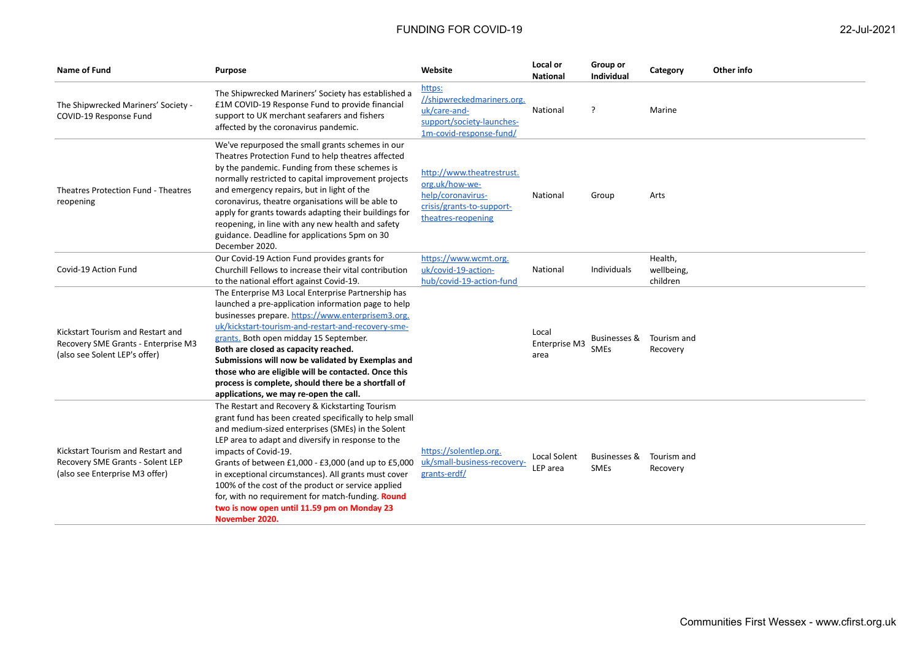| Name of Fund | Purpose | Website | Local or National | Group or Individual | Category | Other info |
|---|---|---|---|---|---|---|
| The Shipwrecked Mariners' Society - COVID-19 Response Fund | The Shipwrecked Mariners' Society has established a £1M COVID-19 Response Fund to provide financial support to UK merchant seafarers and fishers affected by the coronavirus pandemic. | https://shipwreckedmariners.org.uk/care-and-support/society-launches-1m-covid-response-fund/ | National | ? | Marine | |
| Theatres Protection Fund - Theatres reopening | We've repurposed the small grants schemes in our Theatres Protection Fund to help theatres affected by the pandemic. Funding from these schemes is normally restricted to capital improvement projects and emergency repairs, but in light of the coronavirus, theatre organisations will be able to apply for grants towards adapting their buildings for reopening, in line with any new health and safety guidance. Deadline for applications 5pm on 30 December 2020. | http://www.theatrestrust.org.uk/how-we-help/coronavirus-crisis/grants-to-support-theatres-reopening | National | Group | Arts | |
| Covid-19 Action Fund | Our Covid-19 Action Fund provides grants for Churchill Fellows to increase their vital contribution to the national effort against Covid-19. | https://www.wcmt.org.uk/covid-19-action-hub/covid-19-action-fund | National | Individuals | Health, wellbeing, children | |
| Kickstart Tourism and Restart and Recovery SME Grants - Enterprise M3 (also see Solent LEP's offer) | The Enterprise M3 Local Enterprise Partnership has launched a pre-application information page to help businesses prepare. https://www.enterprisem3.org.uk/kickstart-tourism-and-restart-and-recovery-sme-grants. Both open midday 15 September. **Both are closed as capacity reached. Submissions will now be validated by Exemplas and those who are eligible will be contacted. Once this process is complete, should there be a shortfall of applications, we may re-open the call.** | | Local Enterprise M3 area | Businesses & SMEs | Tourism and Recovery | |
| Kickstart Tourism and Restart and Recovery SME Grants - Solent LEP (also see Enterprise M3 offer) | The Restart and Recovery & Kickstarting Tourism grant fund has been created specifically to help small and medium-sized enterprises (SMEs) in the Solent LEP area to adapt and diversify in response to the impacts of Covid-19. Grants of between £1,000 - £3,000 (and up to £5,000 in exceptional circumstances). All grants must cover 100% of the cost of the product or service applied for, with no requirement for match-funding. **Round two is now open until 11.59 pm on Monday 23 November 2020.** | https://solentlep.org.uk/small-business-recovery-grants-erdf/ | Local Solent LEP area | Businesses & SMEs | Tourism and Recovery | |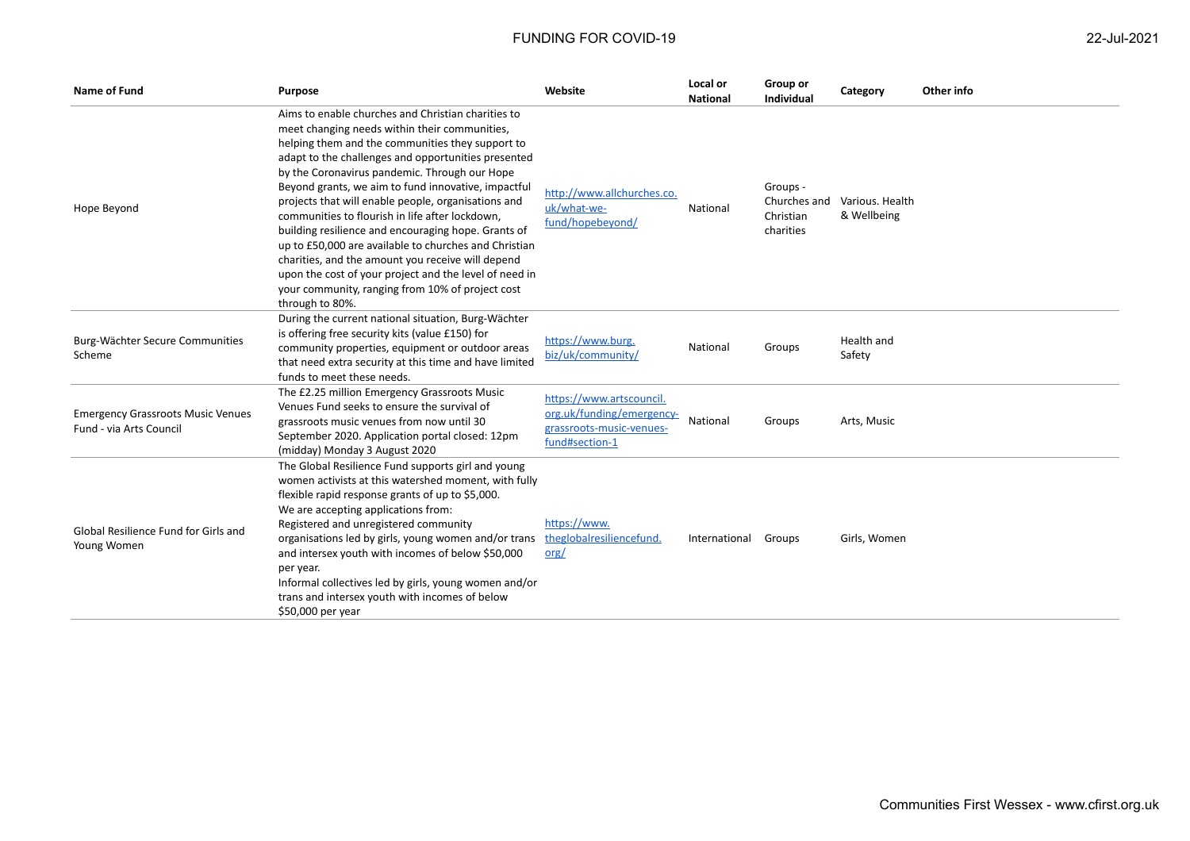| Name of Fund | Purpose | Website | Local or National | Group or Individual | Category | Other info |
|---|---|---|---|---|---|---|
| Hope Beyond | Aims to enable churches and Christian charities to meet changing needs within their communities, helping them and the communities they support to adapt to the challenges and opportunities presented by the Coronavirus pandemic. Through our Hope Beyond grants, we aim to fund innovative, impactful projects that will enable people, organisations and communities to flourish in life after lockdown, building resilience and encouraging hope. Grants of up to £50,000 are available to churches and Christian charities, and the amount you receive will depend upon the cost of your project and the level of need in your community, ranging from 10% of project cost through to 80%. | http://www.allchurches.co.uk/what-we-fund/hopebeyond/ | National | Groups - Churches and Christian charities | Various. Health & Wellbeing | |
| Burg-Wächter Secure Communities Scheme | During the current national situation, Burg-Wächter is offering free security kits (value £150) for community properties, equipment or outdoor areas that need extra security at this time and have limited funds to meet these needs. | https://www.burg.biz/uk/community/ | National | Groups | Health and Safety | |
| Emergency Grassroots Music Venues Fund - via Arts Council | The £2.25 million Emergency Grassroots Music Venues Fund seeks to ensure the survival of grassroots music venues from now until 30 September 2020. Application portal closed: 12pm (midday) Monday 3 August 2020 | https://www.artscouncil.org.uk/funding/emergency-grassroots-music-venues-fund#section-1 | National | Groups | Arts, Music | |
| Global Resilience Fund for Girls and Young Women | The Global Resilience Fund supports girl and young women activists at this watershed moment, with fully flexible rapid response grants of up to $5,000.<br>We are accepting applications from:<br>Registered and unregistered community organisations led by girls, young women and/or trans and intersex youth with incomes of below $50,000 per year.<br>Informal collectives led by girls, young women and/or trans and intersex youth with incomes of below $50,000 per year | https://www.theglobalresiliencefund.org/ | International | Groups | Girls, Women | |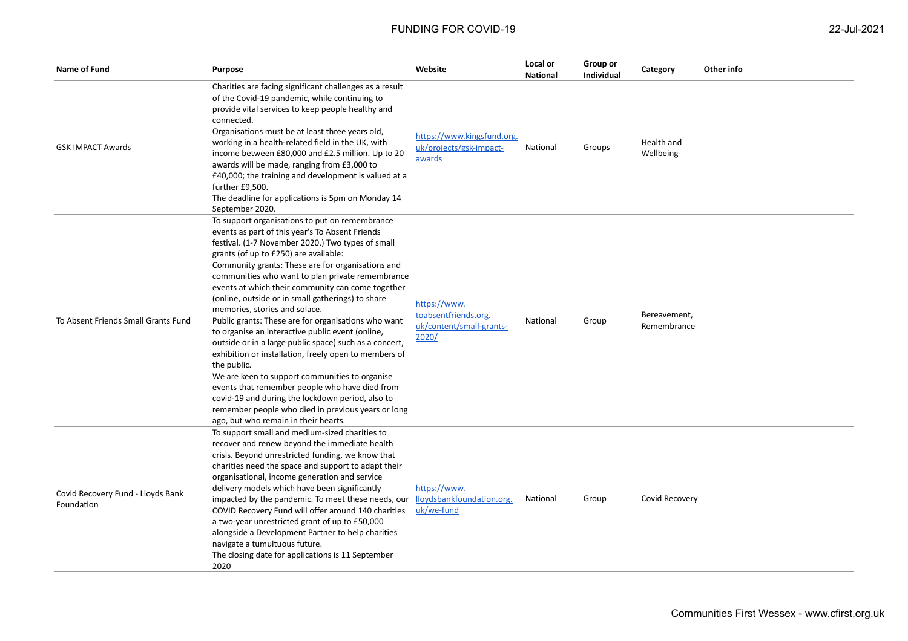| Name of Fund | Purpose | Website | Local or National | Group or Individual | Category | Other info |
|---|---|---|---|---|---|---|
| GSK IMPACT Awards | Charities are facing significant challenges as a result of the Covid-19 pandemic, while continuing to provide vital services to keep people healthy and connected.<br>Organisations must be at least three years old, working in a health-related field in the UK, with income between £80,000 and £2.5 million. Up to 20 awards will be made, ranging from £3,000 to £40,000; the training and development is valued at a further £9,500.<br>The deadline for applications is 5pm on Monday 14 September 2020. | https://www.kingsfund.org.uk/projects/gsk-impact-awards | National | Groups | Health and Wellbeing | |
| To Absent Friends Small Grants Fund | To support organisations to put on remembrance events as part of this year's To Absent Friends festival. (1-7 November 2020.) Two types of small grants (of up to £250) are available:<br>Community grants: These are for organisations and communities who want to plan private remembrance events at which their community can come together (online, outside or in small gatherings) to share memories, stories and solace.<br>Public grants: These are for organisations who want to organise an interactive public event (online, outside or in a large public space) such as a concert, exhibition or installation, freely open to members of the public.<br>We are keen to support communities to organise events that remember people who have died from covid-19 and during the lockdown period, also to remember people who died in previous years or long ago, but who remain in their hearts. | https://www.toabsentfriends.org.uk/content/small-grants-2020/ | National | Group | Bereavement, Remembrance | |
| Covid Recovery Fund - Lloyds Bank Foundation | To support small and medium-sized charities to recover and renew beyond the immediate health crisis. Beyond unrestricted funding, we know that charities need the space and support to adapt their organisational, income generation and service delivery models which have been significantly impacted by the pandemic. To meet these needs, our COVID Recovery Fund will offer around 140 charities a two-year unrestricted grant of up to £50,000 alongside a Development Partner to help charities navigate a tumultuous future.<br>The closing date for applications is 11 September 2020 | https://www.lloydsbankfoundation.org.uk/we-fund | National | Group | Covid Recovery | |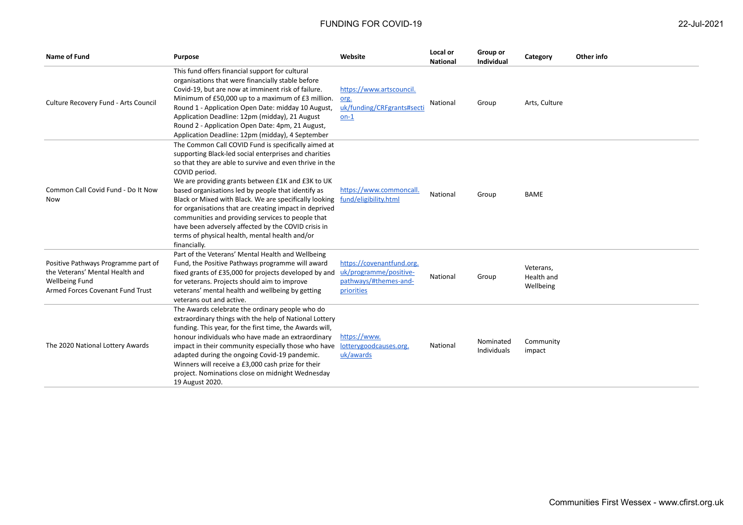| Name of Fund | Purpose | Website | Local or National | Group or Individual | Category | Other info |
|---|---|---|---|---|---|---|
| Culture Recovery Fund - Arts Council | This fund offers financial support for cultural organisations that were financially stable before Covid-19, but are now at imminent risk of failure. Minimum of £50,000 up to a maximum of £3 million. Round 1 - Application Open Date: midday 10 August, Application Deadline: 12pm (midday), 21 August Round 2 - Application Open Date: 4pm, 21 August, Application Deadline: 12pm (midday), 4 September | https://www.artscouncil.org.uk/funding/CRFgrants#section-1 | National | Group | Arts, Culture | |
| Common Call Covid Fund - Do It Now Now | The Common Call COVID Fund is specifically aimed at supporting Black-led social enterprises and charities so that they are able to survive and even thrive in the COVID period. We are providing grants between £1K and £3K to UK based organisations led by people that identify as Black or Mixed with Black. We are specifically looking for organisations that are creating impact in deprived communities and providing services to people that have been adversely affected by the COVID crisis in terms of physical health, mental health and/or financially. | https://www.commoncall.fund/eligibility.html | National | Group | BAME | |
| Positive Pathways Programme part of the Veterans' Mental Health and Wellbeing Fund Armed Forces Covenant Fund Trust | Part of the Veterans' Mental Health and Wellbeing Fund, the Positive Pathways programme will award fixed grants of £35,000 for projects developed by and for veterans. Projects should aim to improve veterans' mental health and wellbeing by getting veterans out and active. | https://covenantfund.org.uk/programme/positive-pathways/#themes-and-priorities | National | Group | Veterans, Health and Wellbeing | |
| The 2020 National Lottery Awards | The Awards celebrate the ordinary people who do extraordinary things with the help of National Lottery funding. This year, for the first time, the Awards will, honour individuals who have made an extraordinary impact in their community especially those who have adapted during the ongoing Covid-19 pandemic. Winners will receive a £3,000 cash prize for their project. Nominations close on midnight Wednesday 19 August 2020. | https://www.lotterygoodcauses.org.uk/awards | National | Nominated Individuals | Community impact | |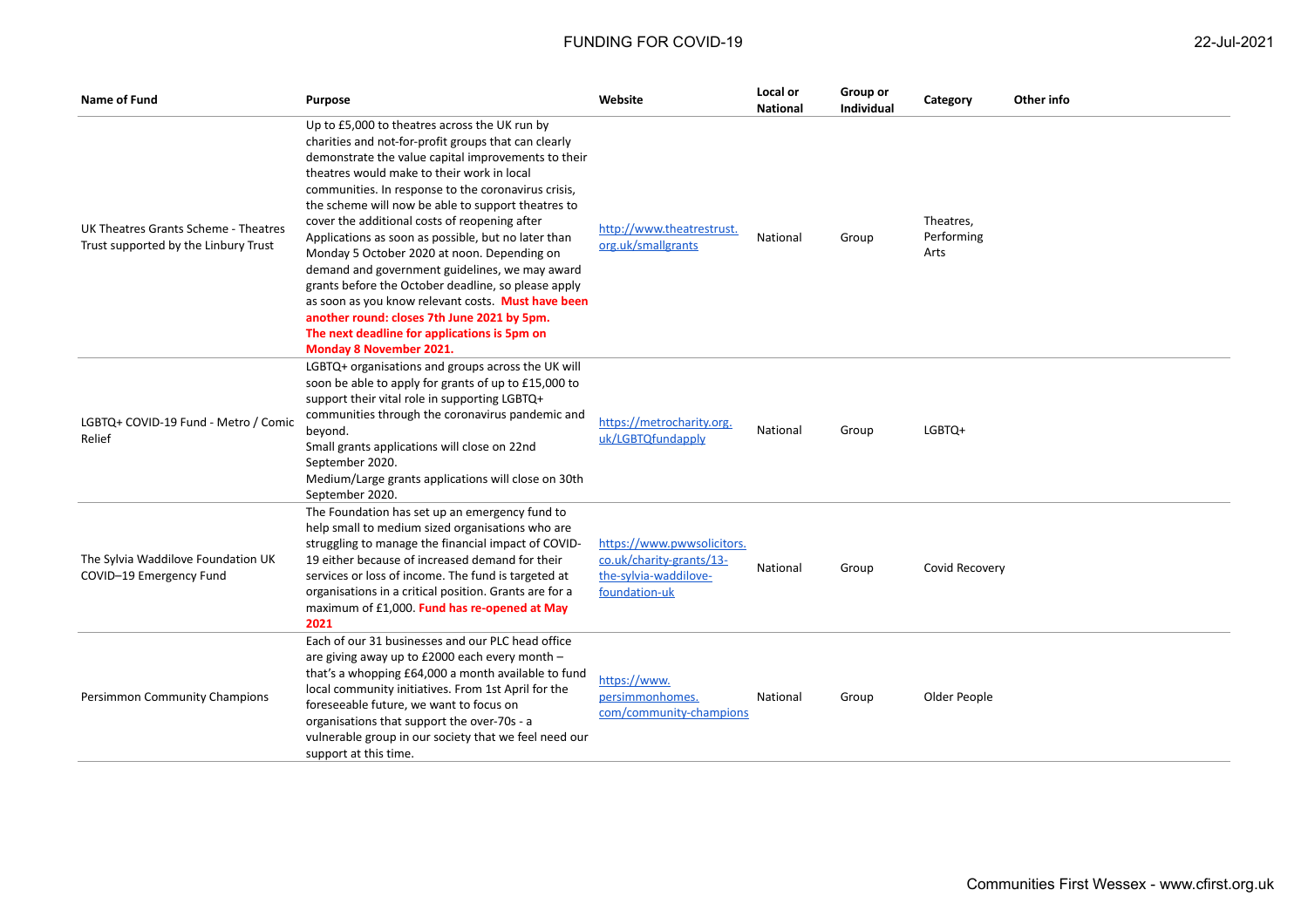| Name of Fund | Purpose | Website | Local or National | Group or Individual | Category | Other info |
|---|---|---|---|---|---|---|
| UK Theatres Grants Scheme - Theatres Trust supported by the Linbury Trust | Up to £5,000 to theatres across the UK run by charities and not-for-profit groups that can clearly demonstrate the value capital improvements to their theatres would make to their work in local communities. In response to the coronavirus crisis, the scheme will now be able to support theatres to cover the additional costs of reopening after Applications as soon as possible, but no later than Monday 5 October 2020 at noon. Depending on demand and government guidelines, we may award grants before the October deadline, so please apply as soon as you know relevant costs. **Must have been another round: closes 7th June 2021 by 5pm. The next deadline for applications is 5pm on Monday 8 November 2021.** | http://www.theatrestrust.org.uk/smallgrants | National | Group | Theatres, Performing Arts | |
| LGBTQ+ COVID-19 Fund - Metro / Comic Relief | LGBTQ+ organisations and groups across the UK will soon be able to apply for grants of up to £15,000 to support their vital role in supporting LGBTQ+ communities through the coronavirus pandemic and beyond.<br>Small grants applications will close on 22nd September 2020.<br>Medium/Large grants applications will close on 30th September 2020. | https://metrocharity.org.uk/LGBTQfundapply | National | Group | LGBTQ+ | |
| The Sylvia Waddilove Foundation UK COVID–19 Emergency Fund | The Foundation has set up an emergency fund to help small to medium sized organisations who are struggling to manage the financial impact of COVID-19 either because of increased demand for their services or loss of income. The fund is targeted at organisations in a critical position. Grants are for a maximum of £1,000. **Fund has re-opened at May 2021** | https://www.pwwsolicitors.co.uk/charity-grants/13-the-sylvia-waddilove-foundation-uk | National | Group | Covid Recovery | |
| Persimmon Community Champions | Each of our 31 businesses and our PLC head office are giving away up to £2000 each every month – that's a whopping £64,000 a month available to fund local community initiatives. From 1st April for the foreseeable future, we want to focus on organisations that support the over-70s - a vulnerable group in our society that we feel need our support at this time. | https://www.persimmonhomes.com/community-champions | National | Group | Older People | |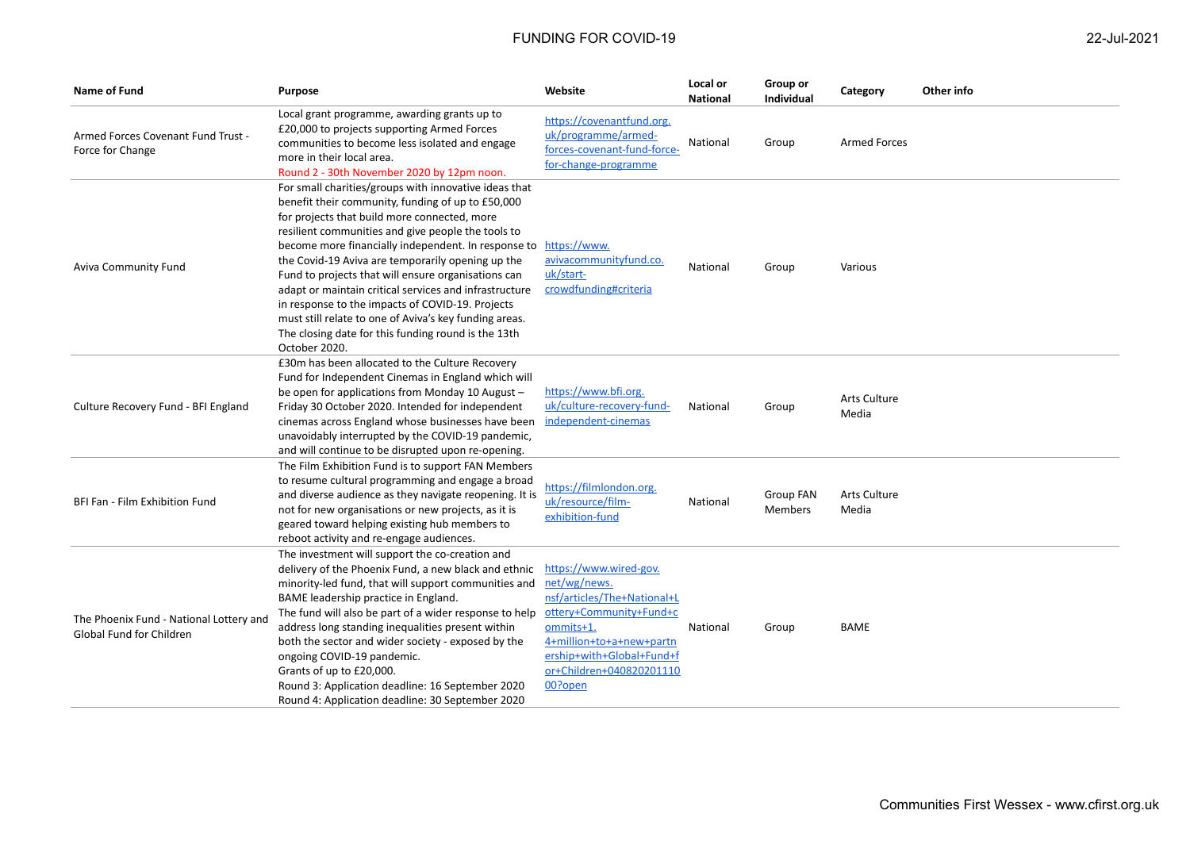| Name of Fund | Purpose | Website | Local or National | Group or Individual | Category | Other info |
|---|---|---|---|---|---|---|
| Armed Forces Covenant Fund Trust - Force for Change | Local grant programme, awarding grants up to £20,000 to projects supporting Armed Forces communities to become less isolated and engage more in their local area. Round 2 - 30th November 2020 by 12pm noon. | https://covenantfund.org.uk/programme/armed-forces-covenant-fund-force-for-change-programme | National | Group | Armed Forces | |
| Aviva Community Fund | For small charities/groups with innovative ideas that benefit their community, funding of up to £50,000 for projects that build more connected, more resilient communities and give people the tools to become more financially independent. In response to the Covid-19 Aviva are temporarily opening up the Fund to projects that will ensure organisations can adapt or maintain critical services and infrastructure in response to the impacts of COVID-19. Projects must still relate to one of Aviva's key funding areas. The closing date for this funding round is the 13th October 2020. | https://www.avivacommunityfund.co.uk/start-crowdfunding#criteria | National | Group | Various | |
| Culture Recovery Fund - BFI England | £30m has been allocated to the Culture Recovery Fund for Independent Cinemas in England which will be open for applications from Monday 10 August – Friday 30 October 2020. Intended for independent cinemas across England whose businesses have been unavoidably interrupted by the COVID-19 pandemic, and will continue to be disrupted upon re-opening. | https://www.bfi.org.uk/culture-recovery-fund-independent-cinemas | National | Group | Arts Culture Media | |
| BFI Fan - Film Exhibition Fund | The Film Exhibition Fund is to support FAN Members to resume cultural programming and engage a broad and diverse audience as they navigate reopening. It is not for new organisations or new projects, as it is geared toward helping existing hub members to reboot activity and re-engage audiences. | https://filmlondon.org.uk/resource/film-exhibition-fund | National | Group FAN Members | Arts Culture Media | |
| The Phoenix Fund - National Lottery and Global Fund for Children | The investment will support the co-creation and delivery of the Phoenix Fund, a new black and ethnic minority-led fund, that will support communities and BAME leadership practice in England. The fund will also be part of a wider response to help address long standing inequalities present within both the sector and wider society - exposed by the ongoing COVID-19 pandemic. Grants of up to £20,000. Round 3: Application deadline: 16 September 2020 Round 4: Application deadline: 30 September 2020 | https://www.wired-gov.net/wg/news.nsf/articles/The+National+Lottery+Community+Fund+commits+1.4+million+to+a+new+partnership+with+Global+Fund+for+Children+04082020111000?open | National | Group | BAME | |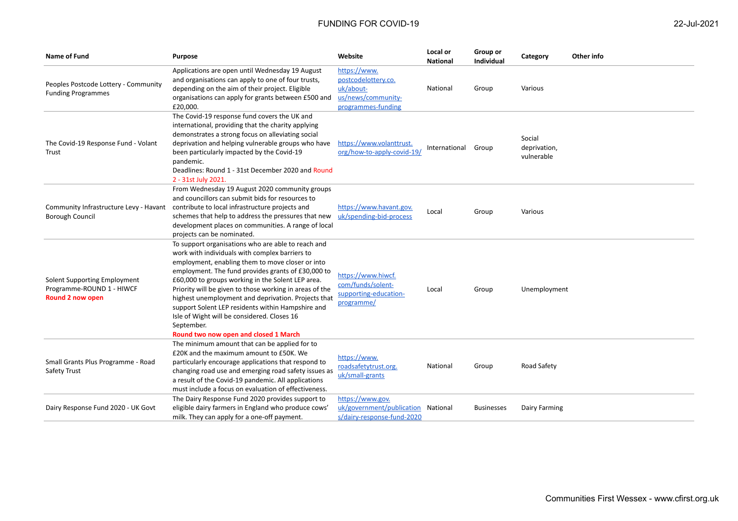# FUNDING FOR COVID-19

22-Jul-2021

| Name of Fund | Purpose | Website | Local or National | Group or Individual | Category | Other info |
|---|---|---|---|---|---|---|
| Peoples Postcode Lottery - Community Funding Programmes | Applications are open until Wednesday 19 August and organisations can apply to one of four trusts, depending on the aim of their project. Eligible organisations can apply for grants between £500 and £20,000. | https://www.postcodelottery.co.uk/about-us/news/community-programmes-funding | National | Group | Various | |
| The Covid-19 Response Fund - Volant Trust | The Covid-19 response fund covers the UK and international, providing that the charity applying demonstrates a strong focus on alleviating social deprivation and helping vulnerable groups who have been particularly impacted by the Covid-19 pandemic. Deadlines: Round 1 - 31st December 2020 and Round 2 - 31st July 2021. | https://www.volanttrust.org/how-to-apply-covid-19/ | International | Group | Social deprivation, vulnerable | |
| Community Infrastructure Levy - Havant Borough Council | From Wednesday 19 August 2020 community groups and councillors can submit bids for resources to contribute to local infrastructure projects and schemes that help to address the pressures that new development places on communities. A range of local projects can be nominated. | https://www.havant.gov.uk/spending-bid-process | Local | Group | Various | |
| Solent Supporting Employment Programme-ROUND 1 - HIWCF **Round 2 now open** | To support organisations who are able to reach and work with individuals with complex barriers to employment, enabling them to move closer or into employment. The fund provides grants of £30,000 to £60,000 to groups working in the Solent LEP area. Priority will be given to those working in areas of the highest unemployment and deprivation. Projects that support Solent LEP residents within Hampshire and Isle of Wight will be considered. Closes 16 September. **Round two now open and closed 1 March** | https://www.hiwcf.com/funds/solent-supporting-education-programme/ | Local | Group | Unemployment | |
| Small Grants Plus Programme - Road Safety Trust | The minimum amount that can be applied for to £20K and the maximum amount to £50K. We particularly encourage applications that respond to changing road use and emerging road safety issues as a result of the Covid-19 pandemic. All applications must include a focus on evaluation of effectiveness. | https://www.roadsafetytrust.org.uk/small-grants | National | Group | Road Safety | |
| Dairy Response Fund 2020 - UK Govt | The Dairy Response Fund 2020 provides support to eligible dairy farmers in England who produce cows' milk. They can apply for a one-off payment. | https://www.gov.uk/government/publications/dairy-response-fund-2020 | National | Businesses | Dairy Farming | |

Communities First Wessex - www.cfirst.org.uk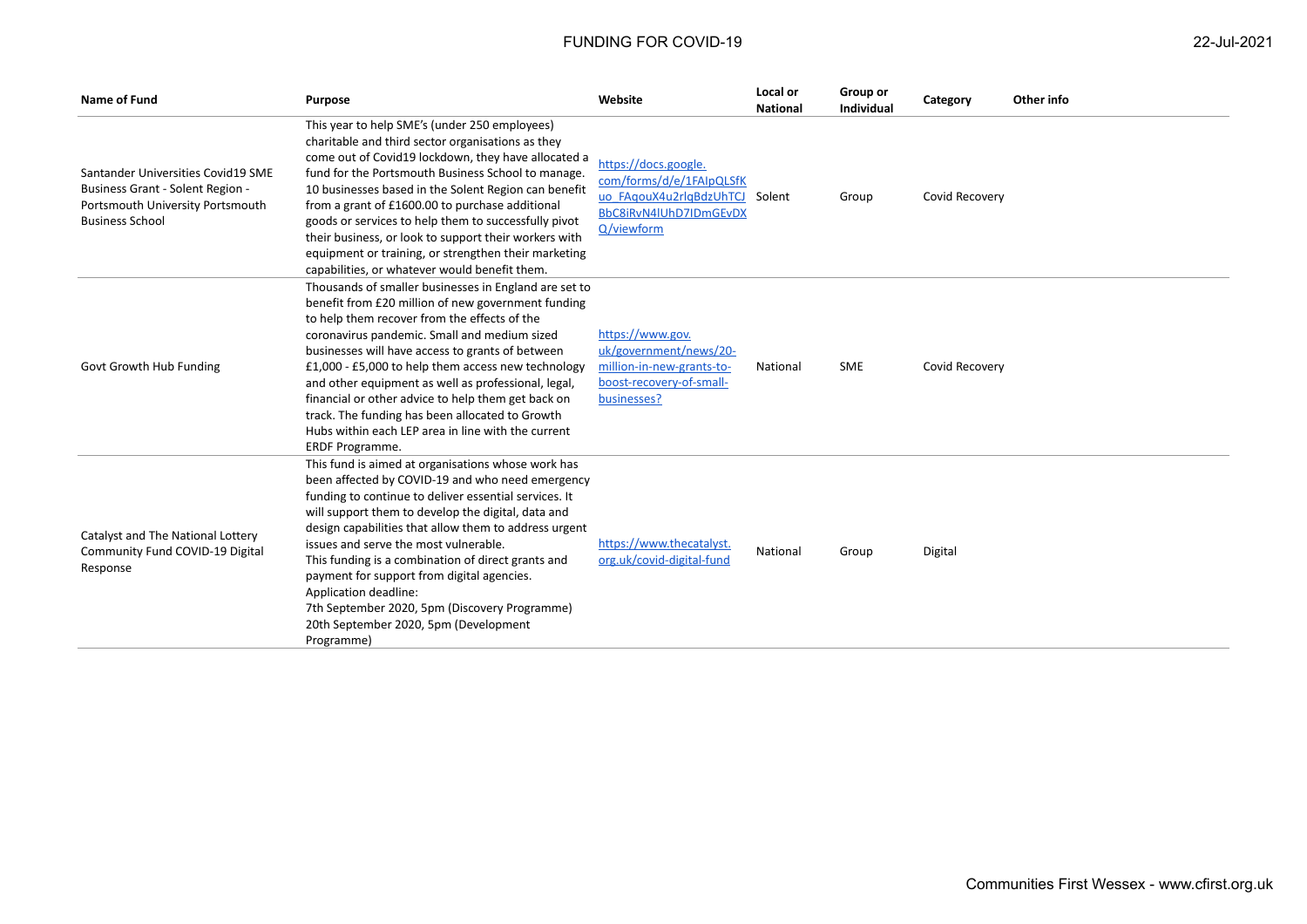| Name of Fund | Purpose | Website | Local or National | Group or Individual | Category | Other info |
|---|---|---|---|---|---|---|
| Santander Universities Covid19 SME Business Grant - Solent Region - Portsmouth University Portsmouth Business School | This year to help SME's (under 250 employees) charitable and third sector organisations as they come out of Covid19 lockdown, they have allocated a fund for the Portsmouth Business School to manage. 10 businesses based in the Solent Region can benefit from a grant of £1600.00 to purchase additional goods or services to help them to successfully pivot their business, or look to support their workers with equipment or training, or strengthen their marketing capabilities, or whatever would benefit them. | https://docs.google.com/forms/d/e/1FAIpQLSfKuo_FAqouX4u2rlqBdzUhTCJBbC8iRvN4lUhD7IDmGEvDXQ/viewform | Solent | Group | Covid Recovery | |
| Govt Growth Hub Funding | Thousands of smaller businesses in England are set to benefit from £20 million of new government funding to help them recover from the effects of the coronavirus pandemic. Small and medium sized businesses will have access to grants of between £1,000 - £5,000 to help them access new technology and other equipment as well as professional, legal, financial or other advice to help them get back on track. The funding has been allocated to Growth Hubs within each LEP area in line with the current ERDF Programme. | https://www.gov.uk/government/news/20-million-in-new-grants-to-boost-recovery-of-small-businesses? | National | SME | Covid Recovery | |
| Catalyst and The National Lottery Community Fund COVID-19 Digital Response | This fund is aimed at organisations whose work has been affected by COVID-19 and who need emergency funding to continue to deliver essential services. It will support them to develop the digital, data and design capabilities that allow them to address urgent issues and serve the most vulnerable.<br>This funding is a combination of direct grants and payment for support from digital agencies.<br>Application deadline:<br>7th September 2020, 5pm (Discovery Programme)<br>20th September 2020, 5pm (Development Programme) | https://www.thecatalyst.org.uk/covid-digital-fund | National | Group | Digital | |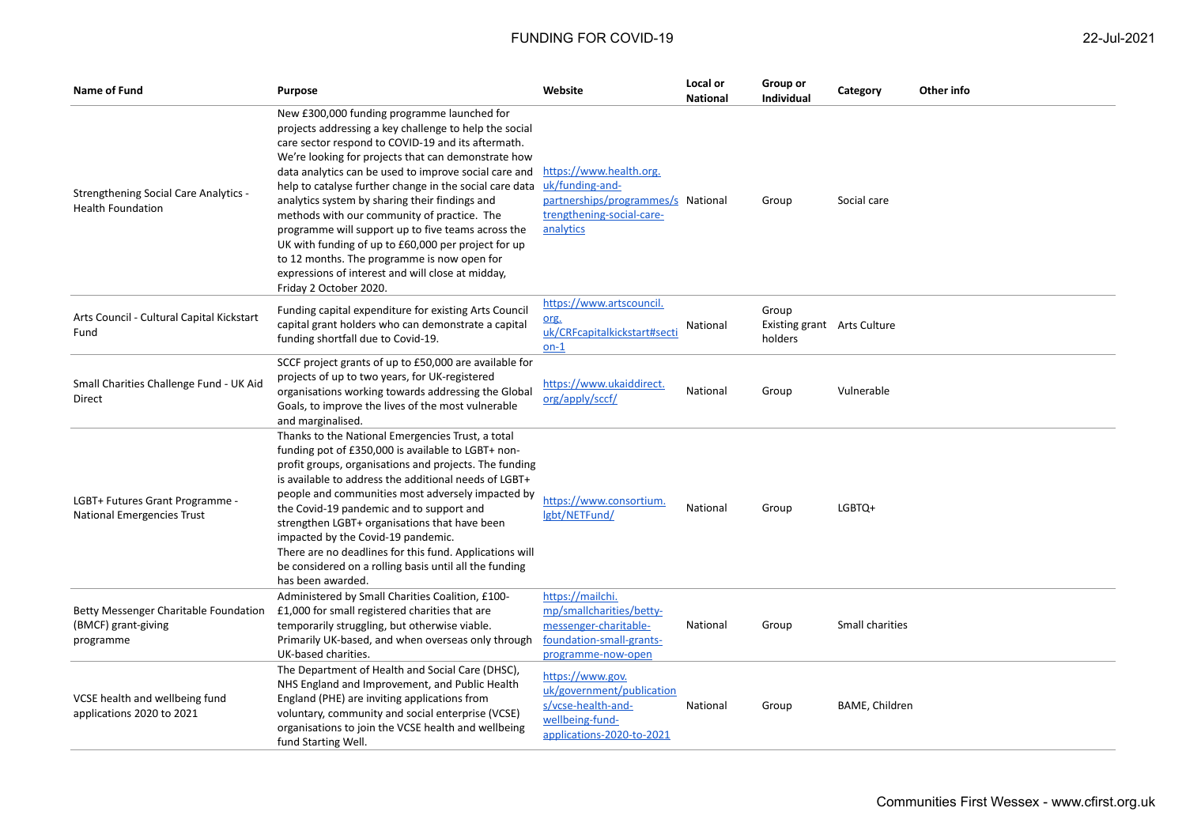# FUNDING FOR COVID-19

22-Jul-2021

| Name of Fund | Purpose | Website | Local or National | Group or Individual | Category | Other info |
|---|---|---|---|---|---|---|
| Strengthening Social Care Analytics - Health Foundation | New £300,000 funding programme launched for projects addressing a key challenge to help the social care sector respond to COVID-19 and its aftermath. We're looking for projects that can demonstrate how data analytics can be used to improve social care and help to catalyse further change in the social care data analytics system by sharing their findings and methods with our community of practice. The programme will support up to five teams across the UK with funding of up to £60,000 per project for up to 12 months. The programme is now open for expressions of interest and will close at midday, Friday 2 October 2020. | https://www.health.org.uk/funding-and-partnerships/programmes/strengthening-social-care-analytics | National | Group | Social care | |
| Arts Council - Cultural Capital Kickstart Fund | Funding capital expenditure for existing Arts Council capital grant holders who can demonstrate a capital funding shortfall due to Covid-19. | https://www.artscouncil.org.uk/CRFcapitalkickstart#section-1 | National | Group Existing grant holders | Arts Culture | |
| Small Charities Challenge Fund - UK Aid Direct | SCCF project grants of up to £50,000 are available for projects of up to two years, for UK-registered organisations working towards addressing the Global Goals, to improve the lives of the most vulnerable and marginalised. | https://www.ukaiddirect.org/apply/sccf/ | National | Group | Vulnerable | |
| LGBT+ Futures Grant Programme - National Emergencies Trust | Thanks to the National Emergencies Trust, a total funding pot of £350,000 is available to LGBT+ non-profit groups, organisations and projects. The funding is available to address the additional needs of LGBT+ people and communities most adversely impacted by the Covid-19 pandemic and to support and strengthen LGBT+ organisations that have been impacted by the Covid-19 pandemic. There are no deadlines for this fund. Applications will be considered on a rolling basis until all the funding has been awarded. | https://www.consortium.lgbt/NETFund/ | National | Group | LGBTQ+ | |
| Betty Messenger Charitable Foundation (BMCF) grant-giving programme | Administered by Small Charities Coalition, £100-£1,000 for small registered charities that are temporarily struggling, but otherwise viable. Primarily UK-based, and when overseas only through UK-based charities. | https://mailchi.mp/smallcharities/betty-messenger-charitable-foundation-small-grants-programme-now-open | National | Group | Small charities | |
| VCSE health and wellbeing fund applications 2020 to 2021 | The Department of Health and Social Care (DHSC), NHS England and Improvement, and Public Health England (PHE) are inviting applications from voluntary, community and social enterprise (VCSE) organisations to join the VCSE health and wellbeing fund Starting Well. | https://www.gov.uk/government/publications/vcse-health-and-wellbeing-fund-applications-2020-to-2021 | National | Group | BAME, Children | |

Communities First Wessex - www.cfirst.org.uk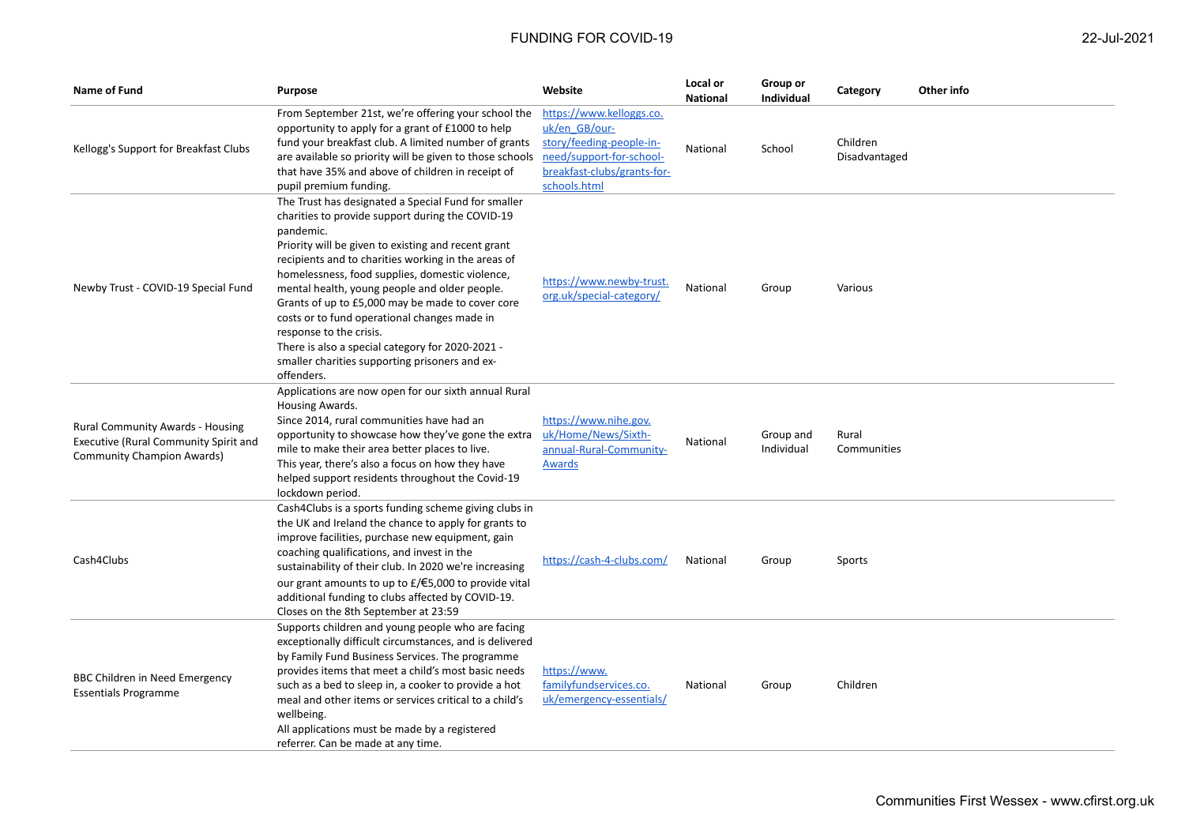| Name of Fund | Purpose | Website | Local or National | Group or Individual | Category | Other info |
|---|---|---|---|---|---|---|
| Kellogg's Support for Breakfast Clubs | From September 21st, we're offering your school the opportunity to apply for a grant of £1000 to help fund your breakfast club. A limited number of grants are available so priority will be given to those schools that have 35% and above of children in receipt of pupil premium funding. | https://www.kelloggs.co.uk/en_GB/our-story/feeding-people-in-need/support-for-school-breakfast-clubs/grants-for-schools.html | National | School | Children Disadvantaged | |
| Newby Trust - COVID-19 Special Fund | The Trust has designated a Special Fund for smaller charities to provide support during the COVID-19 pandemic.<br>Priority will be given to existing and recent grant recipients and to charities working in the areas of homelessness, food supplies, domestic violence, mental health, young people and older people. Grants of up to £5,000 may be made to cover core costs or to fund operational changes made in response to the crisis.<br>There is also a special category for 2020-2021 - smaller charities supporting prisoners and ex-offenders. | https://www.newby-trust.org.uk/special-category/ | National | Group | Various | |
| Rural Community Awards - Housing Executive (Rural Community Spirit and Community Champion Awards) | Applications are now open for our sixth annual Rural Housing Awards.<br>Since 2014, rural communities have had an opportunity to showcase how they've gone the extra mile to make their area better places to live.<br>This year, there's also a focus on how they have helped support residents throughout the Covid-19 lockdown period. | https://www.nihe.gov.uk/Home/News/Sixth-annual-Rural-Community-Awards | National | Group and Individual | Rural Communities | |
| Cash4Clubs | Cash4Clubs is a sports funding scheme giving clubs in the UK and Ireland the chance to apply for grants to improve facilities, purchase new equipment, gain coaching qualifications, and invest in the sustainability of their club. In 2020 we're increasing our grant amounts to up to £/€5,000 to provide vital additional funding to clubs affected by COVID-19.<br>Closes on the 8th September at 23:59 | https://cash-4-clubs.com/ | National | Group | Sports | |
| BBC Children in Need Emergency Essentials Programme | Supports children and young people who are facing exceptionally difficult circumstances, and is delivered by Family Fund Business Services. The programme provides items that meet a child's most basic needs such as a bed to sleep in, a cooker to provide a hot meal and other items or services critical to a child's wellbeing.<br>All applications must be made by a registered referrer. Can be made at any time. | https://www.familyfundservices.co.uk/emergency-essentials/ | National | Group | Children | |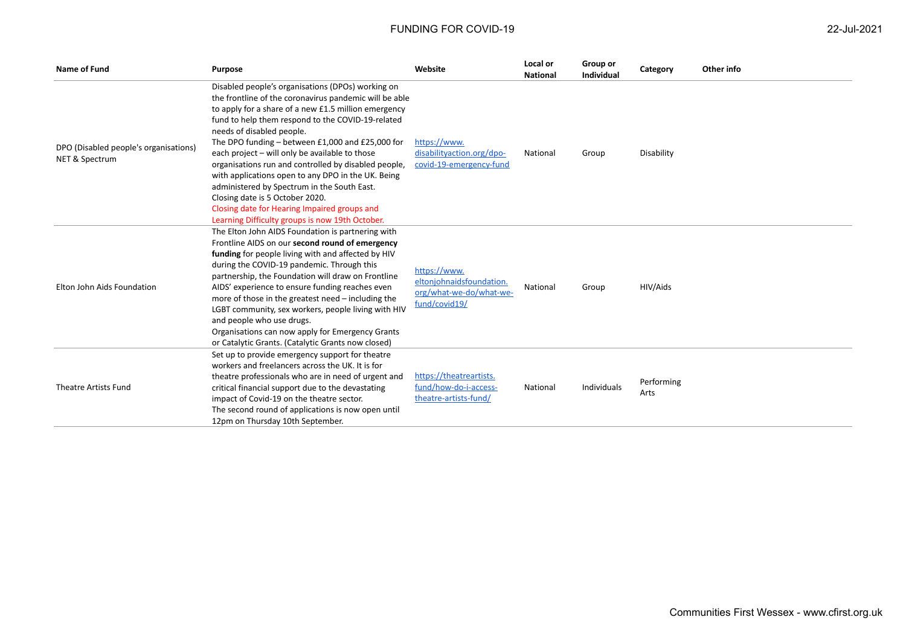| Name of Fund | Purpose | Website | Local or National | Group or Individual | Category | Other info |
|---|---|---|---|---|---|---|
| DPO (Disabled people's organisations) NET & Spectrum | Disabled people's organisations (DPOs) working on the frontline of the coronavirus pandemic will be able to apply for a share of a new £1.5 million emergency fund to help them respond to the COVID-19-related needs of disabled people.<br>The DPO funding – between £1,000 and £25,000 for each project – will only be available to those organisations run and controlled by disabled people, with applications open to any DPO in the UK. Being administered by Spectrum in the South East.<br>Closing date is 5 October 2020.<br>Closing date for Hearing Impaired groups and Learning Difficulty groups is now 19th October. | https://www.disabilityaction.org/dpo-covid-19-emergency-fund | National | Group | Disability | |
| Elton John Aids Foundation | The Elton John AIDS Foundation is partnering with Frontline AIDS on our **second round of emergency funding** for people living with and affected by HIV during the COVID-19 pandemic. Through this partnership, the Foundation will draw on Frontline AIDS' experience to ensure funding reaches even more of those in the greatest need – including the LGBT community, sex workers, people living with HIV and people who use drugs.<br>Organisations can now apply for Emergency Grants or Catalytic Grants. (Catalytic Grants now closed) | https://www.eltonjohnaidsfoundation.org/what-we-do/what-we-fund/covid19/ | National | Group | HIV/Aids | |
| Theatre Artists Fund | Set up to provide emergency support for theatre workers and freelancers across the UK. It is for theatre professionals who are in need of urgent and critical financial support due to the devastating impact of Covid-19 on the theatre sector.<br>The second round of applications is now open until 12pm on Thursday 10th September. | https://theatreartists.fund/how-do-i-access-theatre-artists-fund/ | National | Individuals | Performing Arts | |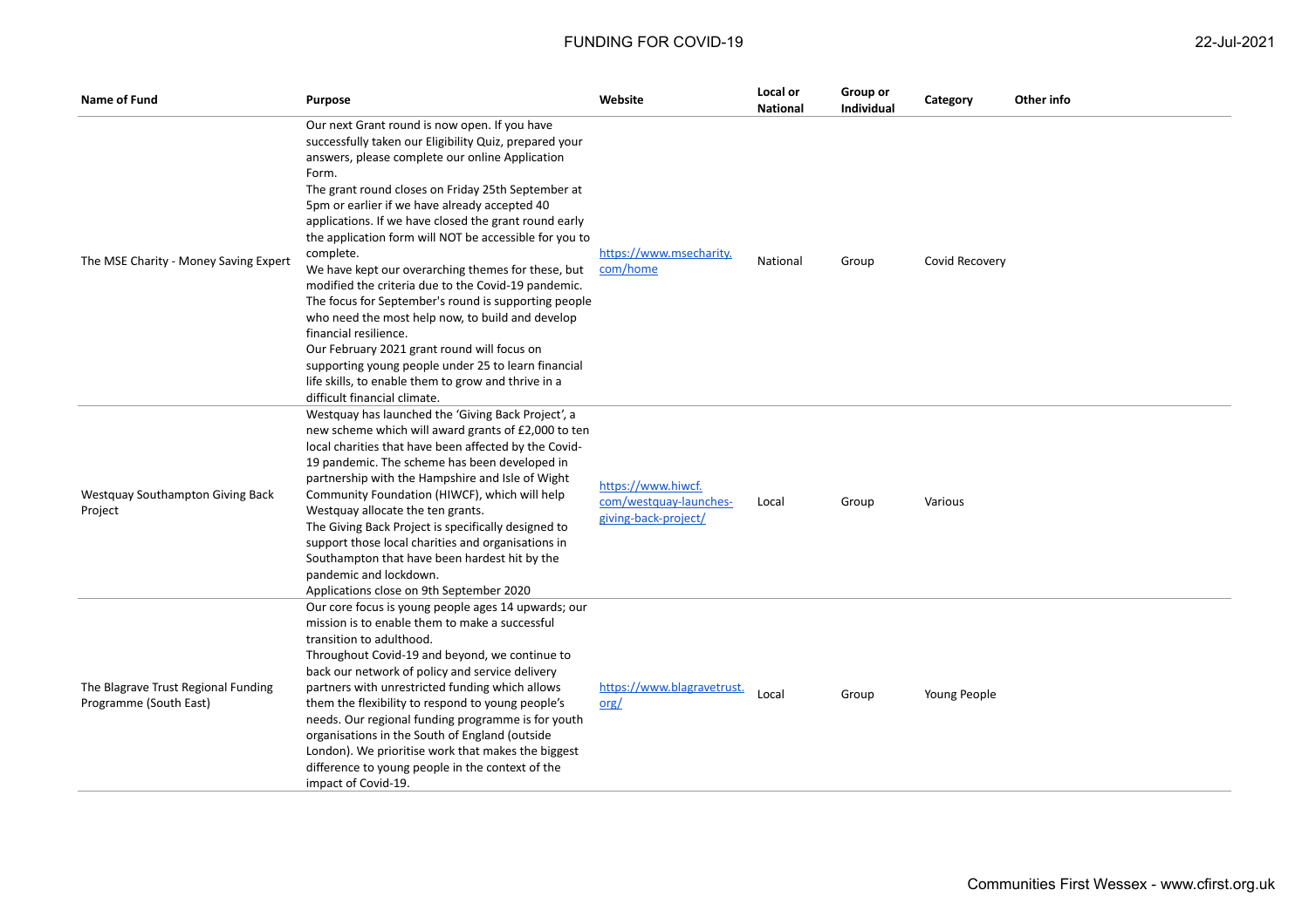| Name of Fund | Purpose | Website | Local or National | Group or Individual | Category | Other info |
|---|---|---|---|---|---|---|
| The MSE Charity - Money Saving Expert | Our next Grant round is now open. If you have successfully taken our Eligibility Quiz, prepared your answers, please complete our online Application Form.<br>The grant round closes on Friday 25th September at 5pm or earlier if we have already accepted 40 applications. If we have closed the grant round early the application form will NOT be accessible for you to complete.<br>We have kept our overarching themes for these, but modified the criteria due to the Covid-19 pandemic. The focus for September's round is supporting people who need the most help now, to build and develop financial resilience.<br>Our February 2021 grant round will focus on supporting young people under 25 to learn financial life skills, to enable them to grow and thrive in a difficult financial climate. | https://www.msecharity.com/home | National | Group | Covid Recovery | |
| Westquay Southampton Giving Back Project | Westquay has launched the 'Giving Back Project', a new scheme which will award grants of £2,000 to ten local charities that have been affected by the Covid-19 pandemic. The scheme has been developed in partnership with the Hampshire and Isle of Wight Community Foundation (HIWCF), which will help Westquay allocate the ten grants.<br>The Giving Back Project is specifically designed to support those local charities and organisations in Southampton that have been hardest hit by the pandemic and lockdown.<br>Applications close on 9th September 2020 | https://www.hiwcf.com/westquay-launches-giving-back-project/ | Local | Group | Various | |
| The Blagrave Trust Regional Funding Programme (South East) | Our core focus is young people ages 14 upwards; our mission is to enable them to make a successful transition to adulthood.<br>Throughout Covid-19 and beyond, we continue to back our network of policy and service delivery partners with unrestricted funding which allows them the flexibility to respond to young people's needs. Our regional funding programme is for youth organisations in the South of England (outside London). We prioritise work that makes the biggest difference to young people in the context of the impact of Covid-19. | https://www.blagravetrust.org/ | Local | Group | Young People | |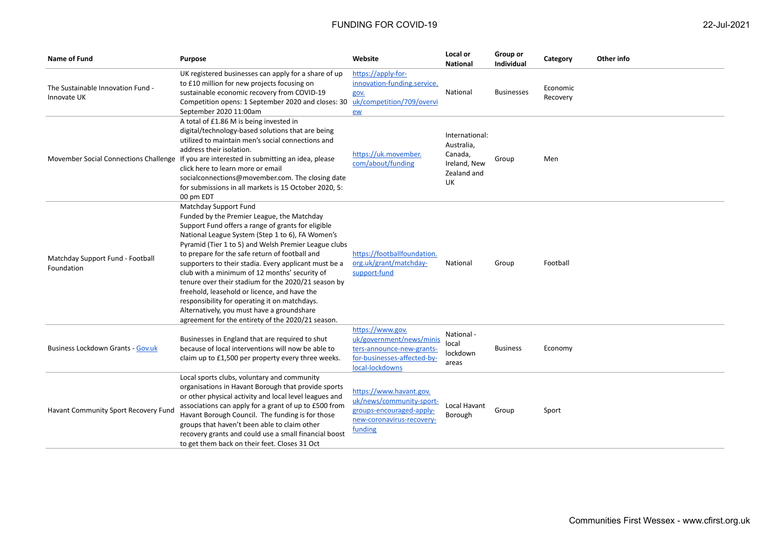| Name of Fund | Purpose | Website | Local or National | Group or Individual | Category | Other info |
|---|---|---|---|---|---|---|
| The Sustainable Innovation Fund - Innovate UK | UK registered businesses can apply for a share of up to £10 million for new projects focusing on sustainable economic recovery from COVID-19 Competition opens: 1 September 2020 and closes: 30 September 2020 11:00am | https://apply-for-innovation-funding.service.gov.uk/competition/709/overview | National | Businesses | Economic Recovery | |
| Movember Social Connections Challenge | A total of £1.86 M is being invested in digital/technology-based solutions that are being utilized to maintain men's social connections and address their isolation. If you are interested in submitting an idea, please click here to learn more or email socialconnections@movember.com. The closing date for submissions in all markets is 15 October 2020, 5:00 pm EDT | https://uk.movember.com/about/funding | International: Australia, Canada, Ireland, New Zealand and UK | Group | Men | |
| Matchday Support Fund - Football Foundation | Matchday Support Fund Funded by the Premier League, the Matchday Support Fund offers a range of grants for eligible National League System (Step 1 to 6), FA Women's Pyramid (Tier 1 to 5) and Welsh Premier League clubs to prepare for the safe return of football and supporters to their stadia. Every applicant must be a club with a minimum of 12 months' security of tenure over their stadium for the 2020/21 season by freehold, leasehold or licence, and have the responsibility for operating it on matchdays. Alternatively, you must have a groundshare agreement for the entirety of the 2020/21 season. | https://footballfoundation.org.uk/grant/matchday-support-fund | National | Group | Football | |
| Business Lockdown Grants - Gov.uk | Businesses in England that are required to shut because of local interventions will now be able to claim up to £1,500 per property every three weeks. | https://www.gov.uk/government/news/ministers-announce-new-grants-for-businesses-affected-by-local-lockdowns | National - local lockdown areas | Business | Economy | |
| Havant Community Sport Recovery Fund | Local sports clubs, voluntary and community organisations in Havant Borough that provide sports or other physical activity and local level leagues and associations can apply for a grant of up to £500 from Havant Borough Council. The funding is for those groups that haven't been able to claim other recovery grants and could use a small financial boost to get them back on their feet. Closes 31 Oct | https://www.havant.gov.uk/news/community-sport-groups-encouraged-apply-new-coronavirus-recovery-funding | Local Havant Borough | Group | Sport | |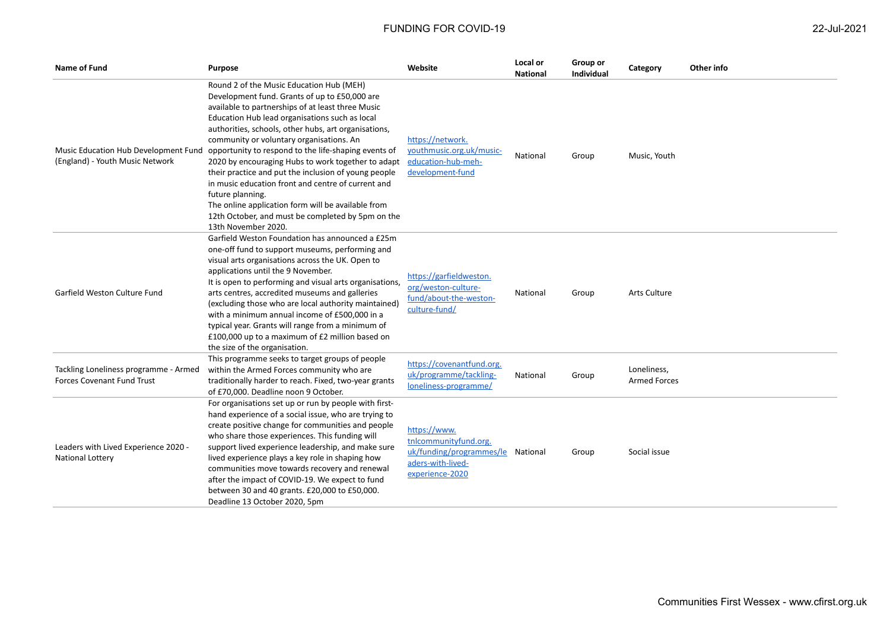| Name of Fund | Purpose | Website | Local or National | Group or Individual | Category | Other info |
|---|---|---|---|---|---|---|
| Music Education Hub Development Fund (England) - Youth Music Network | Round 2 of the Music Education Hub (MEH) Development fund. Grants of up to £50,000 are available to partnerships of at least three Music Education Hub lead organisations such as local authorities, schools, other hubs, art organisations, community or voluntary organisations. An opportunity to respond to the life-shaping events of 2020 by encouraging Hubs to work together to adapt their practice and put the inclusion of young people in music education front and centre of current and future planning. The online application form will be available from 12th October, and must be completed by 5pm on the 13th November 2020. | https://network.youthmusic.org.uk/music-education-hub-meh-development-fund | National | Group | Music, Youth | |
| Garfield Weston Culture Fund | Garfield Weston Foundation has announced a £25m one-off fund to support museums, performing and visual arts organisations across the UK. Open to applications until the 9 November. It is open to performing and visual arts organisations, arts centres, accredited museums and galleries (excluding those who are local authority maintained) with a minimum annual income of £500,000 in a typical year. Grants will range from a minimum of £100,000 up to a maximum of £2 million based on the size of the organisation. | https://garfieldweston.org/weston-culture-fund/about-the-weston-culture-fund/ | National | Group | Arts Culture | |
| Tackling Loneliness programme - Armed Forces Covenant Fund Trust | This programme seeks to target groups of people within the Armed Forces community who are traditionally harder to reach. Fixed, two-year grants of £70,000. Deadline noon 9 October. | https://covenantfund.org.uk/programme/tackling-loneliness-programme/ | National | Group | Loneliness, Armed Forces | |
| Leaders with Lived Experience 2020 - National Lottery | For organisations set up or run by people with first-hand experience of a social issue, who are trying to create positive change for communities and people who share those experiences. This funding will support lived experience leadership, and make sure lived experience plays a key role in shaping how communities move towards recovery and renewal after the impact of COVID-19. We expect to fund between 30 and 40 grants. £20,000 to £50,000. Deadline 13 October 2020, 5pm | https://www.tnlcommunityfund.org.uk/funding/programmes/leaders-with-lived-experience-2020 | National | Group | Social issue | |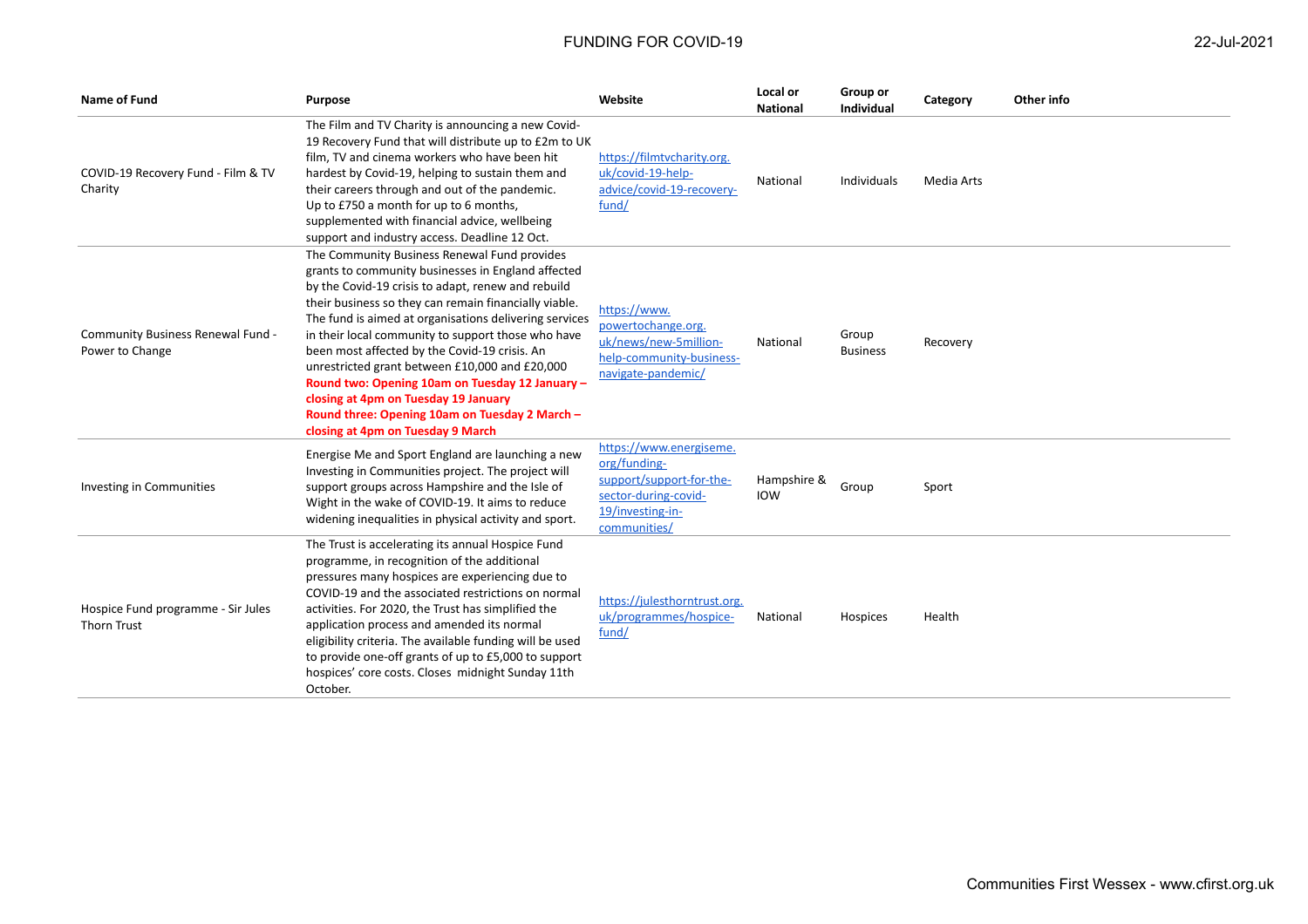| Name of Fund | Purpose | Website | Local or National | Group or Individual | Category | Other info |
|---|---|---|---|---|---|---|
| COVID-19 Recovery Fund - Film & TV Charity | The Film and TV Charity is announcing a new Covid-19 Recovery Fund that will distribute up to £2m to UK film, TV and cinema workers who have been hit hardest by Covid-19, helping to sustain them and their careers through and out of the pandemic. Up to £750 a month for up to 6 months, supplemented with financial advice, wellbeing support and industry access. Deadline 12 Oct. | https://filmtvcharity.org.uk/covid-19-help-advice/covid-19-recovery-fund/ | National | Individuals | Media Arts | |
| Community Business Renewal Fund - Power to Change | The Community Business Renewal Fund provides grants to community businesses in England affected by the Covid-19 crisis to adapt, renew and rebuild their business so they can remain financially viable. The fund is aimed at organisations delivering services in their local community to support those who have been most affected by the Covid-19 crisis. An unrestricted grant between £10,000 and £20,000 **Round two: Opening 10am on Tuesday 12 January – closing at 4pm on Tuesday 19 January** **Round three: Opening 10am on Tuesday 2 March – closing at 4pm on Tuesday 9 March** | https://www.powertochange.org.uk/news/new-5million-help-community-business-navigate-pandemic/ | National | Group Business | Recovery | |
| Investing in Communities | Energise Me and Sport England are launching a new Investing in Communities project. The project will support groups across Hampshire and the Isle of Wight in the wake of COVID-19. It aims to reduce widening inequalities in physical activity and sport. | https://www.energiseme.org/funding-support/support-for-the-sector-during-covid-19/investing-in-communities/ | Hampshire & IOW | Group | Sport | |
| Hospice Fund programme - Sir Jules Thorn Trust | The Trust is accelerating its annual Hospice Fund programme, in recognition of the additional pressures many hospices are experiencing due to COVID-19 and the associated restrictions on normal activities. For 2020, the Trust has simplified the application process and amended its normal eligibility criteria. The available funding will be used to provide one-off grants of up to £5,000 to support hospices' core costs. Closes midnight Sunday 11th October. | https://julesthorntrust.org.uk/programmes/hospice-fund/ | National | Hospices | Health | |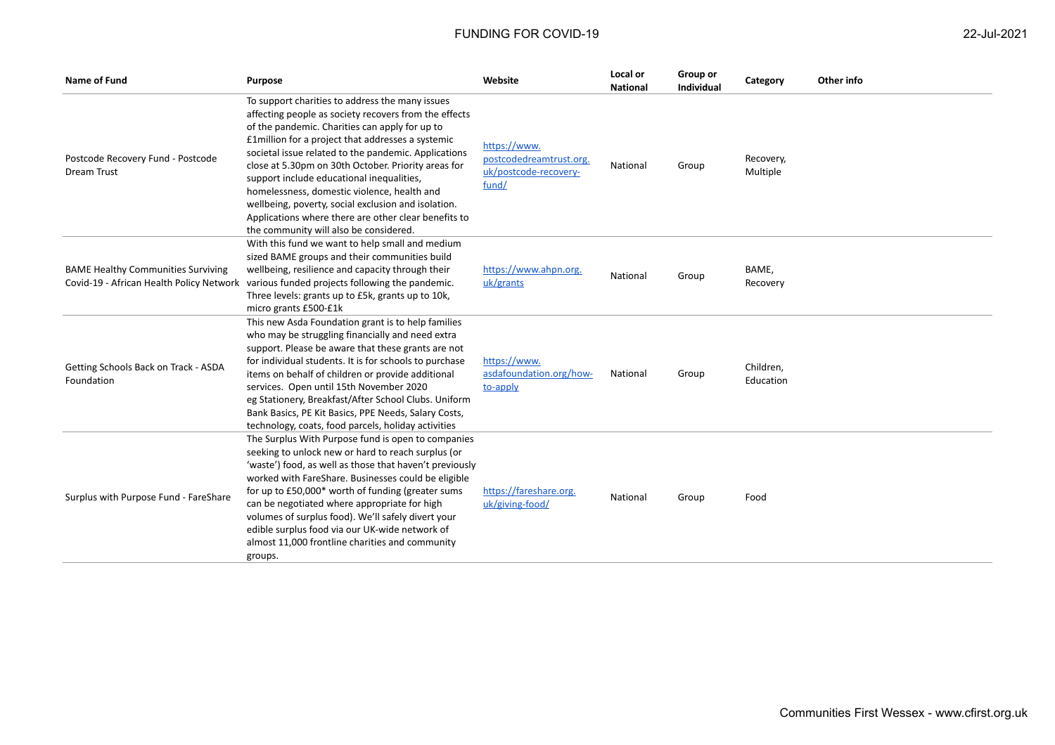| Name of Fund | Purpose | Website | Local or National | Group or Individual | Category | Other info |
|---|---|---|---|---|---|---|
| Postcode Recovery Fund - Postcode Dream Trust | To support charities to address the many issues affecting people as society recovers from the effects of the pandemic. Charities can apply for up to £1million for a project that addresses a systemic societal issue related to the pandemic. Applications close at 5.30pm on 30th October. Priority areas for support include educational inequalities, homelessness, domestic violence, health and wellbeing, poverty, social exclusion and isolation. Applications where there are other clear benefits to the community will also be considered. | https://www.postcodedreamtrust.org.uk/postcode-recovery-fund/ | National | Group | Recovery, Multiple | |
| BAME Healthy Communities Surviving Covid-19 - African Health Policy Network | With this fund we want to help small and medium sized BAME groups and their communities build wellbeing, resilience and capacity through their various funded projects following the pandemic. Three levels: grants up to £5k, grants up to 10k, micro grants £500-£1k | https://www.ahpn.org.uk/grants | National | Group | BAME, Recovery | |
| Getting Schools Back on Track - ASDA Foundation | This new Asda Foundation grant is to help families who may be struggling financially and need extra support. Please be aware that these grants are not for individual students. It is for schools to purchase items on behalf of children or provide additional services. Open until 15th November 2020 eg Stationery, Breakfast/After School Clubs. Uniform Bank Basics, PE Kit Basics, PPE Needs, Salary Costs, technology, coats, food parcels, holiday activities | https://www.asdafoundation.org/how-to-apply | National | Group | Children, Education | |
| Surplus with Purpose Fund - FareShare | The Surplus With Purpose fund is open to companies seeking to unlock new or hard to reach surplus (or 'waste') food, as well as those that haven't previously worked with FareShare. Businesses could be eligible for up to £50,000* worth of funding (greater sums can be negotiated where appropriate for high volumes of surplus food). We'll safely divert your edible surplus food via our UK-wide network of almost 11,000 frontline charities and community groups. | https://fareshare.org.uk/giving-food/ | National | Group | Food | |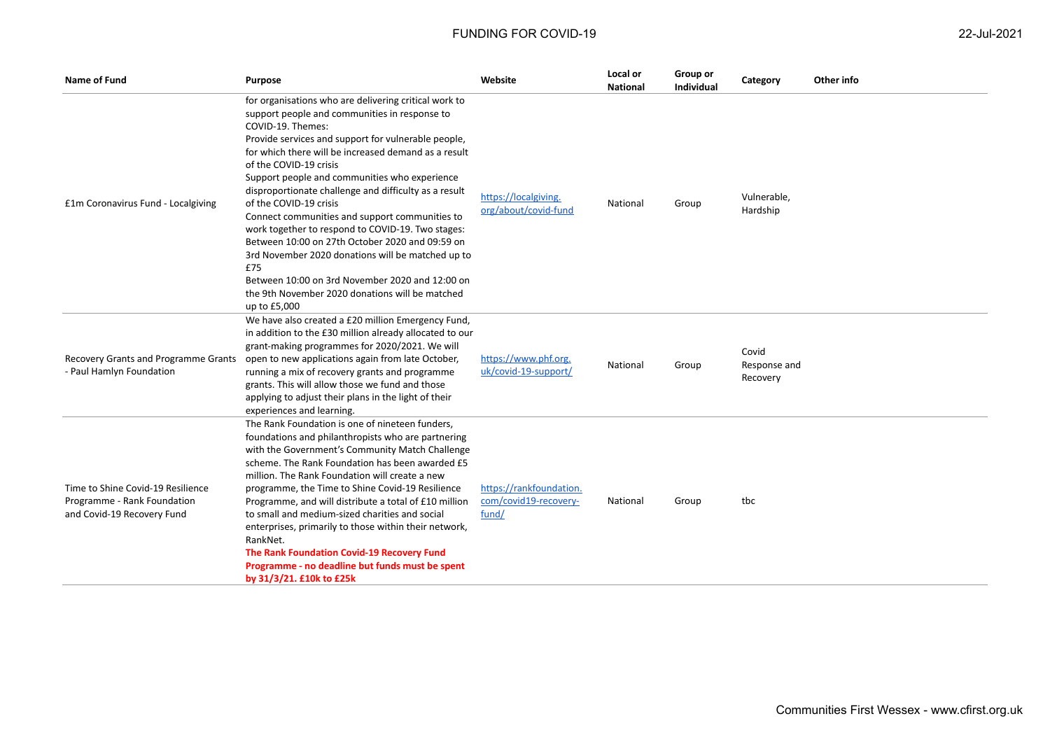| Name of Fund | Purpose | Website | Local or National | Group or Individual | Category | Other info |
|---|---|---|---|---|---|---|
| £1m Coronavirus Fund - Localgiving | for organisations who are delivering critical work to support people and communities in response to COVID-19. Themes:<br>Provide services and support for vulnerable people, for which there will be increased demand as a result of the COVID-19 crisis<br>Support people and communities who experience disproportionate challenge and difficulty as a result of the COVID-19 crisis<br>Connect communities and support communities to work together to respond to COVID-19. Two stages:<br>Between 10:00 on 27th October 2020 and 09:59 on 3rd November 2020 donations will be matched up to £75<br>Between 10:00 on 3rd November 2020 and 12:00 on the 9th November 2020 donations will be matched up to £5,000 | https://localgiving.org/about/covid-fund | National | Group | Vulnerable, Hardship | |
| Recovery Grants and Programme Grants - Paul Hamlyn Foundation | We have also created a £20 million Emergency Fund, in addition to the £30 million already allocated to our grant-making programmes for 2020/2021. We will open to new applications again from late October, running a mix of recovery grants and programme grants. This will allow those we fund and those applying to adjust their plans in the light of their experiences and learning. | https://www.phf.org.uk/covid-19-support/ | National | Group | Covid Response and Recovery | |
| Time to Shine Covid-19 Resilience Programme - Rank Foundation and Covid-19 Recovery Fund | The Rank Foundation is one of nineteen funders, foundations and philanthropists who are partnering with the Government's Community Match Challenge scheme. The Rank Foundation has been awarded £5 million. The Rank Foundation will create a new programme, the Time to Shine Covid-19 Resilience Programme, and will distribute a total of £10 million to small and medium-sized charities and social enterprises, primarily to those within their network, RankNet.<br>**The Rank Foundation Covid-19 Recovery Fund Programme - no deadline but funds must be spent by 31/3/21. £10k to £25k** | https://rankfoundation.com/covid19-recovery-fund/ | National | Group | tbc | |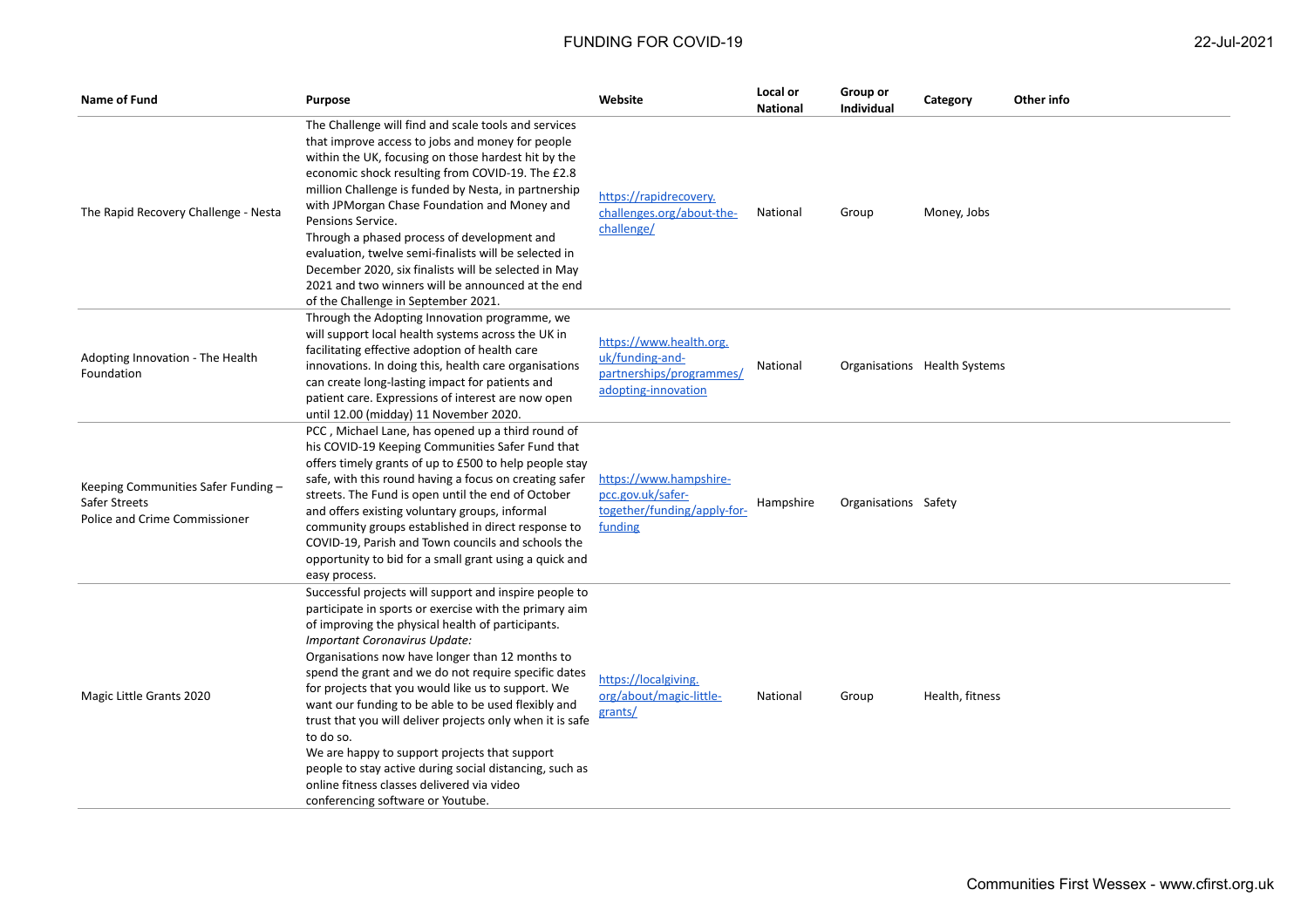| Name of Fund | Purpose | Website | Local or National | Group or Individual | Category | Other info |
|---|---|---|---|---|---|---|
| The Rapid Recovery Challenge - Nesta | The Challenge will find and scale tools and services that improve access to jobs and money for people within the UK, focusing on those hardest hit by the economic shock resulting from COVID-19. The £2.8 million Challenge is funded by Nesta, in partnership with JPMorgan Chase Foundation and Money and Pensions Service.<br>Through a phased process of development and evaluation, twelve semi-finalists will be selected in December 2020, six finalists will be selected in May 2021 and two winners will be announced at the end of the Challenge in September 2021. | https://rapidrecovery.challenges.org/about-the-challenge/ | National | Group | Money, Jobs | |
| Adopting Innovation - The Health Foundation | Through the Adopting Innovation programme, we will support local health systems across the UK in facilitating effective adoption of health care innovations. In doing this, health care organisations can create long-lasting impact for patients and patient care. Expressions of interest are now open until 12.00 (midday) 11 November 2020. | https://www.health.org.uk/funding-and-partnerships/programmes/adopting-innovation | National | Organisations | Health Systems | |
| Keeping Communities Safer Funding – Safer Streets<br>Police and Crime Commissioner | PCC , Michael Lane, has opened up a third round of his COVID-19 Keeping Communities Safer Fund that offers timely grants of up to £500 to help people stay safe, with this round having a focus on creating safer streets. The Fund is open until the end of October and offers existing voluntary groups, informal community groups established in direct response to COVID-19, Parish and Town councils and schools the opportunity to bid for a small grant using a quick and easy process. | https://www.hampshire-pcc.gov.uk/safer-together/funding/apply-for-funding | Hampshire | Organisations | Safety | |
| Magic Little Grants 2020 | Successful projects will support and inspire people to participate in sports or exercise with the primary aim of improving the physical health of participants.<br>*Important Coronavirus Update:*<br>Organisations now have longer than 12 months to spend the grant and we do not require specific dates for projects that you would like us to support. We want our funding to be able to be used flexibly and trust that you will deliver projects only when it is safe to do so.<br>We are happy to support projects that support people to stay active during social distancing, such as online fitness classes delivered via video conferencing software or Youtube. | https://localgiving.org/about/magic-little-grants/ | National | Group | Health, fitness | |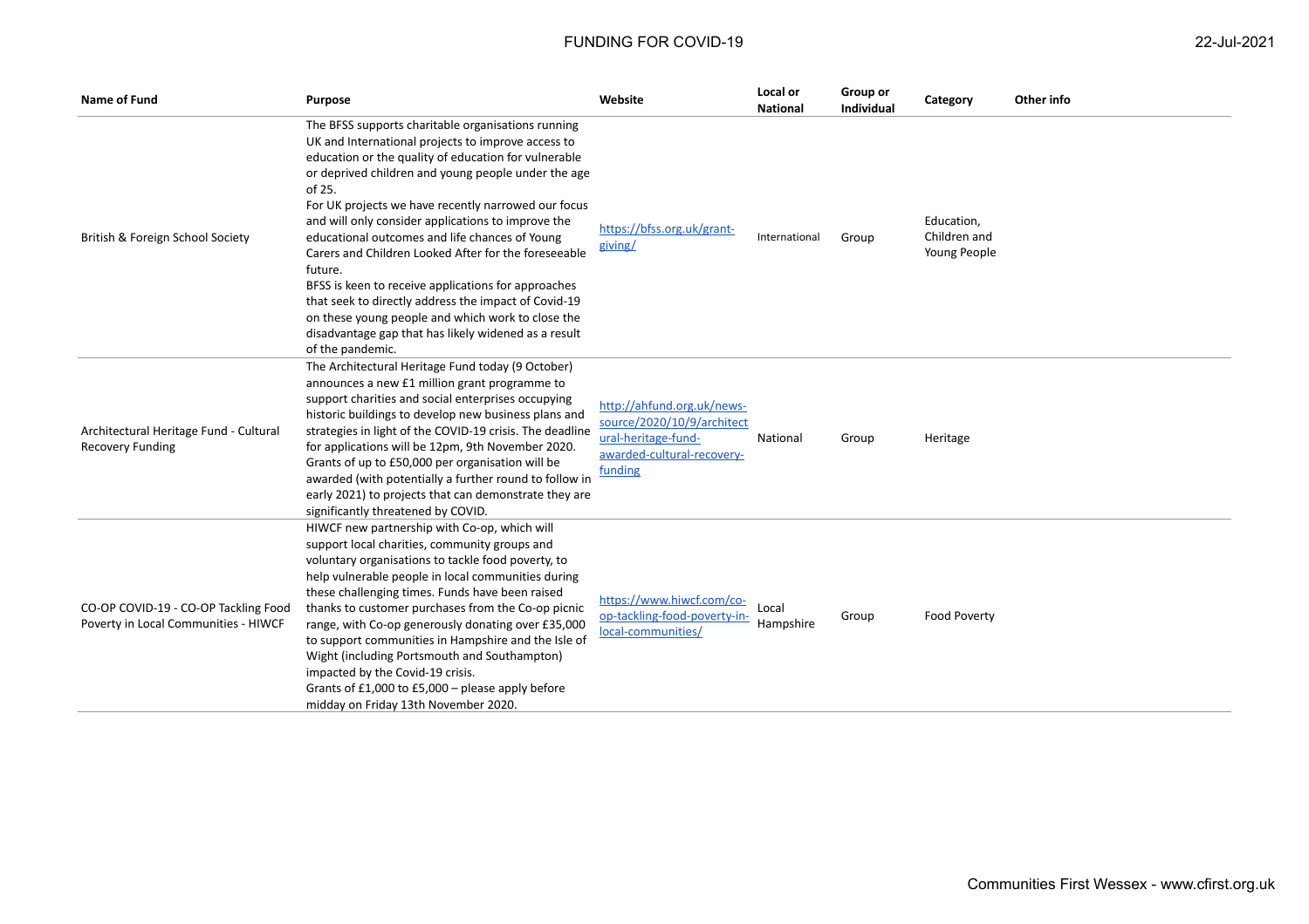| Name of Fund | Purpose | Website | Local or National | Group or Individual | Category | Other info |
|---|---|---|---|---|---|---|
| British & Foreign School Society | The BFSS supports charitable organisations running UK and International projects to improve access to education or the quality of education for vulnerable or deprived children and young people under the age of 25.<br>For UK projects we have recently narrowed our focus and will only consider applications to improve the educational outcomes and life chances of Young Carers and Children Looked After for the foreseeable future.<br>BFSS is keen to receive applications for approaches that seek to directly address the impact of Covid-19 on these young people and which work to close the disadvantage gap that has likely widened as a result of the pandemic. | https://bfss.org.uk/grant-giving/ | International | Group | Education, Children and Young People | |
| Architectural Heritage Fund - Cultural Recovery Funding | The Architectural Heritage Fund today (9 October) announces a new £1 million grant programme to support charities and social enterprises occupying historic buildings to develop new business plans and strategies in light of the COVID-19 crisis. The deadline for applications will be 12pm, 9th November 2020. Grants of up to £50,000 per organisation will be awarded (with potentially a further round to follow in early 2021) to projects that can demonstrate they are significantly threatened by COVID. | http://ahfund.org.uk/news-source/2020/10/9/architectural-heritage-fund-awarded-cultural-recovery-funding | National | Group | Heritage | |
| CO-OP COVID-19 - CO-OP Tackling Food Poverty in Local Communities - HIWCF | HIWCF new partnership with Co-op, which will support local charities, community groups and voluntary organisations to tackle food poverty, to help vulnerable people in local communities during these challenging times. Funds have been raised thanks to customer purchases from the Co-op picnic range, with Co-op generously donating over £35,000 to support communities in Hampshire and the Isle of Wight (including Portsmouth and Southampton) impacted by the Covid-19 crisis.<br>Grants of £1,000 to £5,000 – please apply before midday on Friday 13th November 2020. | https://www.hiwcf.com/co-op-tackling-food-poverty-in-local-communities/ | Local Hampshire | Group | Food Poverty | |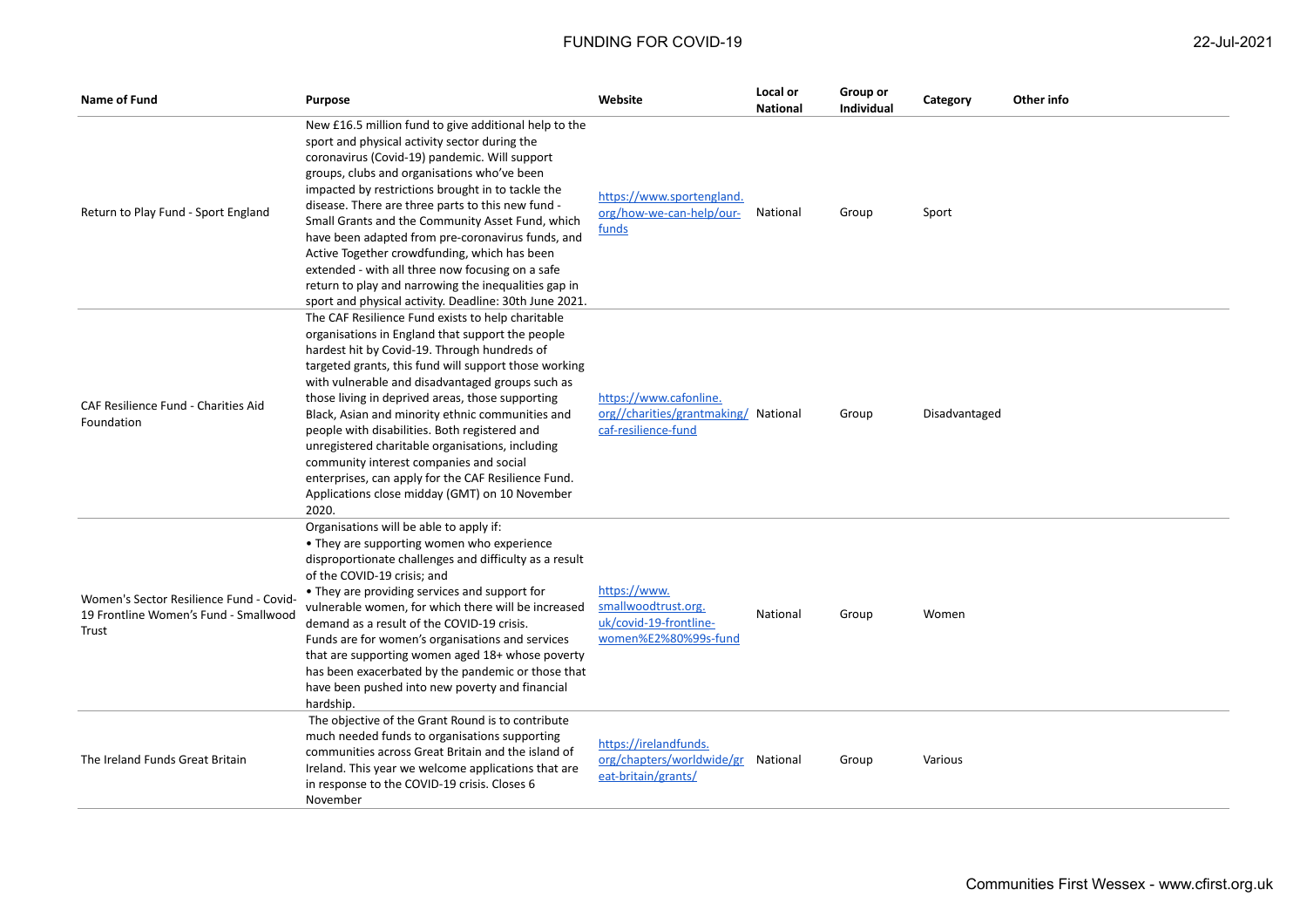| Name of Fund | Purpose | Website | Local or National | Group or Individual | Category | Other info |
|---|---|---|---|---|---|---|
| Return to Play Fund - Sport England | New £16.5 million fund to give additional help to the sport and physical activity sector during the coronavirus (Covid-19) pandemic. Will support groups, clubs and organisations who've been impacted by restrictions brought in to tackle the disease. There are three parts to this new fund - Small Grants and the Community Asset Fund, which have been adapted from pre-coronavirus funds, and Active Together crowdfunding, which has been extended - with all three now focusing on a safe return to play and narrowing the inequalities gap in sport and physical activity. Deadline: 30th June 2021. | https://www.sportengland.org/how-we-can-help/our-funds | National | Group | Sport | |
| CAF Resilience Fund - Charities Aid Foundation | The CAF Resilience Fund exists to help charitable organisations in England that support the people hardest hit by Covid-19. Through hundreds of targeted grants, this fund will support those working with vulnerable and disadvantaged groups such as those living in deprived areas, those supporting Black, Asian and minority ethnic communities and people with disabilities. Both registered and unregistered charitable organisations, including community interest companies and social enterprises, can apply for the CAF Resilience Fund. Applications close midday (GMT) on 10 November 2020. | https://www.cafonline.org//charities/grantmaking/caf-resilience-fund | National | Group | Disadvantaged | |
| Women's Sector Resilience Fund - Covid-19 Frontline Women's Fund - Smallwood Trust | Organisations will be able to apply if:<br>• They are supporting women who experience disproportionate challenges and difficulty as a result of the COVID-19 crisis; and<br>• They are providing services and support for vulnerable women, for which there will be increased demand as a result of the COVID-19 crisis.<br>Funds are for women's organisations and services that are supporting women aged 18+ whose poverty has been exacerbated by the pandemic or those that have been pushed into new poverty and financial hardship. | https://www.smallwoodtrust.org.uk/covid-19-frontline-women%E2%80%99s-fund | National | Group | Women | |
| The Ireland Funds Great Britain | The objective of the Grant Round is to contribute much needed funds to organisations supporting communities across Great Britain and the island of Ireland. This year we welcome applications that are in response to the COVID-19 crisis. Closes 6 November | https://irelandfunds.org/chapters/worldwide/great-britain/grants/ | National | Group | Various | |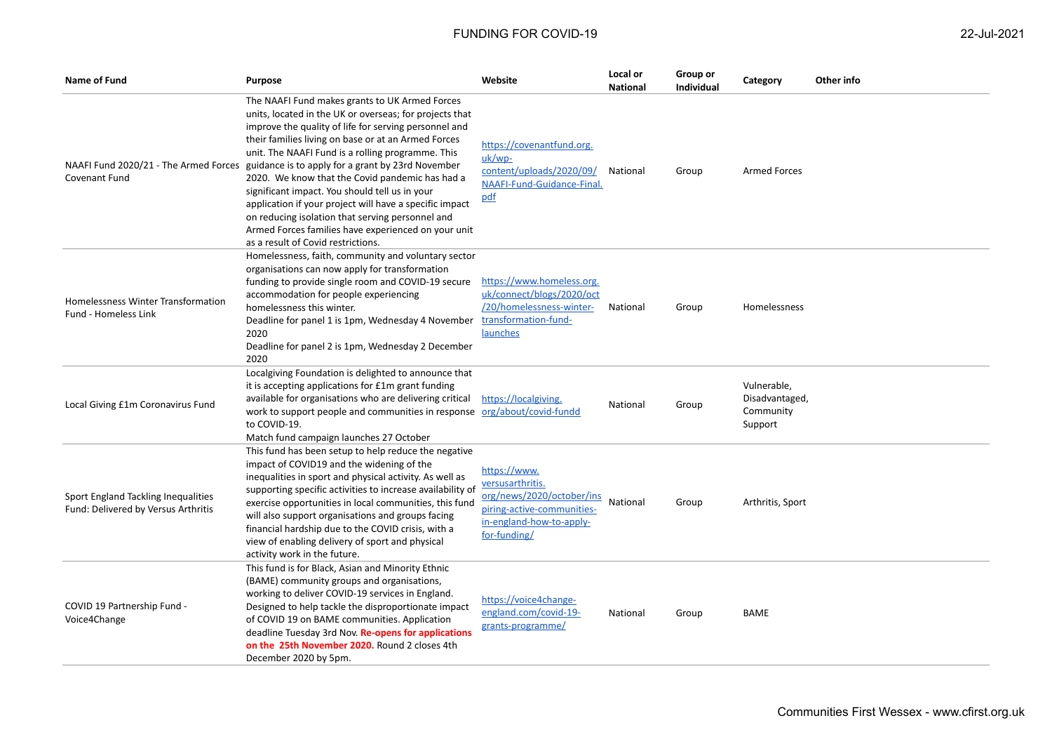# FUNDING FOR COVID-19

22-Jul-2021

| Name of Fund | Purpose | Website | Local or National | Group or Individual | Category | Other info |
|---|---|---|---|---|---|---|
| NAAFI Fund 2020/21 - The Armed Forces Covenant Fund | The NAAFI Fund makes grants to UK Armed Forces units, located in the UK or overseas; for projects that improve the quality of life for serving personnel and their families living on base or at an Armed Forces unit. The NAAFI Fund is a rolling programme. This guidance is to apply for a grant by 23rd November 2020. We know that the Covid pandemic has had a significant impact. You should tell us in your application if your project will have a specific impact on reducing isolation that serving personnel and Armed Forces families have experienced on your unit as a result of Covid restrictions. | https://covenantfund.org.uk/wp-content/uploads/2020/09/NAAFI-Fund-Guidance-Final.pdf | National | Group | Armed Forces | |
| Homelessness Winter Transformation Fund - Homeless Link | Homelessness, faith, community and voluntary sector organisations can now apply for transformation funding to provide single room and COVID-19 secure accommodation for people experiencing homelessness this winter.<br>Deadline for panel 1 is 1pm, Wednesday 4 November 2020<br>Deadline for panel 2 is 1pm, Wednesday 2 December 2020 | https://www.homeless.org.uk/connect/blogs/2020/oct/20/homelessness-winter-transformation-fund-launches | National | Group | Homelessness | |
| Local Giving £1m Coronavirus Fund | Localgiving Foundation is delighted to announce that it is accepting applications for £1m grant funding available for organisations who are delivering critical work to support people and communities in response to COVID-19.<br>Match fund campaign launches 27 October | https://localgiving.org/about/covid-fundd | National | Group | Vulnerable, Disadvantaged, Community Support | |
| Sport England Tackling Inequalities Fund: Delivered by Versus Arthritis | This fund has been setup to help reduce the negative impact of COVID19 and the widening of the inequalities in sport and physical activity. As well as supporting specific activities to increase availability of exercise opportunities in local communities, this fund will also support organisations and groups facing financial hardship due to the COVID crisis, with a view of enabling delivery of sport and physical activity work in the future. | https://www.versusarthritis.org/news/2020/october/inspiring-active-communities-in-england-how-to-apply-for-funding/ | National | Group | Arthritis, Sport | |
| COVID 19 Partnership Fund - Voice4Change | This fund is for Black, Asian and Minority Ethnic (BAME) community groups and organisations, working to deliver COVID-19 services in England. Designed to help tackle the disproportionate impact of COVID 19 on BAME communities. Application deadline Tuesday 3rd Nov. **Re-opens for applications on the 25th November 2020.** Round 2 closes 4th December 2020 by 5pm. | https://voice4change-england.com/covid-19-grants-programme/ | National | Group | BAME | |

Communities First Wessex - www.cfirst.org.uk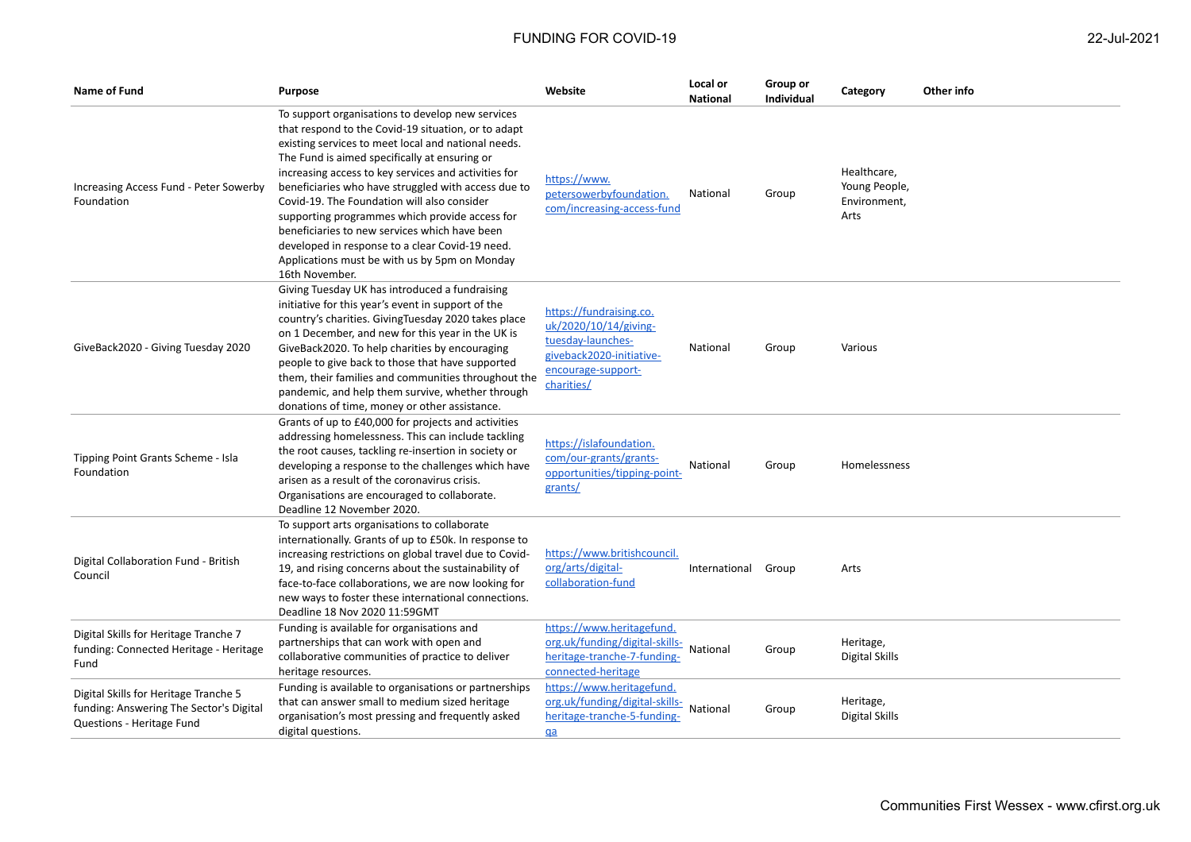| Name of Fund | Purpose | Website | Local or National | Group or Individual | Category | Other info |
|---|---|---|---|---|---|---|
| Increasing Access Fund - Peter Sowerby Foundation | To support organisations to develop new services that respond to the Covid-19 situation, or to adapt existing services to meet local and national needs. The Fund is aimed specifically at ensuring or increasing access to key services and activities for beneficiaries who have struggled with access due to Covid-19. The Foundation will also consider supporting programmes which provide access for beneficiaries to new services which have been developed in response to a clear Covid-19 need. Applications must be with us by 5pm on Monday 16th November. | https://www.petersowerbyfoundation.com/increasing-access-fund | National | Group | Healthcare, Young People, Environment, Arts | |
| GiveBack2020 - Giving Tuesday 2020 | Giving Tuesday UK has introduced a fundraising initiative for this year's event in support of the country's charities. GivingTuesday 2020 takes place on 1 December, and new for this year in the UK is GiveBack2020. To help charities by encouraging people to give back to those that have supported them, their families and communities throughout the pandemic, and help them survive, whether through donations of time, money or other assistance. | https://fundraising.co.uk/2020/10/14/giving-tuesday-launches-giveback2020-initiative-encourage-support-charities/ | National | Group | Various | |
| Tipping Point Grants Scheme - Isla Foundation | Grants of up to £40,000 for projects and activities addressing homelessness. This can include tackling the root causes, tackling re-insertion in society or developing a response to the challenges which have arisen as a result of the coronavirus crisis. Organisations are encouraged to collaborate. Deadline 12 November 2020. | https://islafoundation.com/our-grants/grants-opportunities/tipping-point-grants/ | National | Group | Homelessness | |
| Digital Collaboration Fund - British Council | To support arts organisations to collaborate internationally. Grants of up to £50k. In response to increasing restrictions on global travel due to Covid-19, and rising concerns about the sustainability of face-to-face collaborations, we are now looking for new ways to foster these international connections. Deadline 18 Nov 2020 11:59GMT | https://www.britishcouncil.org/arts/digital-collaboration-fund | International | Group | Arts | |
| Digital Skills for Heritage Tranche 7 funding: Connected Heritage - Heritage Fund | Funding is available for organisations and partnerships that can work with open and collaborative communities of practice to deliver heritage resources. | https://www.heritagefund.org.uk/funding/digital-skills-heritage-tranche-7-funding-connected-heritage | National | Group | Heritage, Digital Skills | |
| Digital Skills for Heritage Tranche 5 funding: Answering The Sector's Digital Questions - Heritage Fund | Funding is available to organisations or partnerships that can answer small to medium sized heritage organisation's most pressing and frequently asked digital questions. | https://www.heritagefund.org.uk/funding/digital-skills-heritage-tranche-5-funding-qa | National | Group | Heritage, Digital Skills | |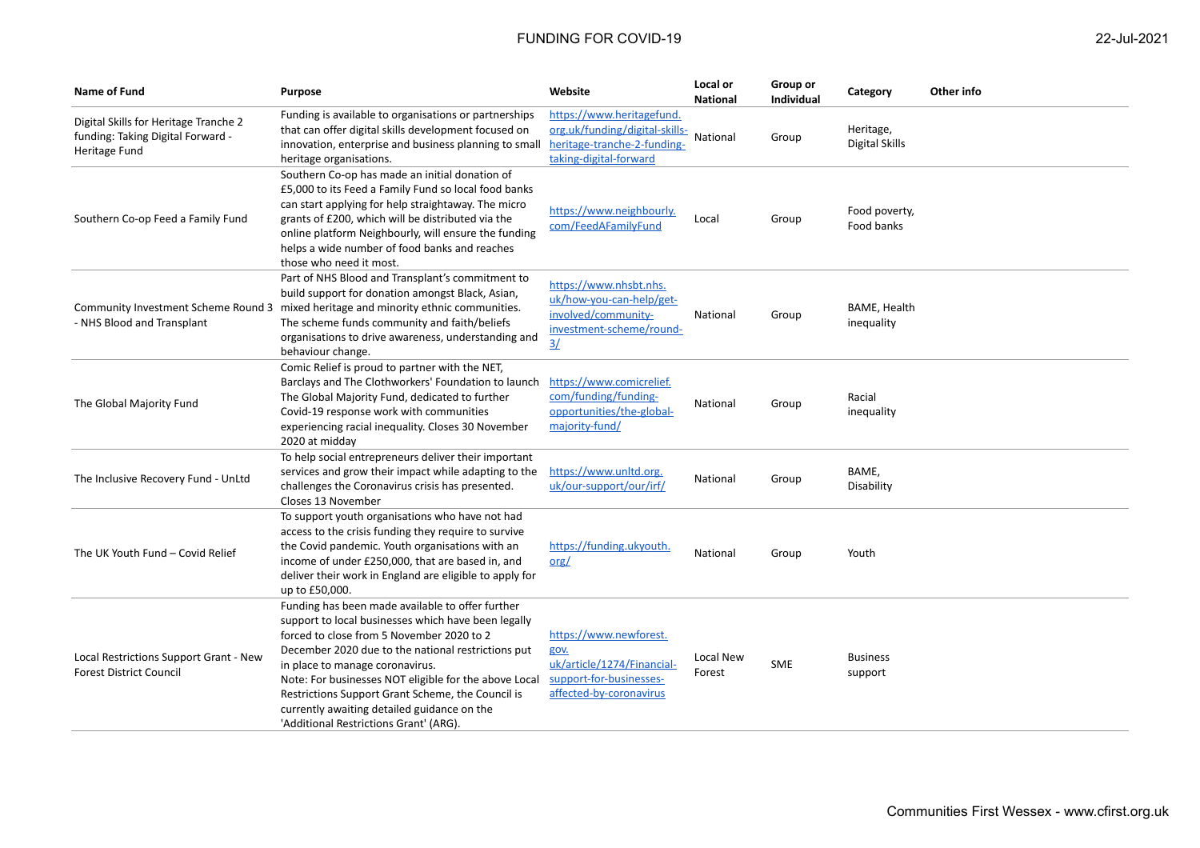| Name of Fund | Purpose | Website | Local or National | Group or Individual | Category | Other info |
|---|---|---|---|---|---|---|
| Digital Skills for Heritage Tranche 2 funding: Taking Digital Forward - Heritage Fund | Funding is available to organisations or partnerships that can offer digital skills development focused on innovation, enterprise and business planning to small heritage organisations. | https://www.heritagefund.org.uk/funding/digital-skills-heritage-tranche-2-funding-taking-digital-forward | National | Group | Heritage, Digital Skills | |
| Southern Co-op Feed a Family Fund | Southern Co-op has made an initial donation of £5,000 to its Feed a Family Fund so local food banks can start applying for help straightaway. The micro grants of £200, which will be distributed via the online platform Neighbourly, will ensure the funding helps a wide number of food banks and reaches those who need it most. | https://www.neighbourly.com/FeedAFamilyFund | Local | Group | Food poverty, Food banks | |
| Community Investment Scheme Round 3 - NHS Blood and Transplant | Part of NHS Blood and Transplant's commitment to build support for donation amongst Black, Asian, mixed heritage and minority ethnic communities. The scheme funds community and faith/beliefs organisations to drive awareness, understanding and behaviour change. | https://www.nhsbt.nhs.uk/how-you-can-help/get-involved/community-investment-scheme/round-3/ | National | Group | BAME, Health inequality | |
| The Global Majority Fund | Comic Relief is proud to partner with the NET, Barclays and The Clothworkers' Foundation to launch The Global Majority Fund, dedicated to further Covid-19 response work with communities experiencing racial inequality. Closes 30 November 2020 at midday | https://www.comicrelief.com/funding/funding-opportunities/the-global-majority-fund/ | National | Group | Racial inequality | |
| The Inclusive Recovery Fund - UnLtd | To help social entrepreneurs deliver their important services and grow their impact while adapting to the challenges the Coronavirus crisis has presented. Closes 13 November | https://www.unltd.org.uk/our-support/our/irf/ | National | Group | BAME, Disability | |
| The UK Youth Fund – Covid Relief | To support youth organisations who have not had access to the crisis funding they require to survive the Covid pandemic. Youth organisations with an income of under £250,000, that are based in, and deliver their work in England are eligible to apply for up to £50,000. | https://funding.ukyouth.org/ | National | Group | Youth | |
| Local Restrictions Support Grant - New Forest District Council | Funding has been made available to offer further support to local businesses which have been legally forced to close from 5 November 2020 to 2 December 2020 due to the national restrictions put in place to manage coronavirus.<br>Note: For businesses NOT eligible for the above Local Restrictions Support Grant Scheme, the Council is currently awaiting detailed guidance on the 'Additional Restrictions Grant' (ARG). | https://www.newforest.gov.uk/article/1274/Financial-support-for-businesses-affected-by-coronavirus | Local New Forest | SME | Business support | |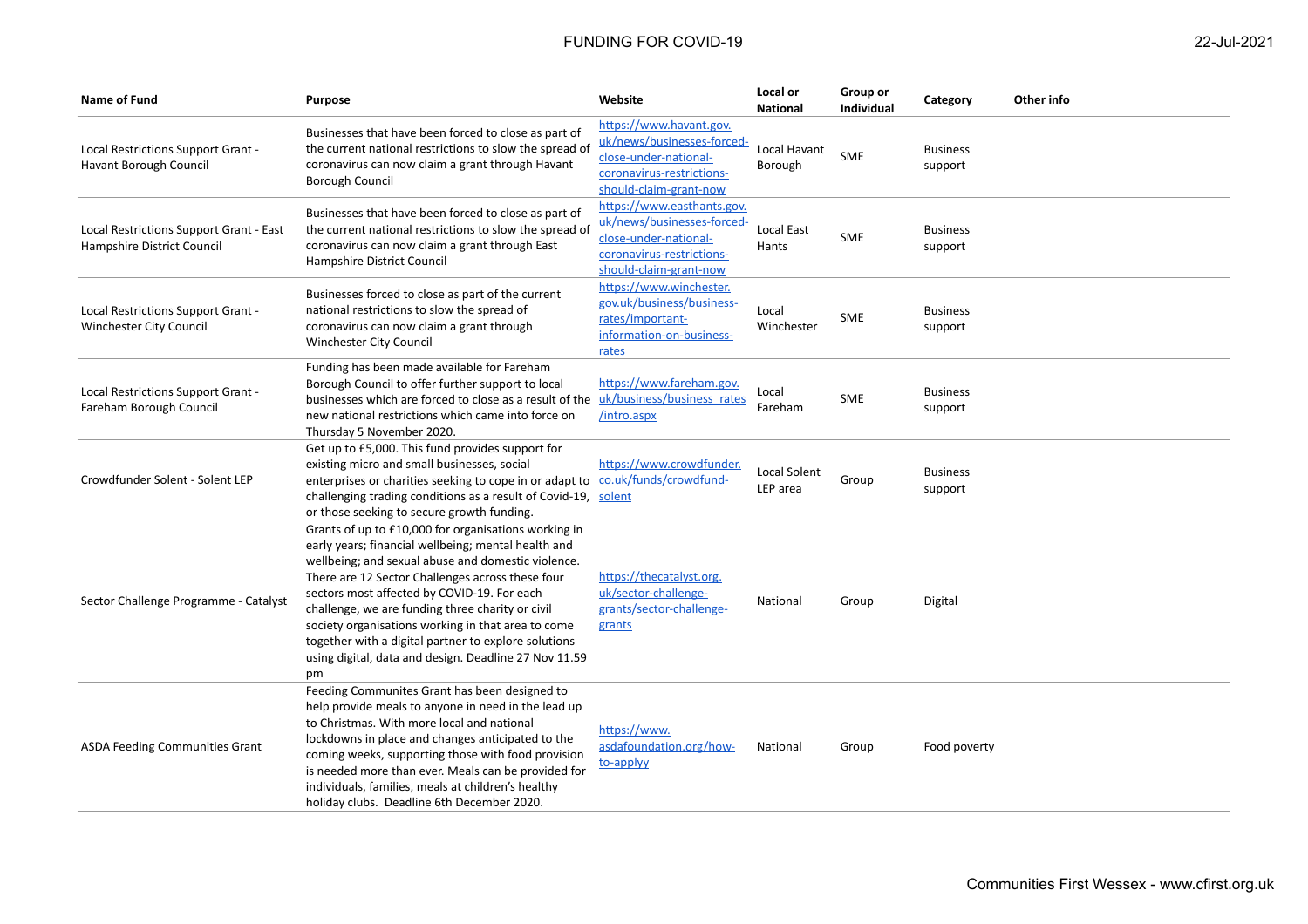| Name of Fund | Purpose | Website | Local or National | Group or Individual | Category | Other info |
|---|---|---|---|---|---|---|
| Local Restrictions Support Grant - Havant Borough Council | Businesses that have been forced to close as part of the current national restrictions to slow the spread of coronavirus can now claim a grant through Havant Borough Council | https://www.havant.gov.uk/news/businesses-forced-close-under-national-coronavirus-restrictions-should-claim-grant-now | Local Havant Borough | SME | Business support | |
| Local Restrictions Support Grant - East Hampshire District Council | Businesses that have been forced to close as part of the current national restrictions to slow the spread of coronavirus can now claim a grant through East Hampshire District Council | https://www.easthants.gov.uk/news/businesses-forced-close-under-national-coronavirus-restrictions-should-claim-grant-now | Local East Hants | SME | Business support | |
| Local Restrictions Support Grant - Winchester City Council | Businesses forced to close as part of the current national restrictions to slow the spread of coronavirus can now claim a grant through Winchester City Council | https://www.winchester.gov.uk/business/business-rates/important-information-on-business-rates | Local Winchester | SME | Business support | |
| Local Restrictions Support Grant - Fareham Borough Council | Funding has been made available for Fareham Borough Council to offer further support to local businesses which are forced to close as a result of the new national restrictions which came into force on Thursday 5 November 2020. | https://www.fareham.gov.uk/business/business_rates/intro.aspx | Local Fareham | SME | Business support | |
| Crowdfunder Solent - Solent LEP | Get up to £5,000. This fund provides support for existing micro and small businesses, social enterprises or charities seeking to cope in or adapt to challenging trading conditions as a result of Covid-19, or those seeking to secure growth funding. | https://www.crowdfunder.co.uk/funds/crowdfund-solent | Local Solent LEP area | Group | Business support | |
| Sector Challenge Programme - Catalyst | Grants of up to £10,000 for organisations working in early years; financial wellbeing; mental health and wellbeing; and sexual abuse and domestic violence. There are 12 Sector Challenges across these four sectors most affected by COVID-19. For each challenge, we are funding three charity or civil society organisations working in that area to come together with a digital partner to explore solutions using digital, data and design. Deadline 27 Nov 11.59 pm | https://thecatalyst.org.uk/sector-challenge-grants/sector-challenge-grants | National | Group | Digital | |
| ASDA Feeding Communities Grant | Feeding Communites Grant has been designed to help provide meals to anyone in need in the lead up to Christmas. With more local and national lockdowns in place and changes anticipated to the coming weeks, supporting those with food provision is needed more than ever. Meals can be provided for individuals, families, meals at children's healthy holiday clubs. Deadline 6th December 2020. | https://www.asdafoundation.org/how-to-applyy | National | Group | Food poverty | |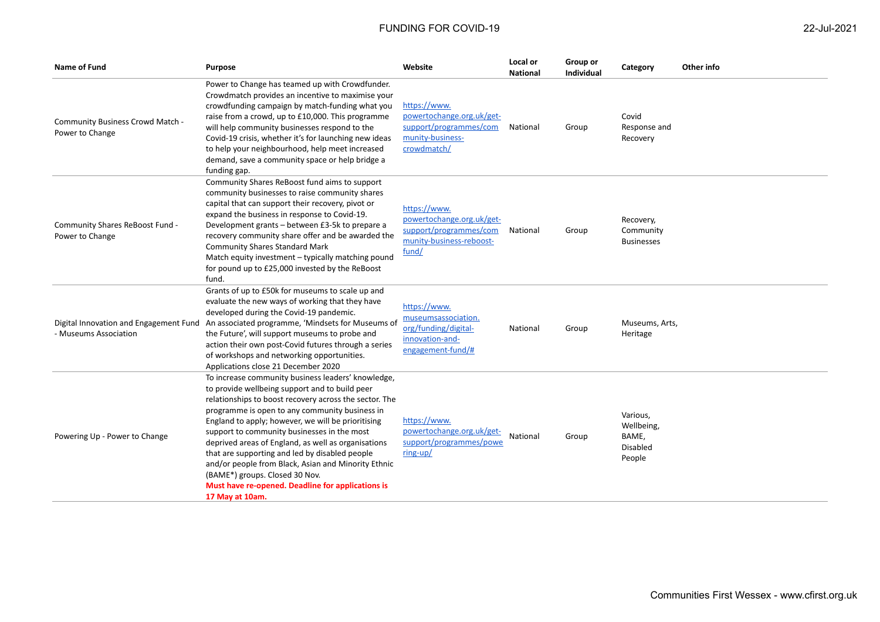| Name of Fund | Purpose | Website | Local or National | Group or Individual | Category | Other info |
|---|---|---|---|---|---|---|
| Community Business Crowd Match - Power to Change | Power to Change has teamed up with Crowdfunder. Crowdmatch provides an incentive to maximise your crowdfunding campaign by match-funding what you raise from a crowd, up to £10,000. This programme will help community businesses respond to the Covid-19 crisis, whether it's for launching new ideas to help your neighbourhood, help meet increased demand, save a community space or help bridge a funding gap. | https://www.powertochange.org.uk/get-support/programmes/community-business-crowdmatch/ | National | Group | Covid Response and Recovery | |
| Community Shares ReBoost Fund - Power to Change | Community Shares ReBoost fund aims to support community businesses to raise community shares capital that can support their recovery, pivot or expand the business in response to Covid-19. Development grants – between £3-5k to prepare a recovery community share offer and be awarded the Community Shares Standard Mark Match equity investment – typically matching pound for pound up to £25,000 invested by the ReBoost fund. | https://www.powertochange.org.uk/get-support/programmes/community-business-reboost-fund/ | National | Group | Recovery, Community Businesses | |
| Digital Innovation and Engagement Fund - Museums Association | Grants of up to £50k for museums to scale up and evaluate the new ways of working that they have developed during the Covid-19 pandemic. An associated programme, 'Mindsets for Museums of the Future', will support museums to probe and action their own post-Covid futures through a series of workshops and networking opportunities. Applications close 21 December 2020 | https://www.museumsassociation.org/funding/digital-innovation-and-engagement-fund/# | National | Group | Museums, Arts, Heritage | |
| Powering Up - Power to Change | To increase community business leaders' knowledge, to provide wellbeing support and to build peer relationships to boost recovery across the sector. The programme is open to any community business in England to apply; however, we will be prioritising support to community businesses in the most deprived areas of England, as well as organisations that are supporting and led by disabled people and/or people from Black, Asian and Minority Ethnic (BAME*) groups. Closed 30 Nov. **Must have re-opened. Deadline for applications is 17 May at 10am.** | https://www.powertochange.org.uk/get-support/programmes/powering-up/ | National | Group | Various, Wellbeing, BAME, Disabled People | |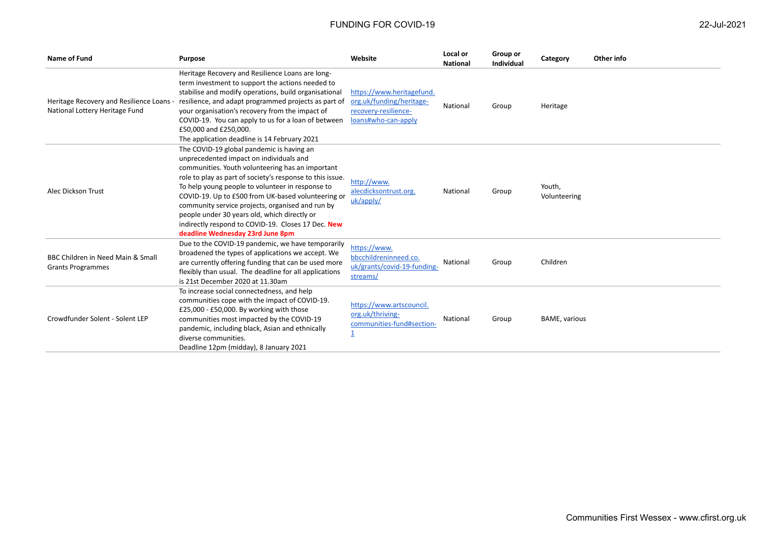| Name of Fund | Purpose | Website | Local or National | Group or Individual | Category | Other info |
|---|---|---|---|---|---|---|
| Heritage Recovery and Resilience Loans - National Lottery Heritage Fund | Heritage Recovery and Resilience Loans are long-term investment to support the actions needed to stabilise and modify operations, build organisational resilience, and adapt programmed projects as part of your organisation's recovery from the impact of COVID-19. You can apply to us for a loan of between £50,000 and £250,000. The application deadline is 14 February 2021 | https://www.heritagefund.org.uk/funding/heritage-recovery-resilience-loans#who-can-apply | National | Group | Heritage | |
| Alec Dickson Trust | The COVID-19 global pandemic is having an unprecedented impact on individuals and communities. Youth volunteering has an important role to play as part of society's response to this issue. To help young people to volunteer in response to COVID-19. Up to £500 from UK-based volunteering or community service projects, organised and run by people under 30 years old, which directly or indirectly respond to COVID-19. Closes 17 Dec. **New deadline Wednesday 23rd June 8pm** | http://www.alecdicksontrust.org.uk/apply/ | National | Group | Youth, Volunteering | |
| BBC Children in Need Main & Small Grants Programmes | Due to the COVID-19 pandemic, we have temporarily broadened the types of applications we accept. We are currently offering funding that can be used more flexibly than usual. The deadline for all applications is 21st December 2020 at 11.30am | https://www.bbcchildreninneed.co.uk/grants/covid-19-funding-streams/ | National | Group | Children | |
| Crowdfunder Solent - Solent LEP | To increase social connectedness, and help communities cope with the impact of COVID-19. £25,000 - £50,000. By working with those communities most impacted by the COVID-19 pandemic, including black, Asian and ethnically diverse communities. Deadline 12pm (midday), 8 January 2021 | https://www.artscouncil.org.uk/thriving-communities-fund#section-1 | National | Group | BAME, various | |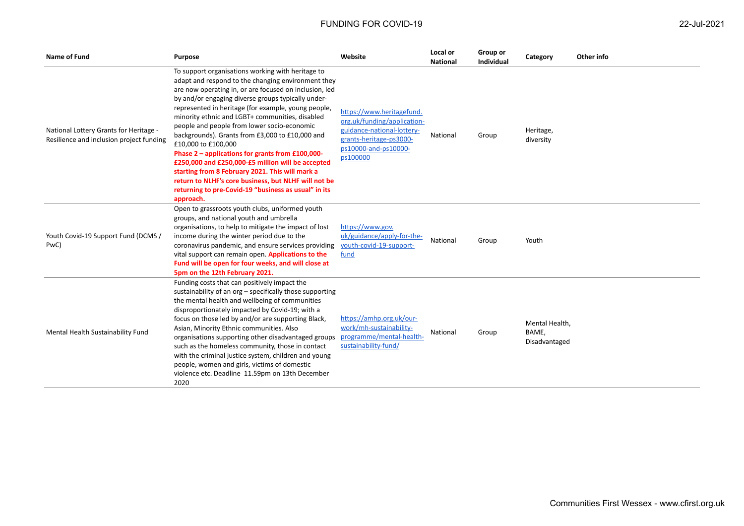| Name of Fund | Purpose | Website | Local or National | Group or Individual | Category | Other info |
|---|---|---|---|---|---|---|
| National Lottery Grants for Heritage - Resilience and inclusion project funding | To support organisations working with heritage to adapt and respond to the changing environment they are now operating in, or are focused on inclusion, led by and/or engaging diverse groups typically under-represented in heritage (for example, young people, minority ethnic and LGBT+ communities, disabled people and people from lower socio-economic backgrounds). Grants from £3,000 to £10,000 and £10,000 to £100,000 **Phase 2 – applications for grants from £100,000-£250,000 and £250,000-£5 million will be accepted starting from 8 February 2021. This will mark a return to NLHF's core business, but NLHF will not be returning to pre-Covid-19 "business as usual" in its approach.** | https://www.heritagefund.org.uk/funding/application-guidance-national-lottery-grants-heritage-ps3000-ps10000-and-ps10000-ps100000 | National | Group | Heritage, diversity | |
| Youth Covid-19 Support Fund (DCMS / PwC) | Open to grassroots youth clubs, uniformed youth groups, and national youth and umbrella organisations, to help to mitigate the impact of lost income during the winter period due to the coronavirus pandemic, and ensure services providing vital support can remain open. **Applications to the Fund will be open for four weeks, and will close at 5pm on the 12th February 2021.** | https://www.gov.uk/guidance/apply-for-the-youth-covid-19-support-fund | National | Group | Youth | |
| Mental Health Sustainability Fund | Funding costs that can positively impact the sustainability of an org – specifically those supporting the mental health and wellbeing of communities disproportionately impacted by Covid-19; with a focus on those led by and/or are supporting Black, Asian, Minority Ethnic communities. Also organisations supporting other disadvantaged groups such as the homeless community, those in contact with the criminal justice system, children and young people, women and girls, victims of domestic violence etc. Deadline 11.59pm on 13th December 2020 | https://amhp.org.uk/our-work/mh-sustainability-programme/mental-health-sustainability-fund/ | National | Group | Mental Health, BAME, Disadvantaged | |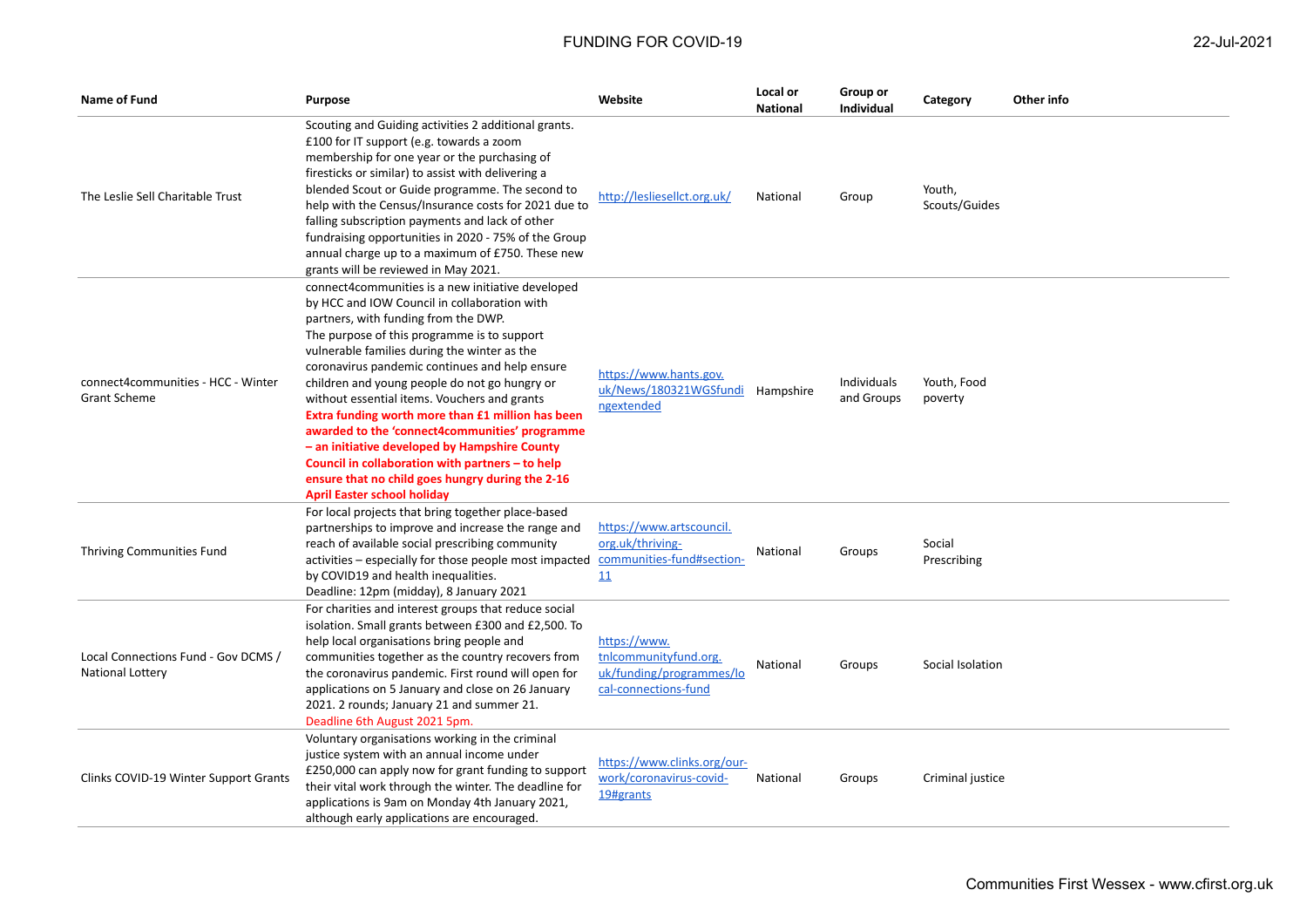| Name of Fund | Purpose | Website | Local or National | Group or Individual | Category | Other info |
|---|---|---|---|---|---|---|
| The Leslie Sell Charitable Trust | Scouting and Guiding activities 2 additional grants. £100 for IT support (e.g. towards a zoom membership for one year or the purchasing of firesticks or similar) to assist with delivering a blended Scout or Guide programme. The second to help with the Census/Insurance costs for 2021 due to falling subscription payments and lack of other fundraising opportunities in 2020 - 75% of the Group annual charge up to a maximum of £750. These new grants will be reviewed in May 2021. | http://lesliesellct.org.uk/ | National | Group | Youth, Scouts/Guides | |
| connect4communities - HCC - Winter Grant Scheme | connect4communities is a new initiative developed by HCC and IOW Council in collaboration with partners, with funding from the DWP. The purpose of this programme is to support vulnerable families during the winter as the coronavirus pandemic continues and help ensure children and young people do not go hungry or without essential items. Vouchers and grants **Extra funding worth more than £1 million has been awarded to the 'connect4communities' programme – an initiative developed by Hampshire County Council in collaboration with partners – to help ensure that no child goes hungry during the 2-16 April Easter school holiday** | https://www.hants.gov.uk/News/180321WGSfundingextended | Hampshire | Individuals and Groups | Youth, Food poverty | |
| Thriving Communities Fund | For local projects that bring together place-based partnerships to improve and increase the range and reach of available social prescribing community activities – especially for those people most impacted by COVID19 and health inequalities. Deadline: 12pm (midday), 8 January 2021 | https://www.artscouncil.org.uk/thriving-communities-fund#section-11 | National | Groups | Social Prescribing | |
| Local Connections Fund - Gov DCMS / National Lottery | For charities and interest groups that reduce social isolation. Small grants between £300 and £2,500. To help local organisations bring people and communities together as the country recovers from the coronavirus pandemic. First round will open for applications on 5 January and close on 26 January 2021. 2 rounds; January 21 and summer 21. Deadline 6th August 2021 5pm. | https://www.tnlcommunityfund.org.uk/funding/programmes/local-connections-fund | National | Groups | Social Isolation | |
| Clinks COVID-19 Winter Support Grants | Voluntary organisations working in the criminal justice system with an annual income under £250,000 can apply now for grant funding to support their vital work through the winter. The deadline for applications is 9am on Monday 4th January 2021, although early applications are encouraged. | https://www.clinks.org/our-work/coronavirus-covid-19#grants | National | Groups | Criminal justice | |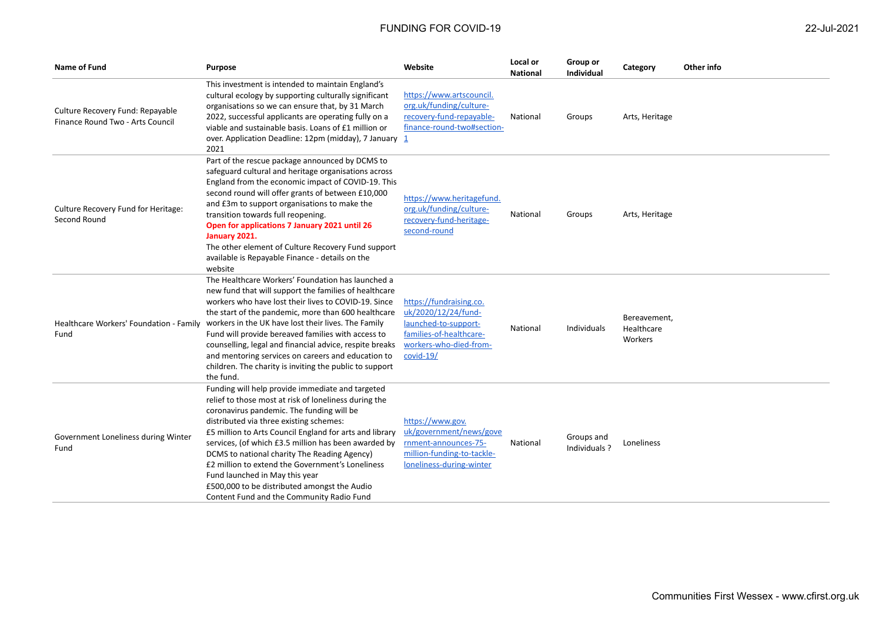| Name of Fund | Purpose | Website | Local or National | Group or Individual | Category | Other info |
|---|---|---|---|---|---|---|
| Culture Recovery Fund: Repayable Finance Round Two - Arts Council | This investment is intended to maintain England's cultural ecology by supporting culturally significant organisations so we can ensure that, by 31 March 2022, successful applicants are operating fully on a viable and sustainable basis. Loans of £1 million or over. Application Deadline: 12pm (midday), 7 January 2021 | https://www.artscouncil.org.uk/funding/culture-recovery-fund-repayable-finance-round-two#section-1 | National | Groups | Arts, Heritage | |
| Culture Recovery Fund for Heritage: Second Round | Part of the rescue package announced by DCMS to safeguard cultural and heritage organisations across England from the economic impact of COVID-19. This second round will offer grants of between £10,000 and £3m to support organisations to make the transition towards full reopening. **Open for applications 7 January 2021 until 26 January 2021.** The other element of Culture Recovery Fund support available is Repayable Finance - details on the website | https://www.heritagefund.org.uk/funding/culture-recovery-fund-heritage-second-round | National | Groups | Arts, Heritage | |
| Healthcare Workers' Foundation - Family Fund | The Healthcare Workers' Foundation has launched a new fund that will support the families of healthcare workers who have lost their lives to COVID-19. Since the start of the pandemic, more than 600 healthcare workers in the UK have lost their lives. The Family Fund will provide bereaved families with access to counselling, legal and financial advice, respite breaks and mentoring services on careers and education to children. The charity is inviting the public to support the fund. | https://fundraising.co.uk/2020/12/24/fund-launched-to-support-families-of-healthcare-workers-who-died-from-covid-19/ | National | Individuals | Bereavement, Healthcare Workers | |
| Government Loneliness during Winter Fund | Funding will help provide immediate and targeted relief to those most at risk of loneliness during the coronavirus pandemic. The funding will be distributed via three existing schemes: £5 million to Arts Council England for arts and library services, (of which £3.5 million has been awarded by DCMS to national charity The Reading Agency) £2 million to extend the Government's Loneliness Fund launched in May this year £500,000 to be distributed amongst the Audio Content Fund and the Community Radio Fund | https://www.gov.uk/government/news/government-announces-75-million-funding-to-tackle-loneliness-during-winter | National | Groups and Individuals ? | Loneliness | |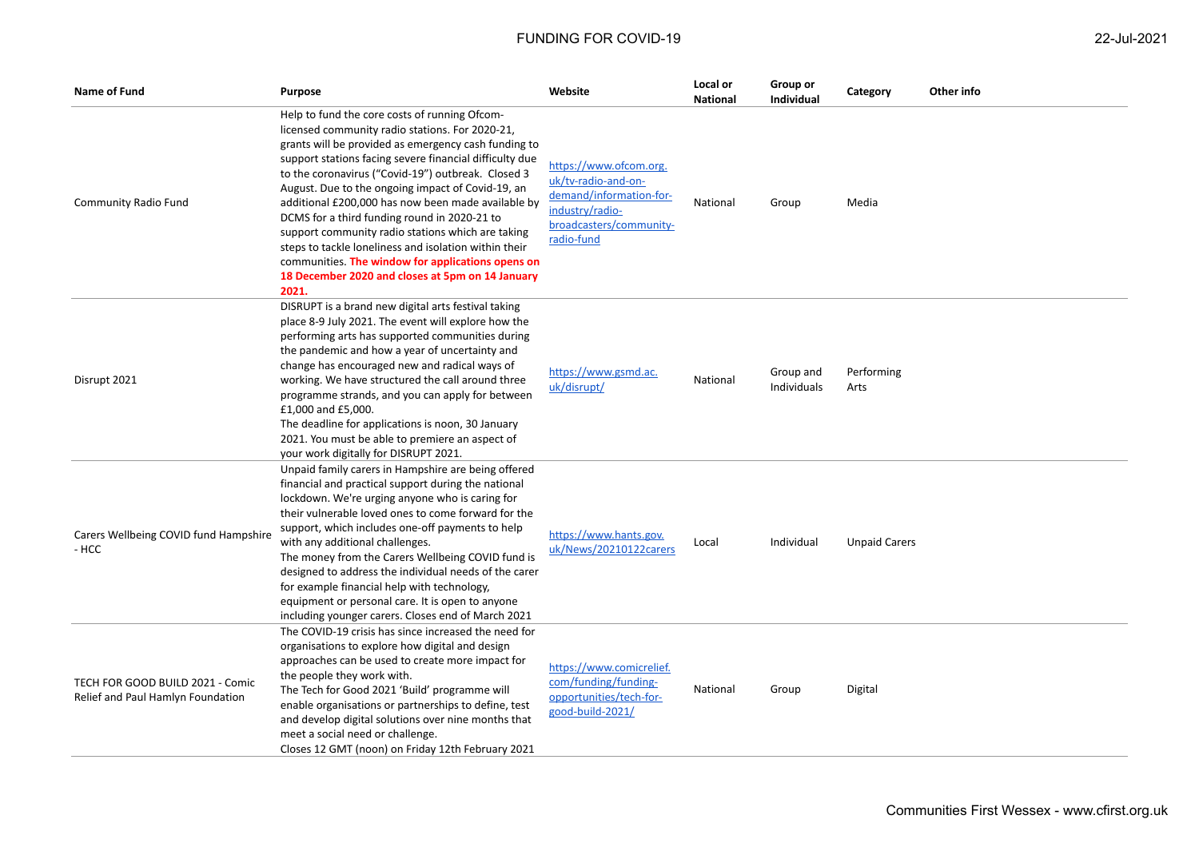| Name of Fund | Purpose | Website | Local or National | Group or Individual | Category | Other info |
|---|---|---|---|---|---|---|
| Community Radio Fund | Help to fund the core costs of running Ofcom-licensed community radio stations. For 2020-21, grants will be provided as emergency cash funding to support stations facing severe financial difficulty due to the coronavirus ("Covid-19") outbreak. Closed 3 August. Due to the ongoing impact of Covid-19, an additional £200,000 has now been made available by DCMS for a third funding round in 2020-21 to support community radio stations which are taking steps to tackle loneliness and isolation within their communities. **The window for applications opens on 18 December 2020 and closes at 5pm on 14 January 2021.** | https://www.ofcom.org.uk/tv-radio-and-on-demand/information-for-industry/radio-broadcasters/community-radio-fund | National | Group | Media | |
| Disrupt 2021 | DISRUPT is a brand new digital arts festival taking place 8-9 July 2021. The event will explore how the performing arts has supported communities during the pandemic and how a year of uncertainty and change has encouraged new and radical ways of working. We have structured the call around three programme strands, and you can apply for between £1,000 and £5,000. The deadline for applications is noon, 30 January 2021. You must be able to premiere an aspect of your work digitally for DISRUPT 2021. | https://www.gsmd.ac.uk/disrupt/ | National | Group and Individuals | Performing Arts | |
| Carers Wellbeing COVID fund Hampshire - HCC | Unpaid family carers in Hampshire are being offered financial and practical support during the national lockdown. We're urging anyone who is caring for their vulnerable loved ones to come forward for the support, which includes one-off payments to help with any additional challenges. The money from the Carers Wellbeing COVID fund is designed to address the individual needs of the carer for example financial help with technology, equipment or personal care. It is open to anyone including younger carers. Closes end of March 2021 | https://www.hants.gov.uk/News/20210122carers | Local | Individual | Unpaid Carers | |
| TECH FOR GOOD BUILD 2021 - Comic Relief and Paul Hamlyn Foundation | The COVID-19 crisis has since increased the need for organisations to explore how digital and design approaches can be used to create more impact for the people they work with. The Tech for Good 2021 'Build' programme will enable organisations or partnerships to define, test and develop digital solutions over nine months that meet a social need or challenge. Closes 12 GMT (noon) on Friday 12th February 2021 | https://www.comicrelief.com/funding/funding-opportunities/tech-for-good-build-2021/ | National | Group | Digital | |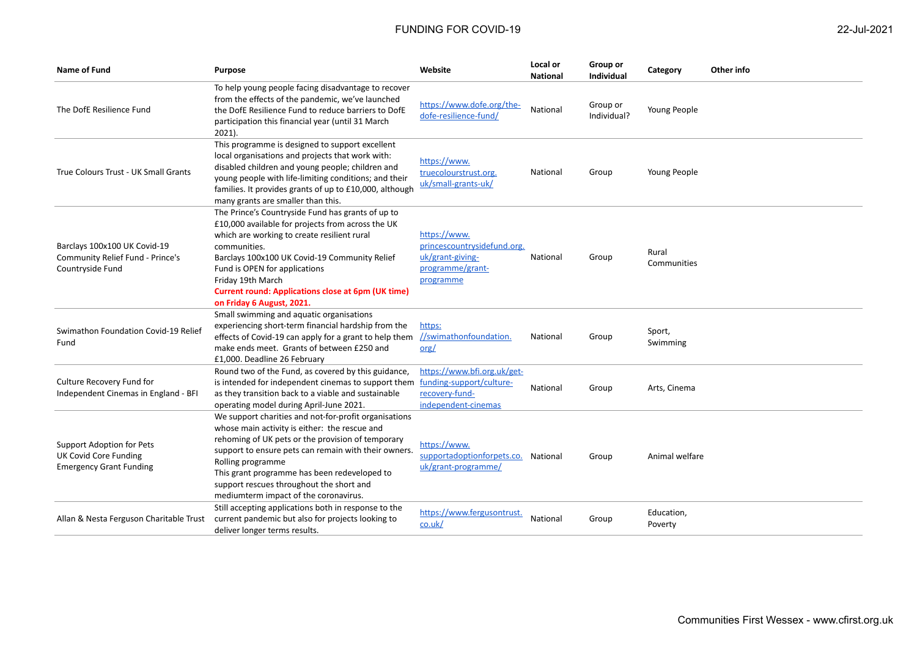| Name of Fund | Purpose | Website | Local or National | Group or Individual | Category | Other info |
|---|---|---|---|---|---|---|
| The DofE Resilience Fund | To help young people facing disadvantage to recover from the effects of the pandemic, we've launched the DofE Resilience Fund to reduce barriers to DofE participation this financial year (until 31 March 2021). | https://www.dofe.org/the-dofe-resilience-fund/ | National | Group or Individual? | Young People | |
| True Colours Trust - UK Small Grants | This programme is designed to support excellent local organisations and projects that work with: disabled children and young people; children and young people with life-limiting conditions; and their families. It provides grants of up to £10,000, although many grants are smaller than this. | https://www.truecolourstrust.org.uk/small-grants-uk/ | National | Group | Young People | |
| Barclays 100x100 UK Covid-19 Community Relief Fund - Prince's Countryside Fund | The Prince's Countryside Fund has grants of up to £10,000 available for projects from across the UK which are working to create resilient rural communities.<br>Barclays 100x100 UK Covid-19 Community Relief Fund is OPEN for applications<br>Friday 19th March<br>**Current round: Applications close at 6pm (UK time) on Friday 6 August, 2021.** | https://www.princescountrysidefund.org.uk/grant-giving-programme/grant-programme | National | Group | Rural Communities | |
| Swimathon Foundation Covid-19 Relief Fund | Small swimming and aquatic organisations experiencing short-term financial hardship from the effects of Covid-19 can apply for a grant to help them make ends meet. Grants of between £250 and £1,000. Deadline 26 February | https://swimathonfoundation.org/ | National | Group | Sport, Swimming | |
| Culture Recovery Fund for Independent Cinemas in England - BFI | Round two of the Fund, as covered by this guidance, is intended for independent cinemas to support them as they transition back to a viable and sustainable operating model during April-June 2021. | https://www.bfi.org.uk/get-funding-support/culture-recovery-fund-independent-cinemas | National | Group | Arts, Cinema | |
| Support Adoption for Pets UK Covid Core Funding Emergency Grant Funding | We support charities and not-for-profit organisations whose main activity is either: the rescue and rehoming of UK pets or the provision of temporary support to ensure pets can remain with their owners.<br>Rolling programme<br>This grant programme has been redeveloped to support rescues throughout the short and mediumterm impact of the coronavirus. | https://www.supportadoptionforpets.co.uk/grant-programme/ | National | Group | Animal welfare | |
| Allan & Nesta Ferguson Charitable Trust | Still accepting applications both in response to the current pandemic but also for projects looking to deliver longer terms results. | https://www.fergusontrust.co.uk/ | National | Group | Education, Poverty | |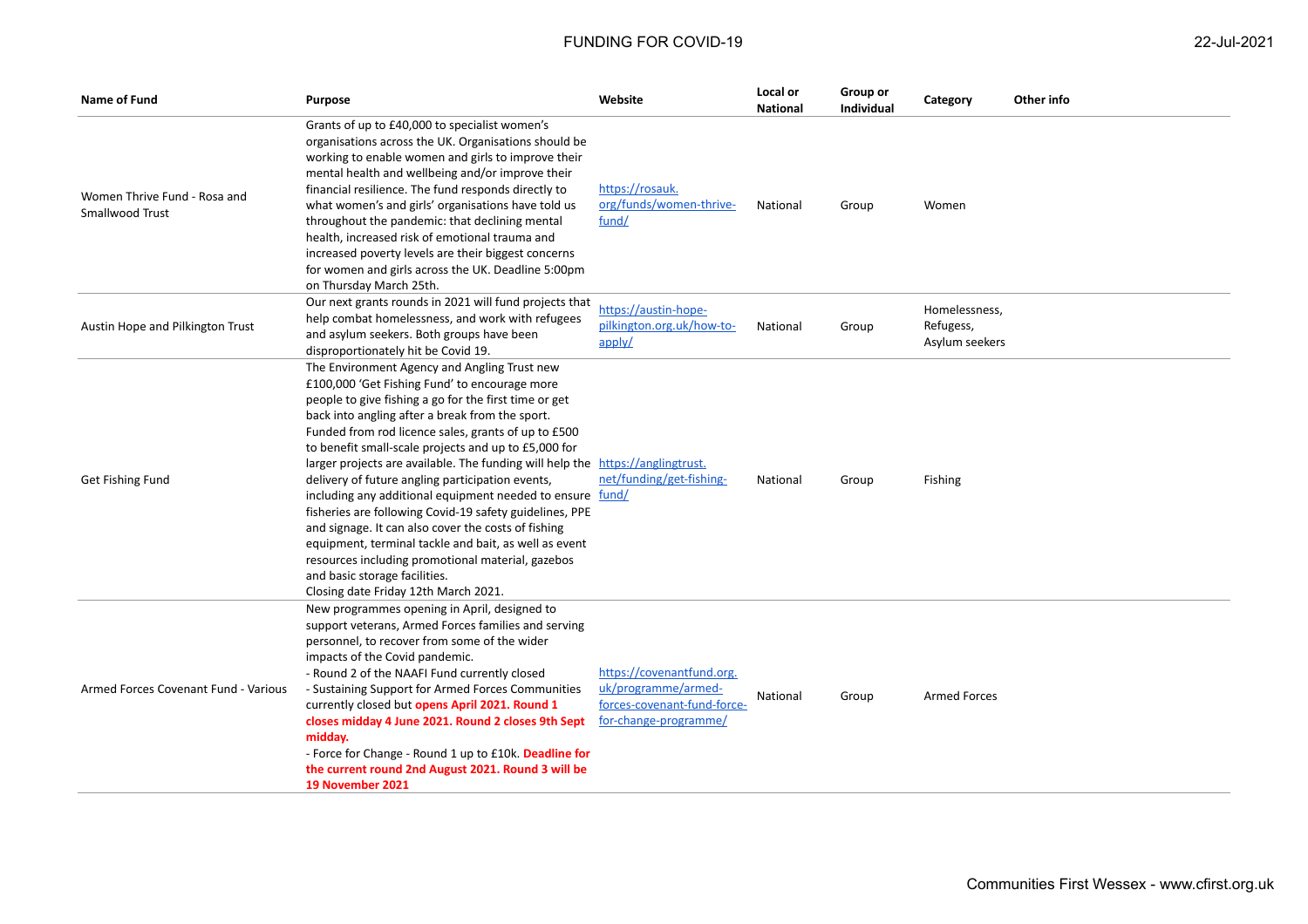| Name of Fund | Purpose | Website | Local or National | Group or Individual | Category | Other info |
|---|---|---|---|---|---|---|
| Women Thrive Fund - Rosa and Smallwood Trust | Grants of up to £40,000 to specialist women's organisations across the UK. Organisations should be working to enable women and girls to improve their mental health and wellbeing and/or improve their financial resilience. The fund responds directly to what women's and girls' organisations have told us throughout the pandemic: that declining mental health, increased risk of emotional trauma and increased poverty levels are their biggest concerns for women and girls across the UK. Deadline 5:00pm on Thursday March 25th. | https://rosauk.org/funds/women-thrive-fund/ | National | Group | Women | |
| Austin Hope and Pilkington Trust | Our next grants rounds in 2021 will fund projects that help combat homelessness, and work with refugees and asylum seekers. Both groups have been disproportionately hit be Covid 19. | https://austin-hope-pilkington.org.uk/how-to-apply/ | National | Group | Homelessness, Refugess, Asylum seekers | |
| Get Fishing Fund | The Environment Agency and Angling Trust new £100,000 'Get Fishing Fund' to encourage more people to give fishing a go for the first time or get back into angling after a break from the sport. Funded from rod licence sales, grants of up to £500 to benefit small-scale projects and up to £5,000 for larger projects are available. The funding will help the delivery of future angling participation events, including any additional equipment needed to ensure fisheries are following Covid-19 safety guidelines, PPE and signage. It can also cover the costs of fishing equipment, terminal tackle and bait, as well as event resources including promotional material, gazebos and basic storage facilities.<br>Closing date Friday 12th March 2021. | https://anglingtrust.net/funding/get-fishing-fund/ | National | Group | Fishing | |
| Armed Forces Covenant Fund - Various | New programmes opening in April, designed to support veterans, Armed Forces families and serving personnel, to recover from some of the wider impacts of the Covid pandemic.<br>- Round 2 of the NAAFI Fund currently closed<br>- Sustaining Support for Armed Forces Communities currently closed but **opens April 2021. Round 1 closes midday 4 June 2021. Round 2 closes 9th Sept midday.**<br>- Force for Change - Round 1 up to £10k. **Deadline for the current round 2nd August 2021. Round 3 will be 19 November 2021** | https://covenantfund.org.uk/programme/armed-forces-covenant-fund-force-for-change-programme/ | National | Group | Armed Forces | |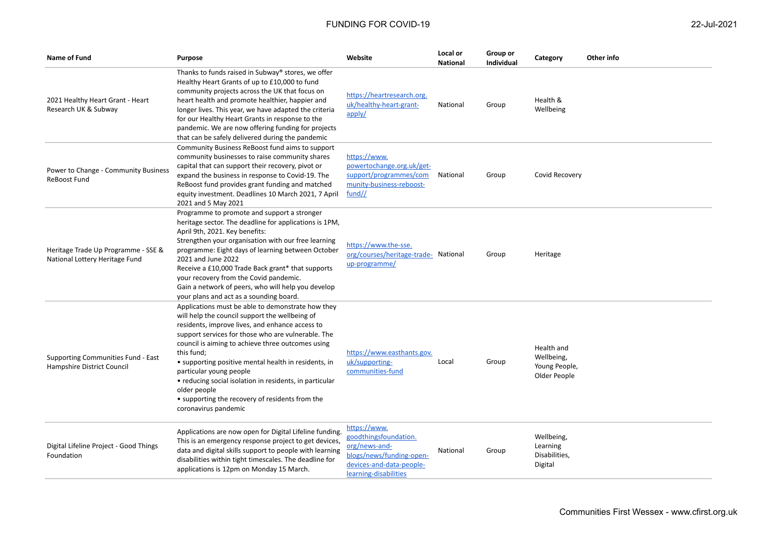| Name of Fund | Purpose | Website | Local or National | Group or Individual | Category | Other info |
|---|---|---|---|---|---|---|
| 2021 Healthy Heart Grant - Heart Research UK & Subway | Thanks to funds raised in Subway® stores, we offer Healthy Heart Grants of up to £10,000 to fund community projects across the UK that focus on heart health and promote healthier, happier and longer lives. This year, we have adapted the criteria for our Healthy Heart Grants in response to the pandemic. We are now offering funding for projects that can be safely delivered during the pandemic | https://heartresearch.org.uk/healthy-heart-grant-apply/ | National | Group | Health & Wellbeing | |
| Power to Change - Community Business ReBoost Fund | Community Business ReBoost fund aims to support community businesses to raise community shares capital that can support their recovery, pivot or expand the business in response to Covid-19. The ReBoost fund provides grant funding and matched equity investment. Deadlines 10 March 2021, 7 April 2021 and 5 May 2021 | https://www.powertochange.org.uk/get-support/programmes/community-business-reboost-fund// | National | Group | Covid Recovery | |
| Heritage Trade Up Programme - SSE & National Lottery Heritage Fund | Programme to promote and support a stronger heritage sector. The deadline for applications is 1PM, April 9th, 2021. Key benefits:<br>Strengthen your organisation with our free learning programme: Eight days of learning between October 2021 and June 2022<br>Receive a £10,000 Trade Back grant* that supports your recovery from the Covid pandemic.<br>Gain a network of peers, who will help you develop your plans and act as a sounding board. | https://www.the-sse.org/courses/heritage-trade-up-programme/ | National | Group | Heritage | |
| Supporting Communities Fund - East Hampshire District Council | Applications must be able to demonstrate how they will help the council support the wellbeing of residents, improve lives, and enhance access to support services for those who are vulnerable. The council is aiming to achieve three outcomes using this fund;<br>• supporting positive mental health in residents, in particular young people<br>• reducing social isolation in residents, in particular older people<br>• supporting the recovery of residents from the coronavirus pandemic | https://www.easthants.gov.uk/supporting-communities-fund | Local | Group | Health and Wellbeing, Young People, Older People | |
| Digital Lifeline Project - Good Things Foundation | Applications are now open for Digital Lifeline funding. This is an emergency response project to get devices, data and digital skills support to people with learning disabilities within tight timescales. The deadline for applications is 12pm on Monday 15 March. | https://www.goodthingsfoundation.org/news-and-blogs/news/funding-open-devices-and-data-people-learning-disabilities | National | Group | Wellbeing, Learning Disabilities, Digital | |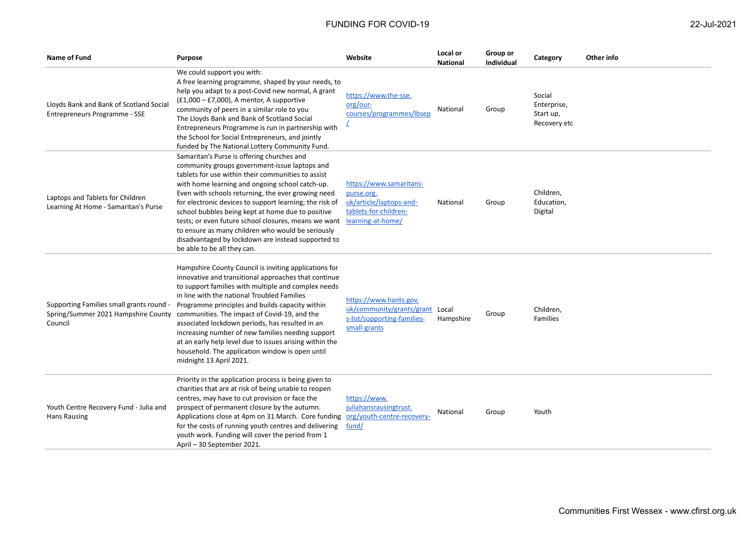| Name of Fund | Purpose | Website | Local or National | Group or Individual | Category | Other info |
|---|---|---|---|---|---|---|
| Lloyds Bank and Bank of Scotland Social Entrepreneurs Programme - SSE | We could support you with: A free learning programme, shaped by your needs, to help you adapt to a post-Covid new normal, A grant (£1,000 – £7,000), A mentor, A supportive community of peers in a similar role to you The Lloyds Bank and Bank of Scotland Social Entrepreneurs Programme is run in partnership with the School for Social Entrepreneurs, and jointly funded by The National Lottery Community Fund. | https://www.the-sse.org/our-courses/programmes/lbsep/ | National | Group | Social Enterprise, Start up, Recovery etc | |
| Laptops and Tablets for Children Learning At Home - Samaritan's Purse | Samaritan's Purse is offering churches and community groups government-issue laptops and tablets for use within their communities to assist with home learning and ongoing school catch-up. Even with schools returning, the ever growing need for electronic devices to support learning; the risk of school bubbles being kept at home due to positive tests; or even future school closures, means we want to ensure as many children who would be seriously disadvantaged by lockdown are instead supported to be able to be all they can. | https://www.samaritans-purse.org.uk/article/laptops-and-tablets-for-children-learning-at-home/ | National | Group | Children, Education, Digital | |
| Supporting Families small grants round - Spring/Summer 2021 Hampshire County Council | Hampshire County Council is inviting applications for innovative and transitional approaches that continue to support families with multiple and complex needs in line with the national Troubled Families Programme principles and builds capacity within communities. The impact of Covid-19, and the associated lockdown periods, has resulted in an increasing number of new families needing support at an early help level due to issues arising within the household. The application window is open until midnight 13 April 2021. | https://www.hants.gov.uk/community/grants/grants-list/supporting-families-small-grants | Local Hampshire | Group | Children, Families | |
| Youth Centre Recovery Fund - Julia and Hans Rausing | Priority in the application process is being given to charities that are at risk of being unable to reopen centres, may have to cut provision or face the prospect of permanent closure by the autumn. Applications close at 4pm on 31 March. Core funding for the costs of running youth centres and delivering youth work. Funding will cover the period from 1 April – 30 September 2021. | https://www.juliahansrausingtrust.org/youth-centre-recovery-fund/ | National | Group | Youth | |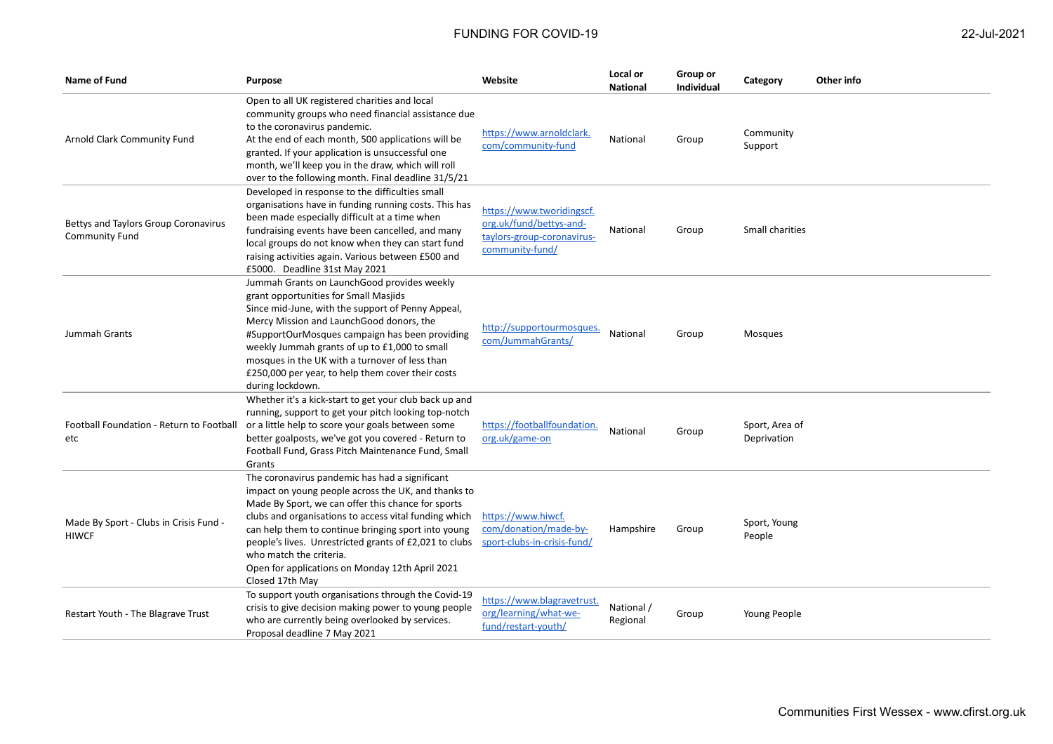| Name of Fund | Purpose | Website | Local or National | Group or Individual | Category | Other info |
|---|---|---|---|---|---|---|
| Arnold Clark Community Fund | Open to all UK registered charities and local community groups who need financial assistance due to the coronavirus pandemic. At the end of each month, 500 applications will be granted. If your application is unsuccessful one month, we'll keep you in the draw, which will roll over to the following month. Final deadline 31/5/21 | https://www.arnoldclark.com/community-fund | National | Group | Community Support | |
| Bettys and Taylors Group Coronavirus Community Fund | Developed in response to the difficulties small organisations have in funding running costs. This has been made especially difficult at a time when fundraising events have been cancelled, and many local groups do not know when they can start fund raising activities again. Various between £500 and £5000. Deadline 31st May 2021 | https://www.tworidingscf.org.uk/fund/bettys-and-taylors-group-coronavirus-community-fund/ | National | Group | Small charities | |
| Jummah Grants | Jummah Grants on LaunchGood provides weekly grant opportunities for Small Masjids Since mid-June, with the support of Penny Appeal, Mercy Mission and LaunchGood donors, the #SupportOurMosques campaign has been providing weekly Jummah grants of up to £1,000 to small mosques in the UK with a turnover of less than £250,000 per year, to help them cover their costs during lockdown. | http://supportourmosques.com/JummahGrants/ | National | Group | Mosques | |
| Football Foundation - Return to Football etc | Whether it's a kick-start to get your club back up and running, support to get your pitch looking top-notch or a little help to score your goals between some better goalposts, we've got you covered - Return to Football Fund, Grass Pitch Maintenance Fund, Small Grants | https://footballfoundation.org.uk/game-on | National | Group | Sport, Area of Deprivation | |
| Made By Sport - Clubs in Crisis Fund - HIWCF | The coronavirus pandemic has had a significant impact on young people across the UK, and thanks to Made By Sport, we can offer this chance for sports clubs and organisations to access vital funding which can help them to continue bringing sport into young people's lives. Unrestricted grants of £2,021 to clubs who match the criteria. Open for applications on Monday 12th April 2021 Closed 17th May | https://www.hiwcf.com/donation/made-by-sport-clubs-in-crisis-fund/ | Hampshire | Group | Sport, Young People | |
| Restart Youth - The Blagrave Trust | To support youth organisations through the Covid-19 crisis to give decision making power to young people who are currently being overlooked by services. Proposal deadline 7 May 2021 | https://www.blagravetrust.org/learning/what-we-fund/restart-youth/ | National / Regional | Group | Young People | |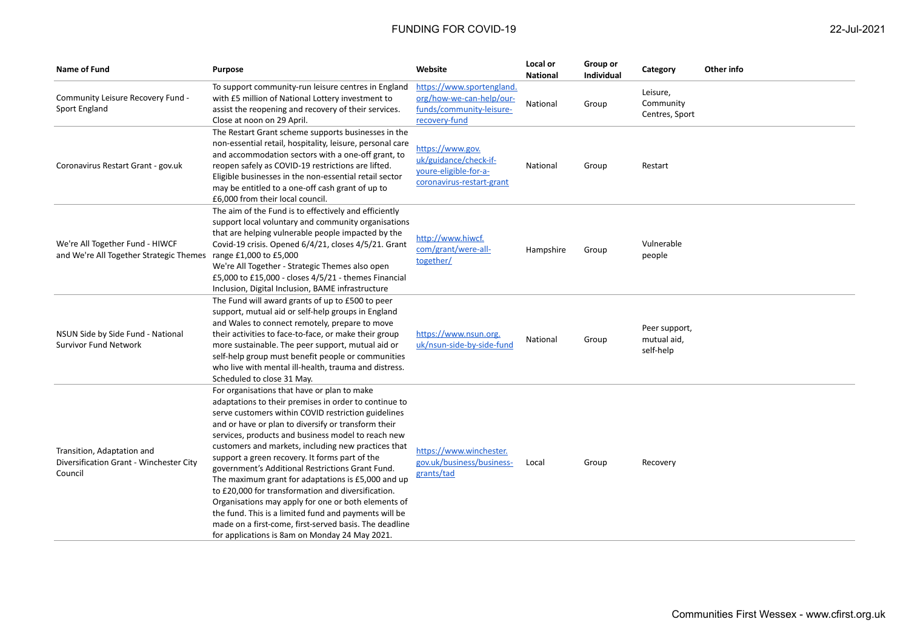# FUNDING FOR COVID-19

22-Jul-2021

| Name of Fund | Purpose | Website | Local or National | Group or Individual | Category | Other info |
|---|---|---|---|---|---|---|
| Community Leisure Recovery Fund - Sport England | To support community-run leisure centres in England with £5 million of National Lottery investment to assist the reopening and recovery of their services. Close at noon on 29 April. | https://www.sportengland.org/how-we-can-help/our-funds/community-leisure-recovery-fund | National | Group | Leisure, Community Centres, Sport | |
| Coronavirus Restart Grant - gov.uk | The Restart Grant scheme supports businesses in the non-essential retail, hospitality, leisure, personal care and accommodation sectors with a one-off grant, to reopen safely as COVID-19 restrictions are lifted. Eligible businesses in the non-essential retail sector may be entitled to a one-off cash grant of up to £6,000 from their local council. | https://www.gov.uk/guidance/check-if-youre-eligible-for-a-coronavirus-restart-grant | National | Group | Restart | |
| We're All Together Fund - HIWCF and We're All Together Strategic Themes | The aim of the Fund is to effectively and efficiently support local voluntary and community organisations that are helping vulnerable people impacted by the Covid-19 crisis. Opened 6/4/21, closes 4/5/21. Grant range £1,000 to £5,000 We're All Together - Strategic Themes also open £5,000 to £15,000 - closes 4/5/21 - themes Financial Inclusion, Digital Inclusion, BAME infrastructure | http://www.hiwcf.com/grant/were-all-together/ | Hampshire | Group | Vulnerable people | |
| NSUN Side by Side Fund - National Survivor Fund Network | The Fund will award grants of up to £500 to peer support, mutual aid or self-help groups in England and Wales to connect remotely, prepare to move their activities to face-to-face, or make their group more sustainable. The peer support, mutual aid or self-help group must benefit people or communities who live with mental ill-health, trauma and distress. Scheduled to close 31 May. | https://www.nsun.org.uk/nsun-side-by-side-fund | National | Group | Peer support, mutual aid, self-help | |
| Transition, Adaptation and Diversification Grant - Winchester City Council | For organisations that have or plan to make adaptations to their premises in order to continue to serve customers within COVID restriction guidelines and or have or plan to diversify or transform their services, products and business model to reach new customers and markets, including new practices that support a green recovery. It forms part of the government's Additional Restrictions Grant Fund. The maximum grant for adaptations is £5,000 and up to £20,000 for transformation and diversification. Organisations may apply for one or both elements of the fund. This is a limited fund and payments will be made on a first-come, first-served basis. The deadline for applications is 8am on Monday 24 May 2021. | https://www.winchester.gov.uk/business/business-grants/tad | Local | Group | Recovery | |

Communities First Wessex - www.cfirst.org.uk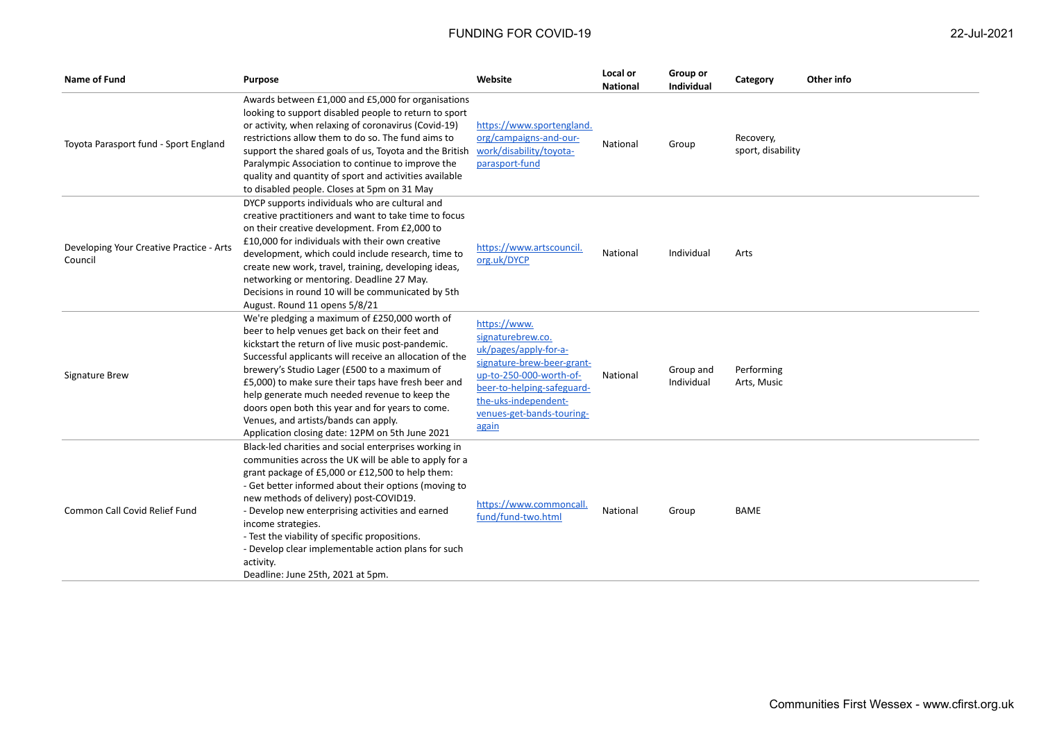| Name of Fund | Purpose | Website | Local or National | Group or Individual | Category | Other info |
|---|---|---|---|---|---|---|
| Toyota Parasport fund - Sport England | Awards between £1,000 and £5,000 for organisations looking to support disabled people to return to sport or activity, when relaxing of coronavirus (Covid-19) restrictions allow them to do so. The fund aims to support the shared goals of us, Toyota and the British Paralympic Association to continue to improve the quality and quantity of sport and activities available to disabled people. Closes at 5pm on 31 May | https://www.sportengland.org/campaigns-and-our-work/disability/toyota-parasport-fund | National | Group | Recovery, sport, disability | |
| Developing Your Creative Practice - Arts Council | DYCP supports individuals who are cultural and creative practitioners and want to take time to focus on their creative development. From £2,000 to £10,000 for individuals with their own creative development, which could include research, time to create new work, travel, training, developing ideas, networking or mentoring. Deadline 27 May. Decisions in round 10 will be communicated by 5th August. Round 11 opens 5/8/21 | https://www.artscouncil.org.uk/DYCP | National | Individual | Arts | |
| Signature Brew | We're pledging a maximum of £250,000 worth of beer to help venues get back on their feet and kickstart the return of live music post-pandemic. Successful applicants will receive an allocation of the brewery's Studio Lager (£500 to a maximum of £5,000) to make sure their taps have fresh beer and help generate much needed revenue to keep the doors open both this year and for years to come. Venues, and artists/bands can apply. Application closing date: 12PM on 5th June 2021 | https://www.signaturebrew.co.uk/pages/apply-for-a-signature-brew-beer-grant-up-to-250-000-worth-of-beer-to-helping-safeguard-the-uks-independent-venues-get-bands-touring-again | National | Group and Individual | Performing Arts, Music | |
| Common Call Covid Relief Fund | Black-led charities and social enterprises working in communities across the UK will be able to apply for a grant package of £5,000 or £12,500 to help them:<br>- Get better informed about their options (moving to new methods of delivery) post-COVID19.<br>- Develop new enterprising activities and earned income strategies.<br>- Test the viability of specific propositions.<br>- Develop clear implementable action plans for such activity.<br>Deadline: June 25th, 2021 at 5pm. | https://www.commoncall.fund/fund-two.html | National | Group | BAME | |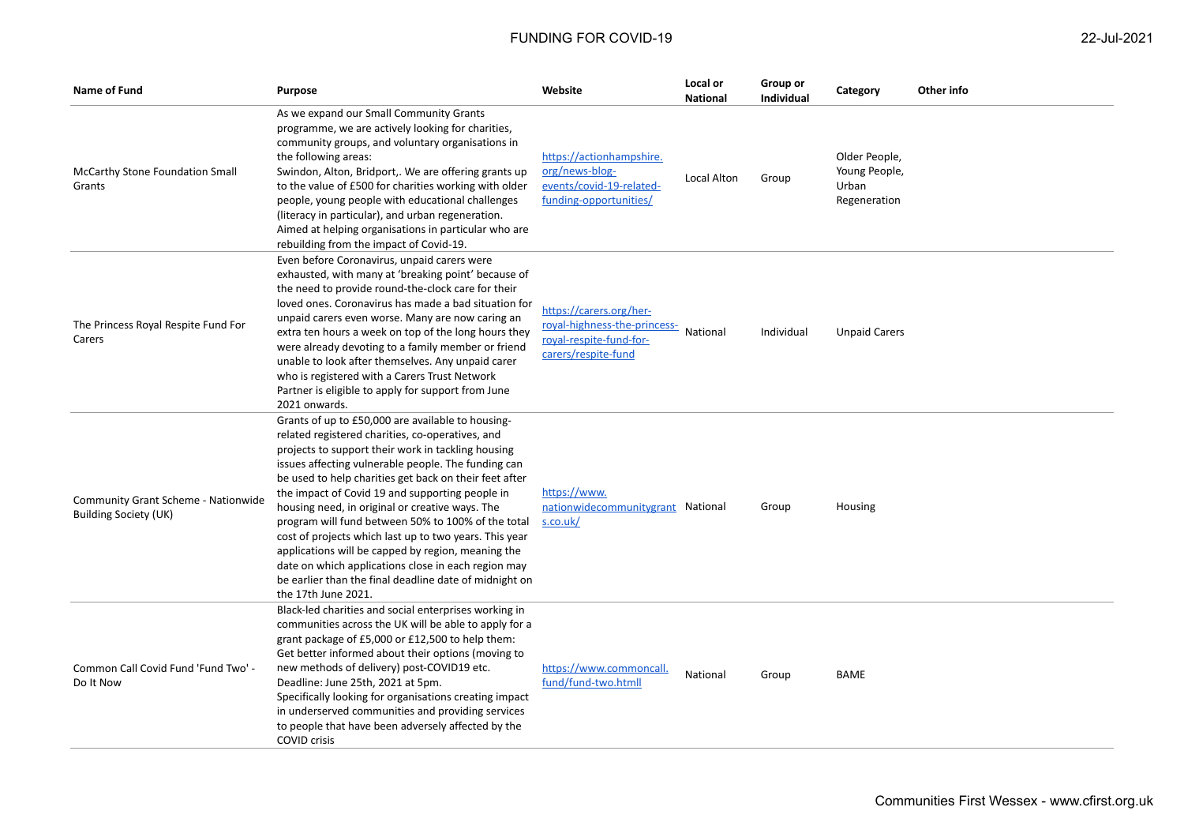| Name of Fund | Purpose | Website | Local or National | Group or Individual | Category | Other info |
|---|---|---|---|---|---|---|
| McCarthy Stone Foundation Small Grants | As we expand our Small Community Grants programme, we are actively looking for charities, community groups, and voluntary organisations in the following areas: Swindon, Alton, Bridport,. We are offering grants up to the value of £500 for charities working with older people, young people with educational challenges (literacy in particular), and urban regeneration. Aimed at helping organisations in particular who are rebuilding from the impact of Covid-19. | https://actionhampshire.org/news-blog-events/covid-19-related-funding-opportunities/ | Local Alton | Group | Older People, Young People, Urban Regeneration | |
| The Princess Royal Respite Fund For Carers | Even before Coronavirus, unpaid carers were exhausted, with many at 'breaking point' because of the need to provide round-the-clock care for their loved ones. Coronavirus has made a bad situation for unpaid carers even worse. Many are now caring an extra ten hours a week on top of the long hours they were already devoting to a family member or friend unable to look after themselves. Any unpaid carer who is registered with a Carers Trust Network Partner is eligible to apply for support from June 2021 onwards. | https://carers.org/her-royal-highness-the-princess-royal-respite-fund-for-carers/respite-fund | National | Individual | Unpaid Carers | |
| Community Grant Scheme - Nationwide Building Society (UK) | Grants of up to £50,000 are available to housing-related registered charities, co-operatives, and projects to support their work in tackling housing issues affecting vulnerable people. The funding can be used to help charities get back on their feet after the impact of Covid 19 and supporting people in housing need, in original or creative ways. The program will fund between 50% to 100% of the total cost of projects which last up to two years. This year applications will be capped by region, meaning the date on which applications close in each region may be earlier than the final deadline date of midnight on the 17th June 2021. | https://www.nationwidecommunitygrants.co.uk/ | National | Group | Housing | |
| Common Call Covid Fund 'Fund Two' - Do It Now | Black-led charities and social enterprises working in communities across the UK will be able to apply for a grant package of £5,000 or £12,500 to help them: Get better informed about their options (moving to new methods of delivery) post-COVID19 etc. Deadline: June 25th, 2021 at 5pm. Specifically looking for organisations creating impact in underserved communities and providing services to people that have been adversely affected by the COVID crisis | https://www.commoncall.fund/fund-two.htmll | National | Group | BAME | |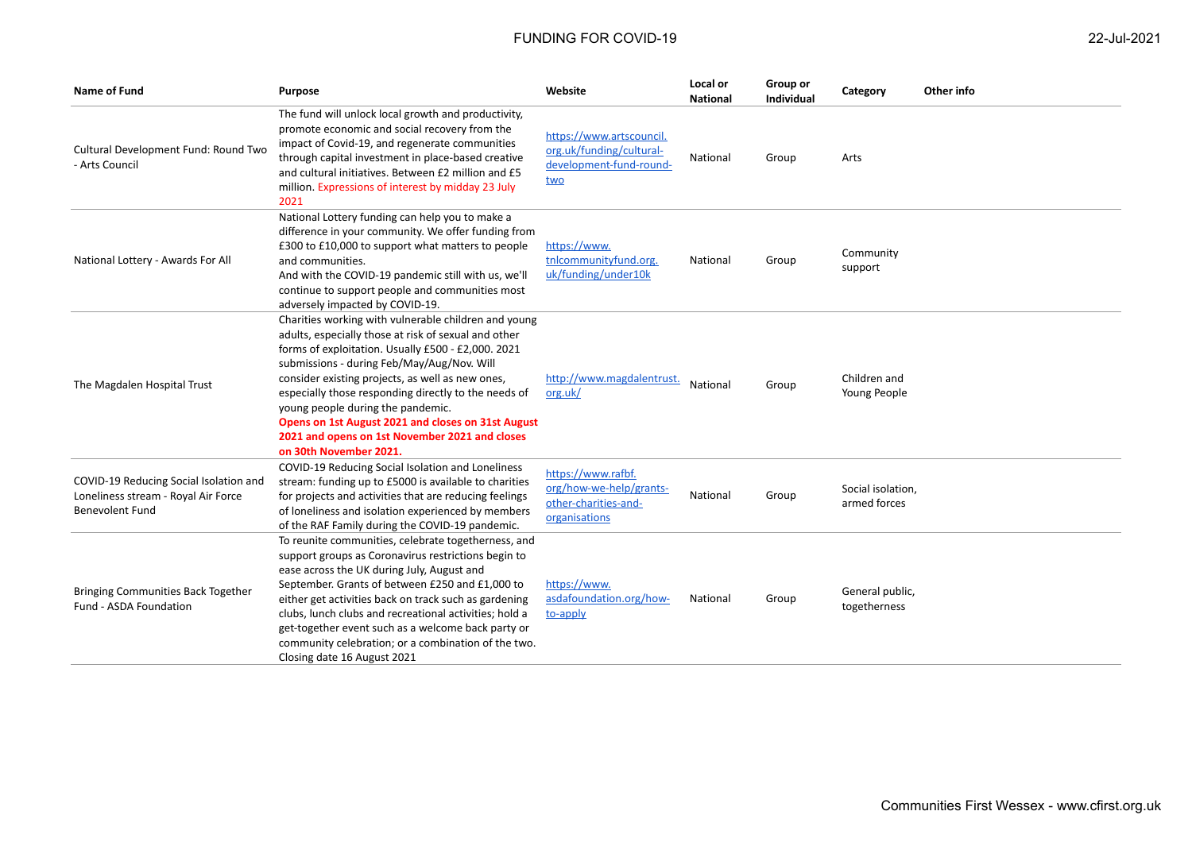| Name of Fund | Purpose | Website | Local or National | Group or Individual | Category | Other info |
|---|---|---|---|---|---|---|
| Cultural Development Fund: Round Two - Arts Council | The fund will unlock local growth and productivity, promote economic and social recovery from the impact of Covid-19, and regenerate communities through capital investment in place-based creative and cultural initiatives. Between £2 million and £5 million. Expressions of interest by midday 23 July 2021 | https://www.artscouncil.org.uk/funding/cultural-development-fund-round-two | National | Group | Arts | |
| National Lottery - Awards For All | National Lottery funding can help you to make a difference in your community. We offer funding from £300 to £10,000 to support what matters to people and communities. And with the COVID-19 pandemic still with us, we'll continue to support people and communities most adversely impacted by COVID-19. | https://www.tnlcommunityfund.org.uk/funding/under10k | National | Group | Community support | |
| The Magdalen Hospital Trust | Charities working with vulnerable children and young adults, especially those at risk of sexual and other forms of exploitation. Usually £500 - £2,000. 2021 submissions - during Feb/May/Aug/Nov. Will consider existing projects, as well as new ones, especially those responding directly to the needs of young people during the pandemic. **Opens on 1st August 2021 and closes on 31st August 2021 and opens on 1st November 2021 and closes on 30th November 2021.** | http://www.magdalentrust.org.uk/ | National | Group | Children and Young People | |
| COVID-19 Reducing Social Isolation and Loneliness stream - Royal Air Force Benevolent Fund | COVID-19 Reducing Social Isolation and Loneliness stream: funding up to £5000 is available to charities for projects and activities that are reducing feelings of loneliness and isolation experienced by members of the RAF Family during the COVID-19 pandemic. | https://www.rafbf.org/how-we-help/grants-other-charities-and-organisations | National | Group | Social isolation, armed forces | |
| Bringing Communities Back Together Fund - ASDA Foundation | To reunite communities, celebrate togetherness, and support groups as Coronavirus restrictions begin to ease across the UK during July, August and September. Grants of between £250 and £1,000 to either get activities back on track such as gardening clubs, lunch clubs and recreational activities; hold a get-together event such as a welcome back party or community celebration; or a combination of the two. Closing date 16 August 2021 | https://www.asdafoundation.org/how-to-apply | National | Group | General public, togetherness | |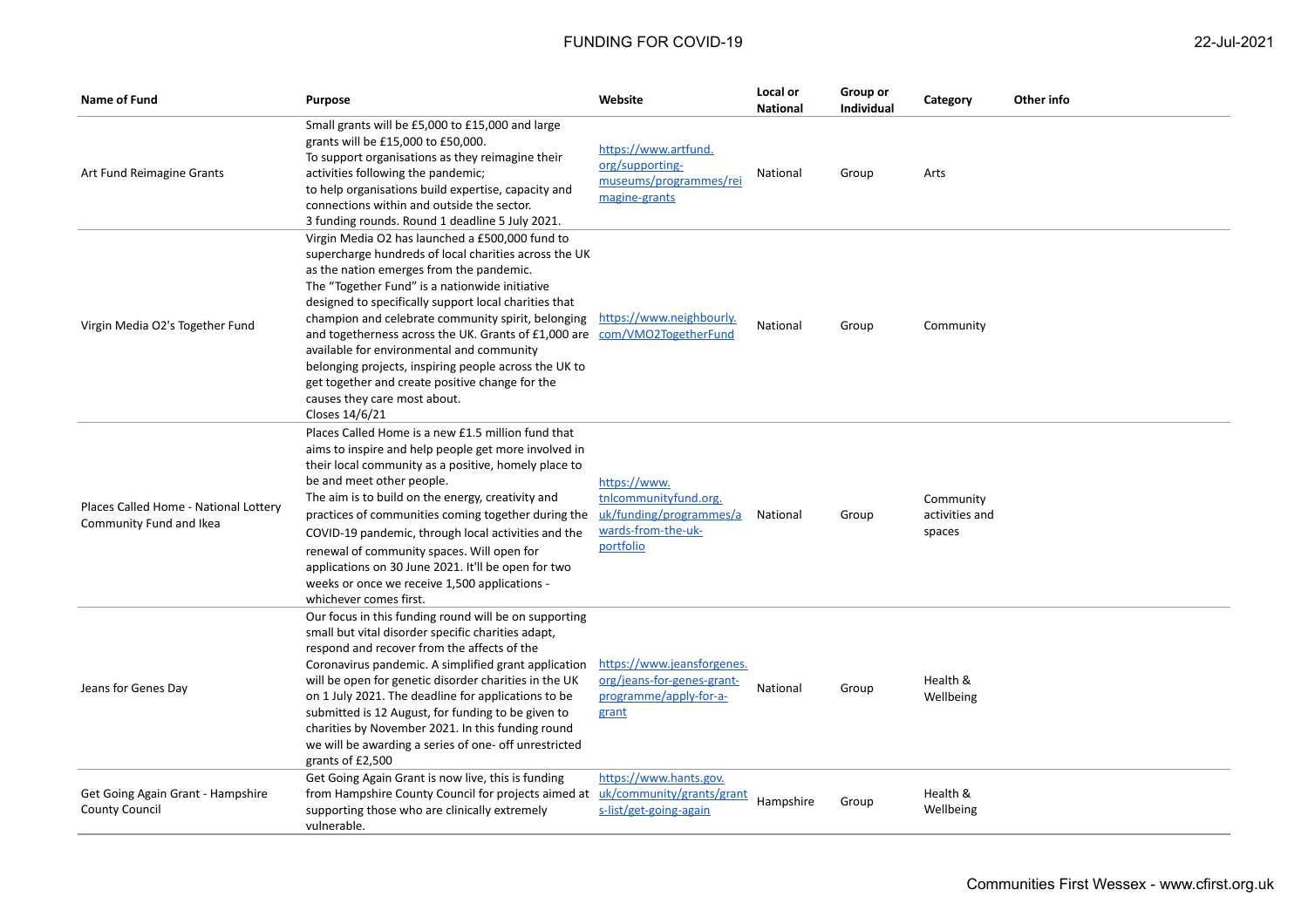| Name of Fund | Purpose | Website | Local or National | Group or Individual | Category | Other info |
|---|---|---|---|---|---|---|
| Art Fund Reimagine Grants | Small grants will be £5,000 to £15,000 and large grants will be £15,000 to £50,000. To support organisations as they reimagine their activities following the pandemic; to help organisations build expertise, capacity and connections within and outside the sector. 3 funding rounds. Round 1 deadline 5 July 2021. | https://www.artfund.org/supporting-museums/programmes/reimagine-grants | National | Group | Arts | |
| Virgin Media O2's Together Fund | Virgin Media O2 has launched a £500,000 fund to supercharge hundreds of local charities across the UK as the nation emerges from the pandemic. The "Together Fund" is a nationwide initiative designed to specifically support local charities that champion and celebrate community spirit, belonging and togetherness across the UK. Grants of £1,000 are available for environmental and community belonging projects, inspiring people across the UK to get together and create positive change for the causes they care most about. Closes 14/6/21 | https://www.neighbourly.com/VMO2TogetherFund | National | Group | Community | |
| Places Called Home - National Lottery Community Fund and Ikea | Places Called Home is a new £1.5 million fund that aims to inspire and help people get more involved in their local community as a positive, homely place to be and meet other people. The aim is to build on the energy, creativity and practices of communities coming together during the COVID-19 pandemic, through local activities and the renewal of community spaces. Will open for applications on 30 June 2021. It'll be open for two weeks or once we receive 1,500 applications - whichever comes first. | https://www.tnlcommunityfund.org.uk/funding/programmes/awards-from-the-uk-portfolio | National | Group | Community activities and spaces | |
| Jeans for Genes Day | Our focus in this funding round will be on supporting small but vital disorder specific charities adapt, respond and recover from the affects of the Coronavirus pandemic. A simplified grant application will be open for genetic disorder charities in the UK on 1 July 2021. The deadline for applications to be submitted is 12 August, for funding to be given to charities by November 2021. In this funding round we will be awarding a series of one- off unrestricted grants of £2,500 | https://www.jeansforgenes.org/jeans-for-genes-grant-programme/apply-for-a-grant | National | Group | Health & Wellbeing | |
| Get Going Again Grant - Hampshire County Council | Get Going Again Grant is now live, this is funding from Hampshire County Council for projects aimed at supporting those who are clinically extremely vulnerable. | https://www.hants.gov.uk/community/grants/grants-list/get-going-again | Hampshire | Group | Health & Wellbeing | |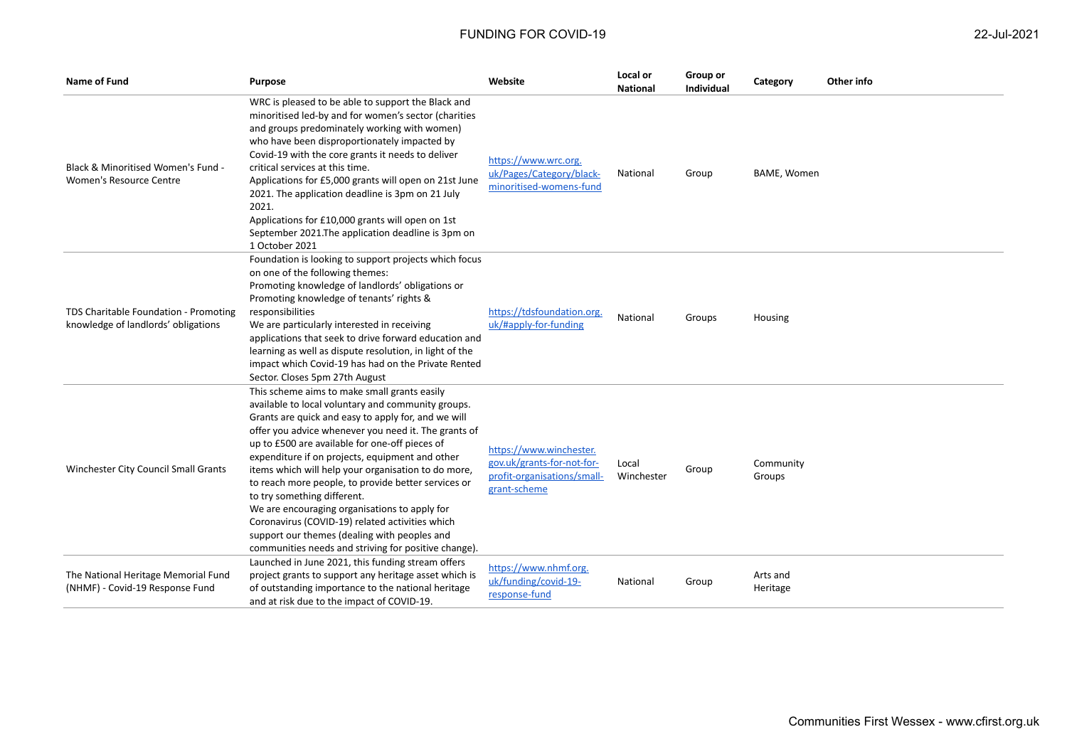| Name of Fund | Purpose | Website | Local or National | Group or Individual | Category | Other info |
|---|---|---|---|---|---|---|
| Black & Minoritised Women's Fund - Women's Resource Centre | WRC is pleased to be able to support the Black and minoritised led-by and for women's sector (charities and groups predominately working with women) who have been disproportionately impacted by Covid-19 with the core grants it needs to deliver critical services at this time.<br>Applications for £5,000 grants will open on 21st June 2021. The application deadline is 3pm on 21 July 2021.<br>Applications for £10,000 grants will open on 1st September 2021.The application deadline is 3pm on 1 October 2021 | https://www.wrc.org.uk/Pages/Category/black-minoritised-womens-fund | National | Group | BAME, Women | |
| TDS Charitable Foundation - Promoting knowledge of landlords' obligations | Foundation is looking to support projects which focus on one of the following themes:<br>Promoting knowledge of landlords' obligations or<br>Promoting knowledge of tenants' rights & responsibilities<br>We are particularly interested in receiving applications that seek to drive forward education and learning as well as dispute resolution, in light of the impact which Covid-19 has had on the Private Rented Sector. Closes 5pm 27th August | https://tdsfoundation.org.uk/#apply-for-funding | National | Groups | Housing | |
| Winchester City Council Small Grants | This scheme aims to make small grants easily available to local voluntary and community groups. Grants are quick and easy to apply for, and we will offer you advice whenever you need it. The grants of up to £500 are available for one-off pieces of expenditure if on projects, equipment and other items which will help your organisation to do more, to reach more people, to provide better services or to try something different.<br>We are encouraging organisations to apply for Coronavirus (COVID-19) related activities which support our themes (dealing with peoples and communities needs and striving for positive change). | https://www.winchester.gov.uk/grants-for-not-for-profit-organisations/small-grant-scheme | Local Winchester | Group | Community Groups | |
| The National Heritage Memorial Fund (NHMF) - Covid-19 Response Fund | Launched in June 2021, this funding stream offers project grants to support any heritage asset which is of outstanding importance to the national heritage and at risk due to the impact of COVID-19. | https://www.nhmf.org.uk/funding/covid-19-response-fund | National | Group | Arts and Heritage | |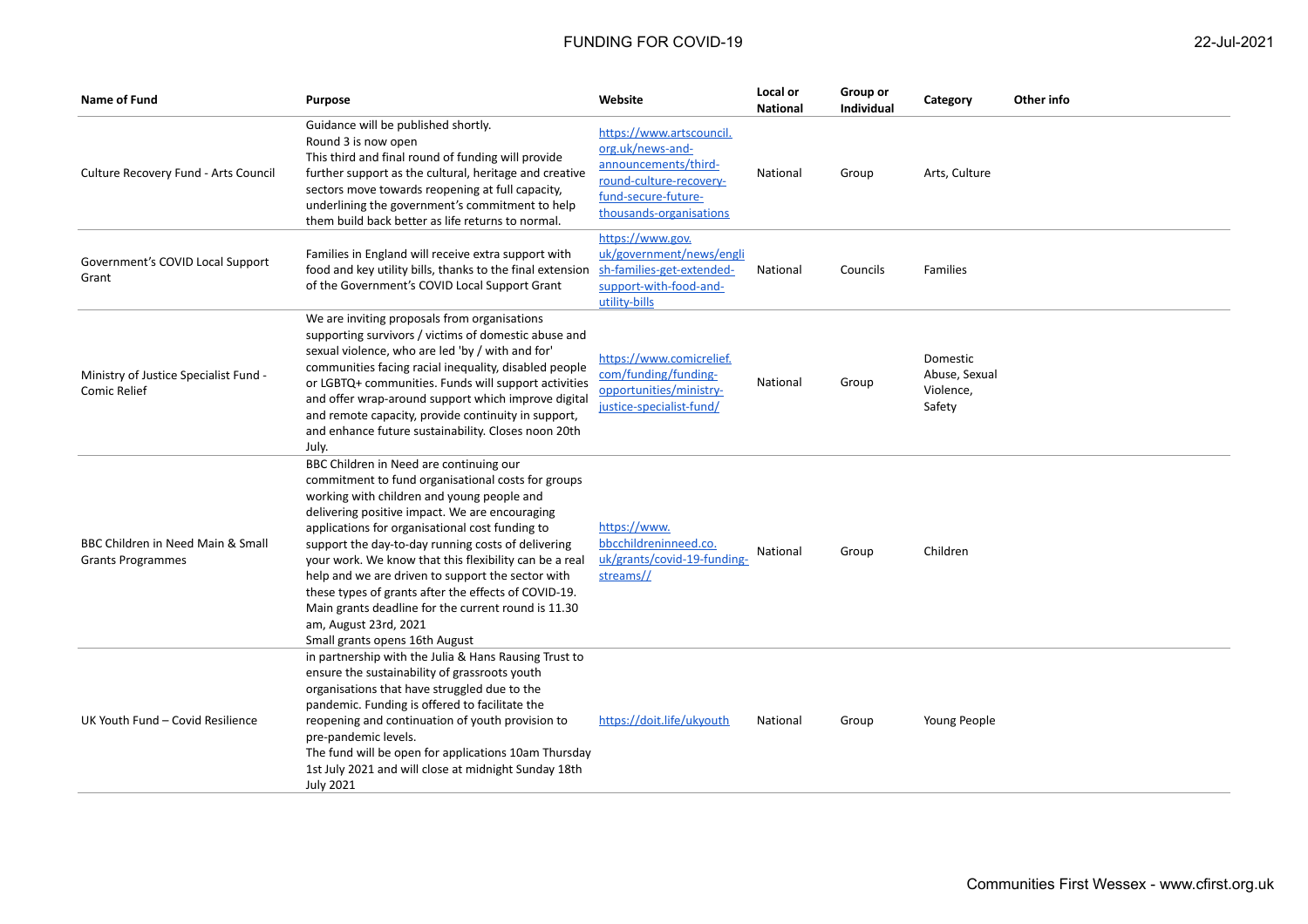| Name of Fund | Purpose | Website | Local or National | Group or Individual | Category | Other info |
|---|---|---|---|---|---|---|
| Culture Recovery Fund - Arts Council | Guidance will be published shortly. Round 3 is now open This third and final round of funding will provide further support as the cultural, heritage and creative sectors move towards reopening at full capacity, underlining the government's commitment to help them build back better as life returns to normal. | https://www.artscouncil.org.uk/news-and-announcements/third-round-culture-recovery-fund-secure-future-thousands-organisations | National | Group | Arts, Culture | |
| Government's COVID Local Support Grant | Families in England will receive extra support with food and key utility bills, thanks to the final extension of the Government's COVID Local Support Grant | https://www.gov.uk/government/news/english-families-get-extended-support-with-food-and-utility-bills | National | Councils | Families | |
| Ministry of Justice Specialist Fund - Comic Relief | We are inviting proposals from organisations supporting survivors / victims of domestic abuse and sexual violence, who are led 'by / with and for' communities facing racial inequality, disabled people or LGBTQ+ communities. Funds will support activities and offer wrap-around support which improve digital and remote capacity, provide continuity in support, and enhance future sustainability. Closes noon 20th July. | https://www.comicrelief.com/funding/funding-opportunities/ministry-justice-specialist-fund/ | National | Group | Domestic Abuse, Sexual Violence, Safety | |
| BBC Children in Need Main & Small Grants Programmes | BBC Children in Need are continuing our commitment to fund organisational costs for groups working with children and young people and delivering positive impact. We are encouraging applications for organisational cost funding to support the day-to-day running costs of delivering your work. We know that this flexibility can be a real help and we are driven to support the sector with these types of grants after the effects of COVID-19. Main grants deadline for the current round is 11.30 am, August 23rd, 2021 Small grants opens 16th August | https://www.bbcchildreninneed.co.uk/grants/covid-19-funding-streams// | National | Group | Children | |
| UK Youth Fund – Covid Resilience | in partnership with the Julia & Hans Rausing Trust to ensure the sustainability of grassroots youth organisations that have struggled due to the pandemic. Funding is offered to facilitate the reopening and continuation of youth provision to pre-pandemic levels. The fund will be open for applications 10am Thursday 1st July 2021 and will close at midnight Sunday 18th July 2021 | https://doit.life/ukyouth | National | Group | Young People | |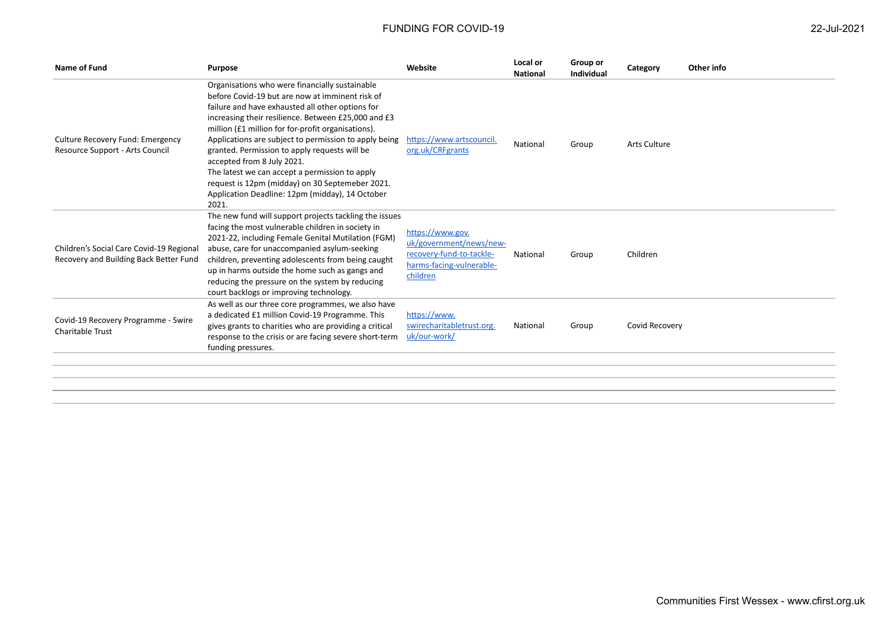| Name of Fund | Purpose | Website | Local or National | Group or Individual | Category | Other info |
|---|---|---|---|---|---|---|
| Culture Recovery Fund: Emergency Resource Support - Arts Council | Organisations who were financially sustainable before Covid-19 but are now at imminent risk of failure and have exhausted all other options for increasing their resilience. Between £25,000 and £3 million (£1 million for for-profit organisations). Applications are subject to permission to apply being granted. Permission to apply requests will be accepted from 8 July 2021. The latest we can accept a permission to apply request is 12pm (midday) on 30 Septemeber 2021. Application Deadline: 12pm (midday), 14 October 2021. | https://www.artscouncil.org.uk/CRFgrants | National | Group | Arts Culture | |
| Children's Social Care Covid-19 Regional Recovery and Building Back Better Fund | The new fund will support projects tackling the issues facing the most vulnerable children in society in 2021-22, including Female Genital Mutilation (FGM) abuse, care for unaccompanied asylum-seeking children, preventing adolescents from being caught up in harms outside the home such as gangs and reducing the pressure on the system by reducing court backlogs or improving technology. | https://www.gov.uk/government/news/new-recovery-fund-to-tackle-harms-facing-vulnerable-children | National | Group | Children | |
| Covid-19 Recovery Programme - Swire Charitable Trust | As well as our three core programmes, we also have a dedicated £1 million Covid-19 Programme. This gives grants to charities who are providing a critical response to the crisis or are facing severe short-term funding pressures. | https://www.swirecharitabletrust.org.uk/our-work/ | National | Group | Covid Recovery | |